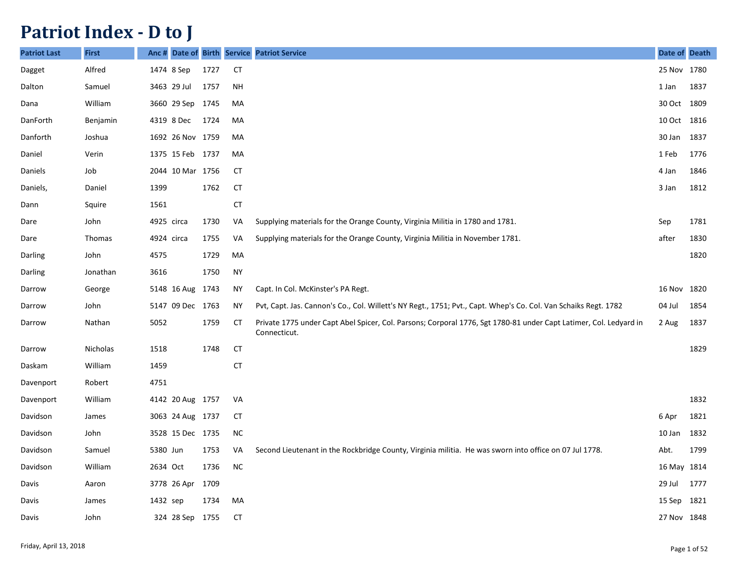# Patriot Index - D to J

| Patriot Last | First | Anc # | Date of | Birth | Service | Patriot Service | Date of | Death |
|---|---|---|---|---|---|---|---|---|
| Dagget | Alfred | 1474 | 8 Sep | 1727 | CT | | 25 Nov | 1780 |
| Dalton | Samuel | 3463 | 29 Jul | 1757 | NH | | 1 Jan | 1837 |
| Dana | William | 3660 | 29 Sep | 1745 | MA | | 30 Oct | 1809 |
| DanForth | Benjamin | 4319 | 8 Dec | 1724 | MA | | 10 Oct | 1816 |
| Danforth | Joshua | 1692 | 26 Nov | 1759 | MA | | 30 Jan | 1837 |
| Daniel | Verin | 1375 | 15 Feb | 1737 | MA | | 1 Feb | 1776 |
| Daniels | Job | 2044 | 10 Mar | 1756 | CT | | 4 Jan | 1846 |
| Daniels, | Daniel | 1399 | | 1762 | CT | | 3 Jan | 1812 |
| Dann | Squire | 1561 | | | CT | | | |
| Dare | John | 4925 | circa | 1730 | VA | Supplying materials for the Orange County, Virginia Militia in 1780 and 1781. | Sep | 1781 |
| Dare | Thomas | 4924 | circa | 1755 | VA | Supplying materials for the Orange County, Virginia Militia in November 1781. | after | 1830 |
| Darling | John | 4575 | | 1729 | MA | | | 1820 |
| Darling | Jonathan | 3616 | | 1750 | NY | | | |
| Darrow | George | 5148 | 16 Aug | 1743 | NY | Capt. In Col. McKinster's PA Regt. | 16 Nov | 1820 |
| Darrow | John | 5147 | 09 Dec | 1763 | NY | Pvt, Capt. Jas. Cannon's Co., Col. Willett's NY Regt., 1751; Pvt., Capt. Whep's Co. Col. Van Schaiks Regt. 1782 | 04 Jul | 1854 |
| Darrow | Nathan | 5052 | | 1759 | CT | Private 1775 under Capt Abel Spicer, Col. Parsons; Corporal 1776, Sgt 1780-81 under Capt Latimer, Col. Ledyard in Connecticut. | 2 Aug | 1837 |
| Darrow | Nicholas | 1518 | | 1748 | CT | | | 1829 |
| Daskam | William | 1459 | | | CT | | | |
| Davenport | Robert | 4751 | | | | | | |
| Davenport | William | 4142 | 20 Aug | 1757 | VA | | | 1832 |
| Davidson | James | 3063 | 24 Aug | 1737 | CT | | 6 Apr | 1821 |
| Davidson | John | 3528 | 15 Dec | 1735 | NC | | 10 Jan | 1832 |
| Davidson | Samuel | 5380 | Jun | 1753 | VA | Second Lieutenant in the Rockbridge County, Virginia militia. He was sworn into office on 07 Jul 1778. | Abt. | 1799 |
| Davidson | William | 2634 | Oct | 1736 | NC | | 16 May | 1814 |
| Davis | Aaron | 3778 | 26 Apr | 1709 | | | 29 Jul | 1777 |
| Davis | James | 1432 | sep | 1734 | MA | | 15 Sep | 1821 |
| Davis | John | 324 | 28 Sep | 1755 | CT | | 27 Nov | 1848 |

Friday, April 13, 2018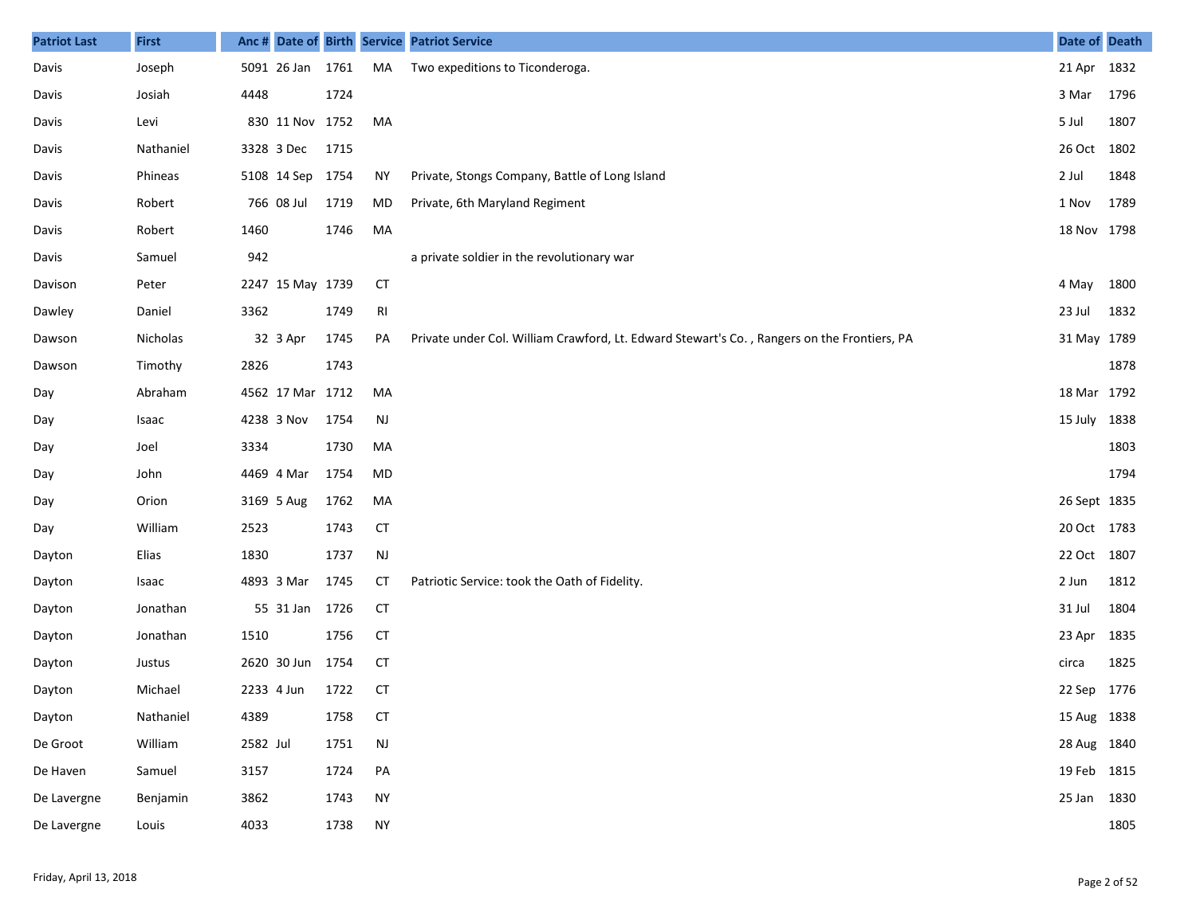| Patriot Last | First | Anc # | Date of | Birth | Service | Patriot Service | Date of | Death |
|---|---|---|---|---|---|---|---|---|
| Davis | Joseph | 5091 | 26 Jan | 1761 | MA | Two expeditions to Ticonderoga. | 21 Apr | 1832 |
| Davis | Josiah | 4448 | | 1724 | | | 3 Mar | 1796 |
| Davis | Levi | 830 | 11 Nov | 1752 | MA | | 5 Jul | 1807 |
| Davis | Nathaniel | 3328 | 3 Dec | 1715 | | | 26 Oct | 1802 |
| Davis | Phineas | 5108 | 14 Sep | 1754 | NY | Private, Stongs Company, Battle of Long Island | 2 Jul | 1848 |
| Davis | Robert | 766 | 08 Jul | 1719 | MD | Private, 6th Maryland Regiment | 1 Nov | 1789 |
| Davis | Robert | 1460 | | 1746 | MA | | 18 Nov | 1798 |
| Davis | Samuel | 942 | | | | a private soldier in the revolutionary war | | |
| Davison | Peter | 2247 | 15 May | 1739 | CT | | 4 May | 1800 |
| Dawley | Daniel | 3362 | | 1749 | RI | | 23 Jul | 1832 |
| Dawson | Nicholas | 32 | 3 Apr | 1745 | PA | Private under Col. William Crawford, Lt. Edward Stewart's Co. , Rangers on the Frontiers, PA | 31 May | 1789 |
| Dawson | Timothy | 2826 | | 1743 | | | | 1878 |
| Day | Abraham | 4562 | 17 Mar | 1712 | MA | | 18 Mar | 1792 |
| Day | Isaac | 4238 | 3 Nov | 1754 | NJ | | 15 July | 1838 |
| Day | Joel | 3334 | | 1730 | MA | | | 1803 |
| Day | John | 4469 | 4 Mar | 1754 | MD | | | 1794 |
| Day | Orion | 3169 | 5 Aug | 1762 | MA | | 26 Sept | 1835 |
| Day | William | 2523 | | 1743 | CT | | 20 Oct | 1783 |
| Dayton | Elias | 1830 | | 1737 | NJ | | 22 Oct | 1807 |
| Dayton | Isaac | 4893 | 3 Mar | 1745 | CT | Patriotic Service: took the Oath of Fidelity. | 2 Jun | 1812 |
| Dayton | Jonathan | 55 | 31 Jan | 1726 | CT | | 31 Jul | 1804 |
| Dayton | Jonathan | 1510 | | 1756 | CT | | 23 Apr | 1835 |
| Dayton | Justus | 2620 | 30 Jun | 1754 | CT | | circa | 1825 |
| Dayton | Michael | 2233 | 4 Jun | 1722 | CT | | 22 Sep | 1776 |
| Dayton | Nathaniel | 4389 | | 1758 | CT | | 15 Aug | 1838 |
| De Groot | William | 2582 | Jul | 1751 | NJ | | 28 Aug | 1840 |
| De Haven | Samuel | 3157 | | 1724 | PA | | 19 Feb | 1815 |
| De Lavergne | Benjamin | 3862 | | 1743 | NY | | 25 Jan | 1830 |
| De Lavergne | Louis | 4033 | | 1738 | NY | | | 1805 |

Friday, April 13, 2018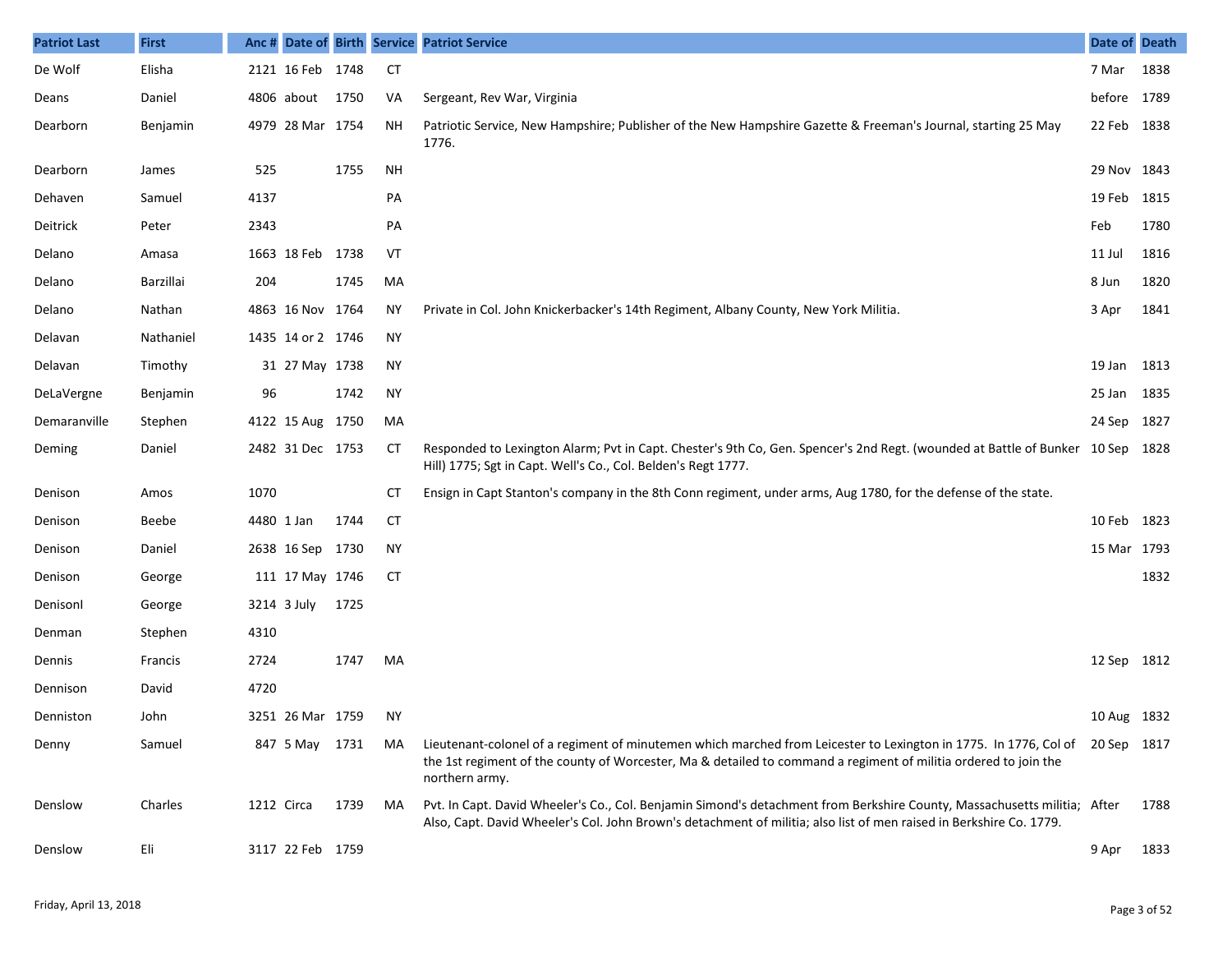| Patriot Last | First | Anc # | Date of | Birth | Service | Patriot Service | Date of | Death |
|---|---|---|---|---|---|---|---|---|
| De Wolf | Elisha | 2121 | 16 Feb | 1748 | CT | | 7 Mar | 1838 |
| Deans | Daniel | 4806 | about | 1750 | VA | Sergeant, Rev War, Virginia | before | 1789 |
| Dearborn | Benjamin | 4979 | 28 Mar | 1754 | NH | Patriotic Service, New Hampshire; Publisher of the New Hampshire Gazette & Freeman's Journal, starting 25 May 1776. | 22 Feb | 1838 |
| Dearborn | James | 525 | | 1755 | NH | | 29 Nov | 1843 |
| Dehaven | Samuel | 4137 | | | PA | | 19 Feb | 1815 |
| Deitrick | Peter | 2343 | | | PA | | Feb | 1780 |
| Delano | Amasa | 1663 | 18 Feb | 1738 | VT | | 11 Jul | 1816 |
| Delano | Barzillai | 204 | | 1745 | MA | | 8 Jun | 1820 |
| Delano | Nathan | 4863 | 16 Nov | 1764 | NY | Private in Col. John Knickerbacker's 14th Regiment, Albany County, New York Militia. | 3 Apr | 1841 |
| Delavan | Nathaniel | 1435 | 14 or 2 | 1746 | NY | | | |
| Delavan | Timothy | 31 | 27 May | 1738 | NY | | 19 Jan | 1813 |
| DeLaVergne | Benjamin | 96 | | 1742 | NY | | 25 Jan | 1835 |
| Demaranville | Stephen | 4122 | 15 Aug | 1750 | MA | | 24 Sep | 1827 |
| Deming | Daniel | 2482 | 31 Dec | 1753 | CT | Responded to Lexington Alarm; Pvt in Capt. Chester's 9th Co, Gen. Spencer's 2nd Regt. (wounded at Battle of Bunker Hill) 1775; Sgt in Capt. Well's Co., Col. Belden's Regt 1777. | 10 Sep | 1828 |
| Denison | Amos | 1070 | | | CT | Ensign in Capt Stanton's company in the 8th Conn regiment, under arms, Aug 1780, for the defense of the state. | | |
| Denison | Beebe | 4480 | 1 Jan | 1744 | CT | | 10 Feb | 1823 |
| Denison | Daniel | 2638 | 16 Sep | 1730 | NY | | 15 Mar | 1793 |
| Denison | George | 111 | 17 May | 1746 | CT | | | 1832 |
| Denisonl | George | 3214 | 3 July | 1725 | | | | |
| Denman | Stephen | 4310 | | | | | | |
| Dennis | Francis | 2724 | | 1747 | MA | | 12 Sep | 1812 |
| Dennison | David | 4720 | | | | | | |
| Denniston | John | 3251 | 26 Mar | 1759 | NY | | 10 Aug | 1832 |
| Denny | Samuel | 847 | 5 May | 1731 | MA | Lieutenant-colonel of a regiment of minutemen which marched from Leicester to Lexington in 1775. In 1776, Col of the 1st regiment of the county of Worcester, Ma & detailed to command a regiment of militia ordered to join the northern army. | 20 Sep | 1817 |
| Denslow | Charles | 1212 | Circa | 1739 | MA | Pvt. In Capt. David Wheeler's Co., Col. Benjamin Simond's detachment from Berkshire County, Massachusetts militia; Also, Capt. David Wheeler's Col. John Brown's detachment of militia; also list of men raised in Berkshire Co. 1779. | After | 1788 |
| Denslow | Eli | 3117 | 22 Feb | 1759 | | | 9 Apr | 1833 |

Friday, April 13, 2018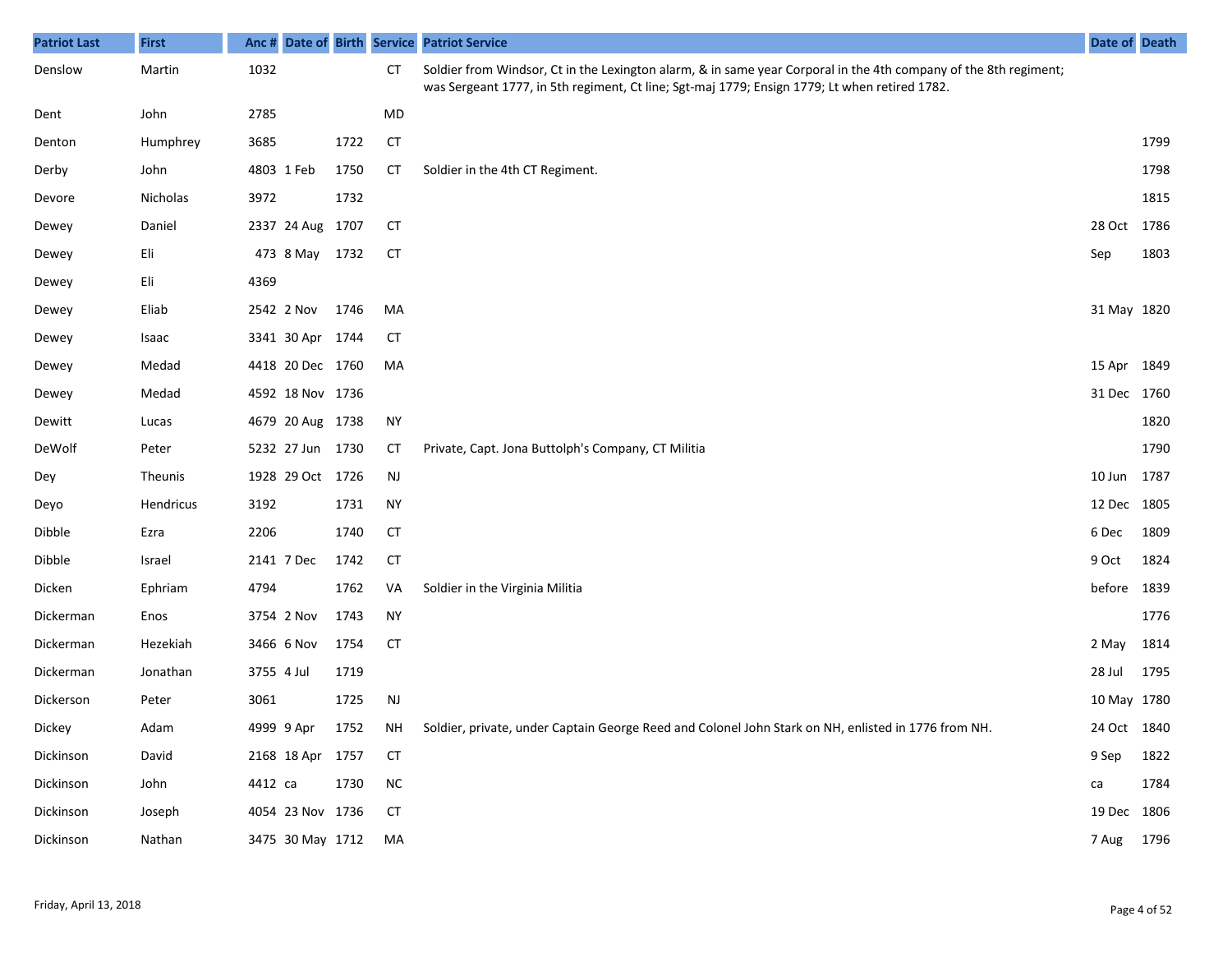| Patriot Last | First | Anc # | Date of | Birth | Service | Patriot Service | Date of | Death |
|---|---|---|---|---|---|---|---|---|
| Denslow | Martin | 1032 | | | CT | Soldier from Windsor, Ct in the Lexington alarm, & in same year Corporal in the 4th company of the 8th regiment; was Sergeant 1777, in 5th regiment, Ct line; Sgt-maj 1779; Ensign 1779; Lt when retired 1782. | | |
| Dent | John | 2785 | | | MD | | | |
| Denton | Humphrey | 3685 | | 1722 | CT | | | 1799 |
| Derby | John | 4803 | 1 Feb | 1750 | CT | Soldier in the 4th CT Regiment. | | 1798 |
| Devore | Nicholas | 3972 | | 1732 | | | | 1815 |
| Dewey | Daniel | 2337 | 24 Aug | 1707 | CT | | 28 Oct | 1786 |
| Dewey | Eli | 473 | 8 May | 1732 | CT | | Sep | 1803 |
| Dewey | Eli | 4369 | | | | | | |
| Dewey | Eliab | 2542 | 2 Nov | 1746 | MA | | 31 May | 1820 |
| Dewey | Isaac | 3341 | 30 Apr | 1744 | CT | | | |
| Dewey | Medad | 4418 | 20 Dec | 1760 | MA | | 15 Apr | 1849 |
| Dewey | Medad | 4592 | 18 Nov | 1736 | | | 31 Dec | 1760 |
| Dewitt | Lucas | 4679 | 20 Aug | 1738 | NY | | | 1820 |
| DeWolf | Peter | 5232 | 27 Jun | 1730 | CT | Private, Capt. Jona Buttolph's Company, CT Militia | | 1790 |
| Dey | Theunis | 1928 | 29 Oct | 1726 | NJ | | 10 Jun | 1787 |
| Deyo | Hendricus | 3192 | | 1731 | NY | | 12 Dec | 1805 |
| Dibble | Ezra | 2206 | | 1740 | CT | | 6 Dec | 1809 |
| Dibble | Israel | 2141 | 7 Dec | 1742 | CT | | 9 Oct | 1824 |
| Dicken | Ephriam | 4794 | | 1762 | VA | Soldier in the Virginia Militia | before | 1839 |
| Dickerman | Enos | 3754 | 2 Nov | 1743 | NY | | | 1776 |
| Dickerman | Hezekiah | 3466 | 6 Nov | 1754 | CT | | 2 May | 1814 |
| Dickerman | Jonathan | 3755 | 4 Jul | 1719 | | | 28 Jul | 1795 |
| Dickerson | Peter | 3061 | | 1725 | NJ | | 10 May | 1780 |
| Dickey | Adam | 4999 | 9 Apr | 1752 | NH | Soldier, private, under Captain George Reed and Colonel John Stark on NH, enlisted in 1776 from NH. | 24 Oct | 1840 |
| Dickinson | David | 2168 | 18 Apr | 1757 | CT | | 9 Sep | 1822 |
| Dickinson | John | 4412 | ca | 1730 | NC | | ca | 1784 |
| Dickinson | Joseph | 4054 | 23 Nov | 1736 | CT | | 19 Dec | 1806 |
| Dickinson | Nathan | 3475 | 30 May | 1712 | MA | | 7 Aug | 1796 |

Friday, April 13, 2018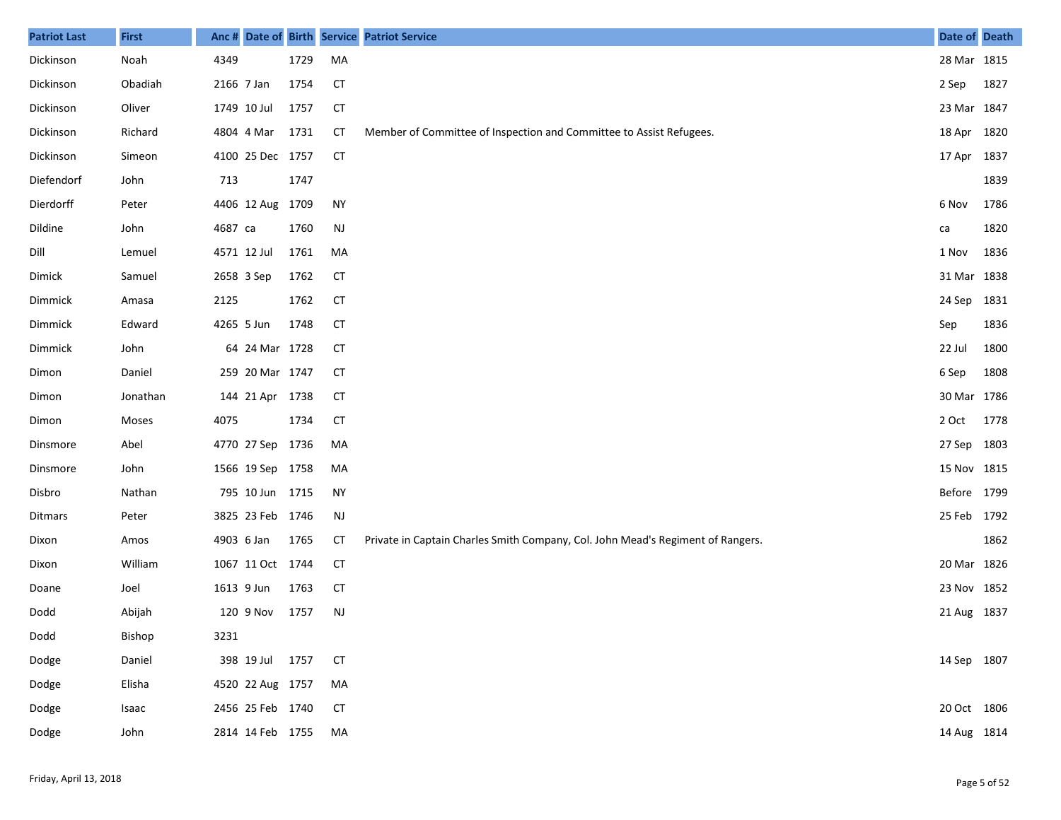| Patriot Last | First | Anc # | Date of | Birth | Service | Patriot Service | Date of | Death |
|---|---|---|---|---|---|---|---|---|
| Dickinson | Noah | 4349 | | 1729 | MA | | 28 Mar | 1815 |
| Dickinson | Obadiah | 2166 | 7 Jan | 1754 | CT | | 2 Sep | 1827 |
| Dickinson | Oliver | 1749 | 10 Jul | 1757 | CT | | 23 Mar | 1847 |
| Dickinson | Richard | 4804 | 4 Mar | 1731 | CT | Member of Committee of Inspection and Committee to Assist Refugees. | 18 Apr | 1820 |
| Dickinson | Simeon | 4100 | 25 Dec | 1757 | CT | | 17 Apr | 1837 |
| Diefendorf | John | 713 | | 1747 | | | | 1839 |
| Dierdorff | Peter | 4406 | 12 Aug | 1709 | NY | | 6 Nov | 1786 |
| Dildine | John | 4687 | ca | 1760 | NJ | | ca | 1820 |
| Dill | Lemuel | 4571 | 12 Jul | 1761 | MA | | 1 Nov | 1836 |
| Dimick | Samuel | 2658 | 3 Sep | 1762 | CT | | 31 Mar | 1838 |
| Dimmick | Amasa | 2125 | | 1762 | CT | | 24 Sep | 1831 |
| Dimmick | Edward | 4265 | 5 Jun | 1748 | CT | | Sep | 1836 |
| Dimmick | John | 64 | 24 Mar | 1728 | CT | | 22 Jul | 1800 |
| Dimon | Daniel | 259 | 20 Mar | 1747 | CT | | 6 Sep | 1808 |
| Dimon | Jonathan | 144 | 21 Apr | 1738 | CT | | 30 Mar | 1786 |
| Dimon | Moses | 4075 | | 1734 | CT | | 2 Oct | 1778 |
| Dinsmore | Abel | 4770 | 27 Sep | 1736 | MA | | 27 Sep | 1803 |
| Dinsmore | John | 1566 | 19 Sep | 1758 | MA | | 15 Nov | 1815 |
| Disbro | Nathan | 795 | 10 Jun | 1715 | NY | | Before | 1799 |
| Ditmars | Peter | 3825 | 23 Feb | 1746 | NJ | | 25 Feb | 1792 |
| Dixon | Amos | 4903 | 6 Jan | 1765 | CT | Private in Captain Charles Smith Company, Col. John Mead's Regiment of Rangers. | | 1862 |
| Dixon | William | 1067 | 11 Oct | 1744 | CT | | 20 Mar | 1826 |
| Doane | Joel | 1613 | 9 Jun | 1763 | CT | | 23 Nov | 1852 |
| Dodd | Abijah | 120 | 9 Nov | 1757 | NJ | | 21 Aug | 1837 |
| Dodd | Bishop | 3231 | | | | | | |
| Dodge | Daniel | 398 | 19 Jul | 1757 | CT | | 14 Sep | 1807 |
| Dodge | Elisha | 4520 | 22 Aug | 1757 | MA | | | |
| Dodge | Isaac | 2456 | 25 Feb | 1740 | CT | | 20 Oct | 1806 |
| Dodge | John | 2814 | 14 Feb | 1755 | MA | | 14 Aug | 1814 |

Friday, April 13, 2018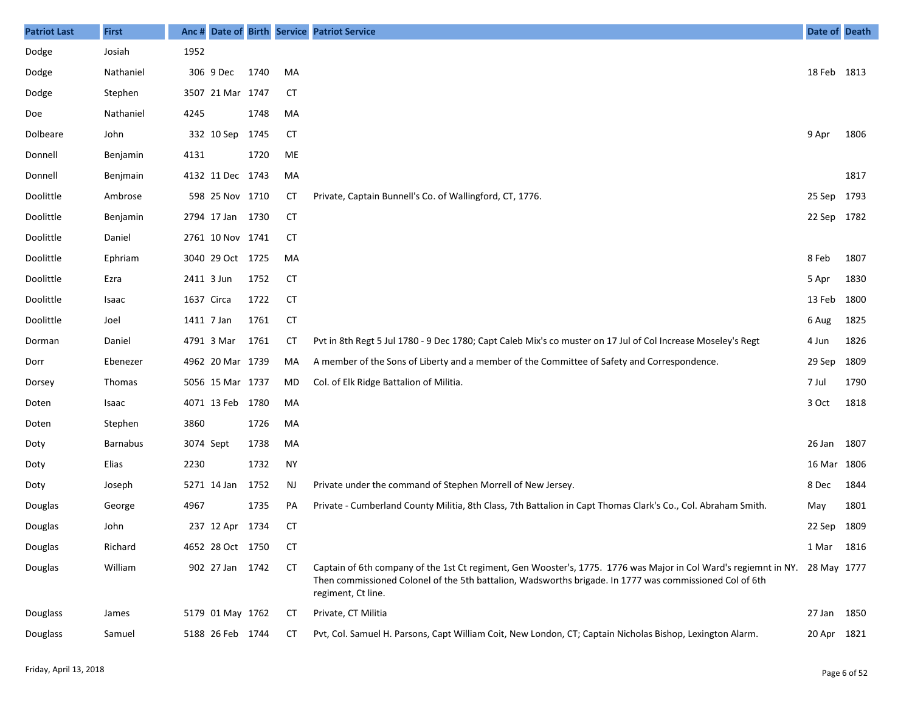| Patriot Last | First | Anc # | Date of | Birth | Service | Patriot Service | Date of | Death |
|---|---|---|---|---|---|---|---|---|
| Dodge | Josiah | 1952 | | | | | | |
| Dodge | Nathaniel | 306 | 9 Dec | 1740 | MA | | 18 Feb | 1813 |
| Dodge | Stephen | 3507 | 21 Mar | 1747 | CT | | | |
| Doe | Nathaniel | 4245 | | 1748 | MA | | | |
| Dolbeare | John | 332 | 10 Sep | 1745 | CT | | 9 Apr | 1806 |
| Donnell | Benjamin | 4131 | | 1720 | ME | | | |
| Donnell | Benjmain | 4132 | 11 Dec | 1743 | MA | | | 1817 |
| Doolittle | Ambrose | 598 | 25 Nov | 1710 | CT | Private, Captain Bunnell's Co. of Wallingford, CT, 1776. | 25 Sep | 1793 |
| Doolittle | Benjamin | 2794 | 17 Jan | 1730 | CT | | 22 Sep | 1782 |
| Doolittle | Daniel | 2761 | 10 Nov | 1741 | CT | | | |
| Doolittle | Ephriam | 3040 | 29 Oct | 1725 | MA | | 8 Feb | 1807 |
| Doolittle | Ezra | 2411 | 3 Jun | 1752 | CT | | 5 Apr | 1830 |
| Doolittle | Isaac | 1637 | Circa | 1722 | CT | | 13 Feb | 1800 |
| Doolittle | Joel | 1411 | 7 Jan | 1761 | CT | | 6 Aug | 1825 |
| Dorman | Daniel | 4791 | 3 Mar | 1761 | CT | Pvt in 8th Regt 5 Jul 1780 - 9 Dec 1780; Capt Caleb Mix's co muster on 17 Jul of Col Increase Moseley's Regt | 4 Jun | 1826 |
| Dorr | Ebenezer | 4962 | 20 Mar | 1739 | MA | A member of the Sons of Liberty and a member of the Committee of Safety and Correspondence. | 29 Sep | 1809 |
| Dorsey | Thomas | 5056 | 15 Mar | 1737 | MD | Col. of Elk Ridge Battalion of Militia. | 7 Jul | 1790 |
| Doten | Isaac | 4071 | 13 Feb | 1780 | MA | | 3 Oct | 1818 |
| Doten | Stephen | 3860 | | 1726 | MA | | | |
| Doty | Barnabus | 3074 | Sept | 1738 | MA | | 26 Jan | 1807 |
| Doty | Elias | 2230 | | 1732 | NY | | 16 Mar | 1806 |
| Doty | Joseph | 5271 | 14 Jan | 1752 | NJ | Private under the command of Stephen Morrell of New Jersey. | 8 Dec | 1844 |
| Douglas | George | 4967 | | 1735 | PA | Private - Cumberland County Militia, 8th Class, 7th Battalion in Capt Thomas Clark's Co., Col. Abraham Smith. | May | 1801 |
| Douglas | John | 237 | 12 Apr | 1734 | CT | | 22 Sep | 1809 |
| Douglas | Richard | 4652 | 28 Oct | 1750 | CT | | 1 Mar | 1816 |
| Douglas | William | 902 | 27 Jan | 1742 | CT | Captain of 6th company of the 1st Ct regiment, Gen Wooster's, 1775. 1776 was Major in Col Ward's regiemnt in NY. Then commissioned Colonel of the 5th battalion, Wadsworths brigade. In 1777 was commissioned Col of 6th regiment, Ct line. | 28 May | 1777 |
| Douglass | James | 5179 | 01 May | 1762 | CT | Private, CT Militia | 27 Jan | 1850 |
| Douglass | Samuel | 5188 | 26 Feb | 1744 | CT | Pvt, Col. Samuel H. Parsons, Capt William Coit, New London, CT; Captain Nicholas Bishop, Lexington Alarm. | 20 Apr | 1821 |

Friday, April 13, 2018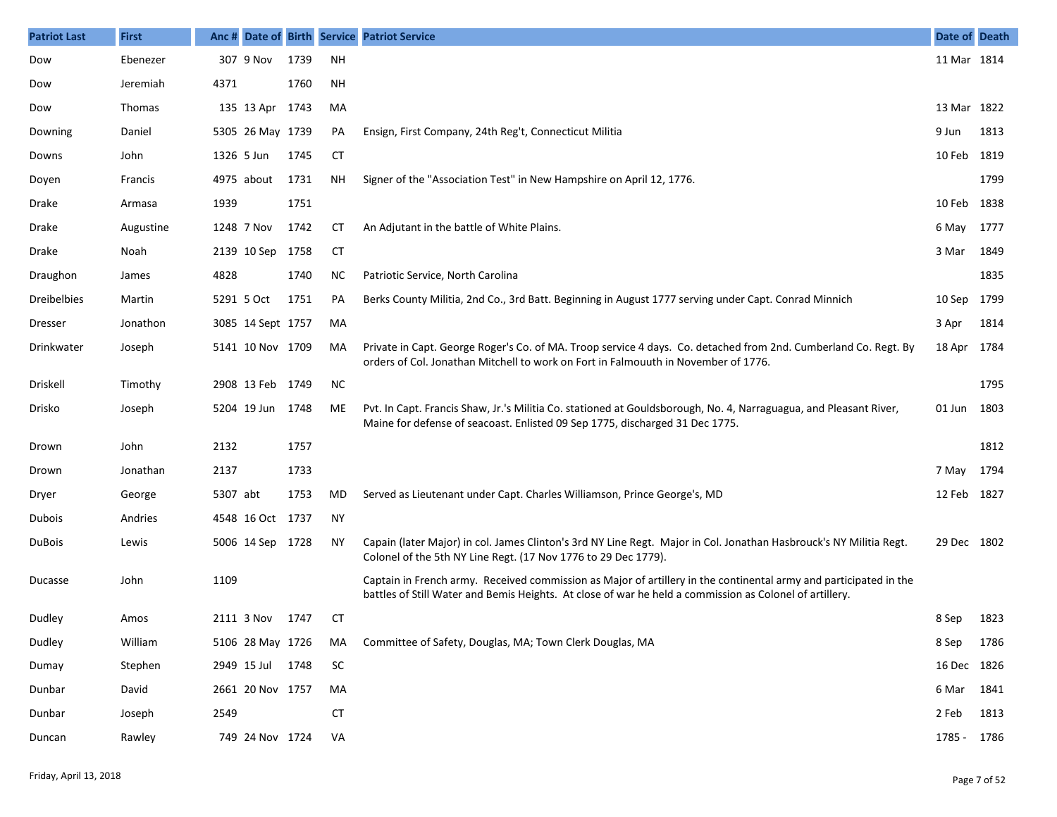| Patriot Last | First | Anc # | Date of | Birth | Service | Patriot Service | Date of | Death |
|---|---|---|---|---|---|---|---|---|
| Dow | Ebenezer | 307 | 9 Nov | 1739 | NH | | 11 Mar | 1814 |
| Dow | Jeremiah | 4371 | | 1760 | NH | | | |
| Dow | Thomas | 135 | 13 Apr | 1743 | MA | | 13 Mar | 1822 |
| Downing | Daniel | 5305 | 26 May | 1739 | PA | Ensign, First Company, 24th Reg't, Connecticut Militia | 9 Jun | 1813 |
| Downs | John | 1326 | 5 Jun | 1745 | CT | | 10 Feb | 1819 |
| Doyen | Francis | 4975 | about | 1731 | NH | Signer of the "Association Test" in New Hampshire on April 12, 1776. | | 1799 |
| Drake | Armasa | 1939 | | 1751 | | | 10 Feb | 1838 |
| Drake | Augustine | 1248 | 7 Nov | 1742 | CT | An Adjutant in the battle of White Plains. | 6 May | 1777 |
| Drake | Noah | 2139 | 10 Sep | 1758 | CT | | 3 Mar | 1849 |
| Draughon | James | 4828 | | 1740 | NC | Patriotic Service, North Carolina | | 1835 |
| Dreibelbies | Martin | 5291 | 5 Oct | 1751 | PA | Berks County Militia, 2nd Co., 3rd Batt. Beginning in August 1777 serving under Capt. Conrad Minnich | 10 Sep | 1799 |
| Dresser | Jonathon | 3085 | 14 Sept | 1757 | MA | | 3 Apr | 1814 |
| Drinkwater | Joseph | 5141 | 10 Nov | 1709 | MA | Private in Capt. George Roger's Co. of MA. Troop service 4 days. Co. detached from 2nd. Cumberland Co. Regt. By orders of Col. Jonathan Mitchell to work on Fort in Falmouuth in November of 1776. | 18 Apr | 1784 |
| Driskell | Timothy | 2908 | 13 Feb | 1749 | NC | | | 1795 |
| Drisko | Joseph | 5204 | 19 Jun | 1748 | ME | Pvt. In Capt. Francis Shaw, Jr.'s Militia Co. stationed at Gouldsborough, No. 4, Narraguagua, and Pleasant River, Maine for defense of seacoast. Enlisted 09 Sep 1775, discharged 31 Dec 1775. | 01 Jun | 1803 |
| Drown | John | 2132 | | 1757 | | | | 1812 |
| Drown | Jonathan | 2137 | | 1733 | | | 7 May | 1794 |
| Dryer | George | 5307 | abt | 1753 | MD | Served as Lieutenant under Capt. Charles Williamson, Prince George's, MD | 12 Feb | 1827 |
| Dubois | Andries | 4548 | 16 Oct | 1737 | NY | | | |
| DuBois | Lewis | 5006 | 14 Sep | 1728 | NY | Capain (later Major) in col. James Clinton's 3rd NY Line Regt. Major in Col. Jonathan Hasbrouck's NY Militia Regt. Colonel of the 5th NY Line Regt. (17 Nov 1776 to 29 Dec 1779). | 29 Dec | 1802 |
| Ducasse | John | 1109 | | | | Captain in French army. Received commission as Major of artillery in the continental army and participated in the battles of Still Water and Bemis Heights. At close of war he held a commission as Colonel of artillery. | | |
| Dudley | Amos | 2111 | 3 Nov | 1747 | CT | | 8 Sep | 1823 |
| Dudley | William | 5106 | 28 May | 1726 | MA | Committee of Safety, Douglas, MA; Town Clerk Douglas, MA | 8 Sep | 1786 |
| Dumay | Stephen | 2949 | 15 Jul | 1748 | SC | | 16 Dec | 1826 |
| Dunbar | David | 2661 | 20 Nov | 1757 | MA | | 6 Mar | 1841 |
| Dunbar | Joseph | 2549 | | | CT | | 2 Feb | 1813 |
| Duncan | Rawley | 749 | 24 Nov | 1724 | VA | | 1785 - | 1786 |

Friday, April 13, 2018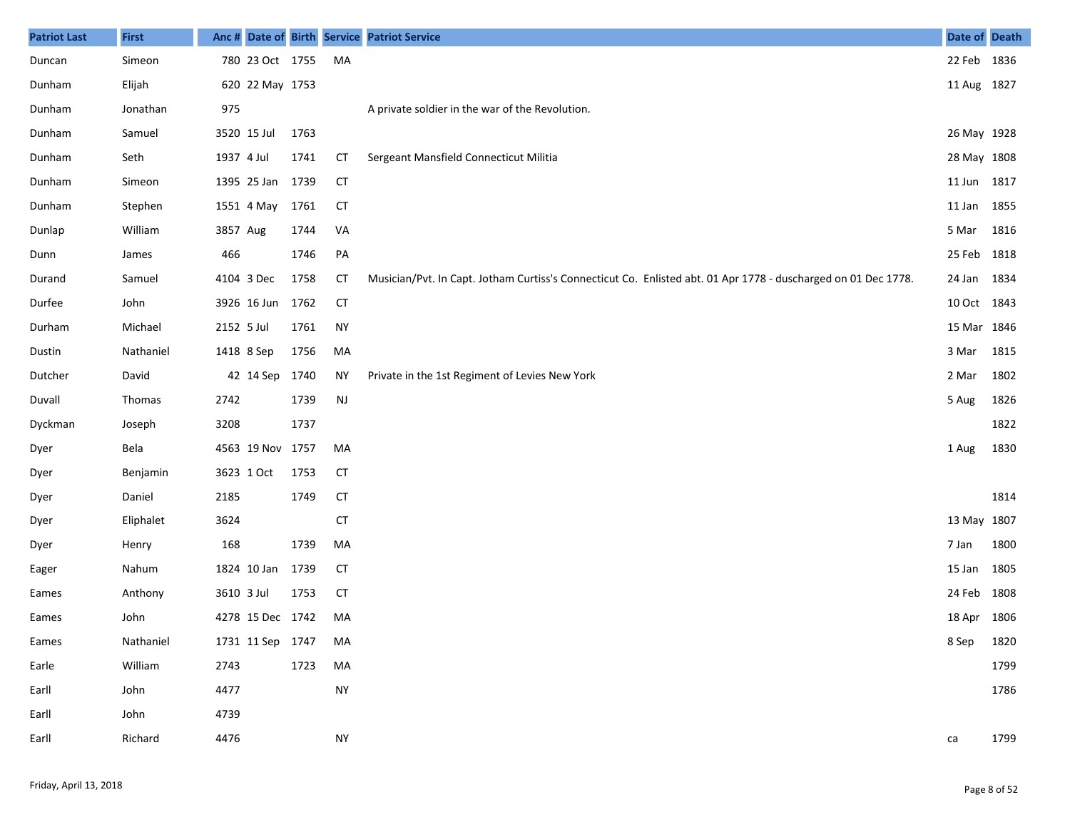| Patriot Last | First | Anc # | Date of | Birth | Service | Patriot Service | Date of | Death |
|---|---|---|---|---|---|---|---|---|
| Duncan | Simeon | 780 | 23 Oct | 1755 | MA | | 22 Feb | 1836 |
| Dunham | Elijah | 620 | 22 May | 1753 | | | 11 Aug | 1827 |
| Dunham | Jonathan | 975 | | | | A private soldier in the war of the Revolution. | | |
| Dunham | Samuel | 3520 | 15 Jul | 1763 | | | 26 May | 1928 |
| Dunham | Seth | 1937 | 4 Jul | 1741 | CT | Sergeant Mansfield Connecticut Militia | 28 May | 1808 |
| Dunham | Simeon | 1395 | 25 Jan | 1739 | CT | | 11 Jun | 1817 |
| Dunham | Stephen | 1551 | 4 May | 1761 | CT | | 11 Jan | 1855 |
| Dunlap | William | 3857 | Aug | 1744 | VA | | 5 Mar | 1816 |
| Dunn | James | 466 | | 1746 | PA | | 25 Feb | 1818 |
| Durand | Samuel | 4104 | 3 Dec | 1758 | CT | Musician/Pvt. In Capt. Jotham Curtiss's Connecticut Co. Enlisted abt. 01 Apr 1778 - duscharged on 01 Dec 1778. | 24 Jan | 1834 |
| Durfee | John | 3926 | 16 Jun | 1762 | CT | | 10 Oct | 1843 |
| Durham | Michael | 2152 | 5 Jul | 1761 | NY | | 15 Mar | 1846 |
| Dustin | Nathaniel | 1418 | 8 Sep | 1756 | MA | | 3 Mar | 1815 |
| Dutcher | David | 42 | 14 Sep | 1740 | NY | Private in the 1st Regiment of Levies New York | 2 Mar | 1802 |
| Duvall | Thomas | 2742 | | 1739 | NJ | | 5 Aug | 1826 |
| Dyckman | Joseph | 3208 | | 1737 | | | | 1822 |
| Dyer | Bela | 4563 | 19 Nov | 1757 | MA | | 1 Aug | 1830 |
| Dyer | Benjamin | 3623 | 1 Oct | 1753 | CT | | | |
| Dyer | Daniel | 2185 | | 1749 | CT | | | 1814 |
| Dyer | Eliphalet | 3624 | | | CT | | 13 May | 1807 |
| Dyer | Henry | 168 | | 1739 | MA | | 7 Jan | 1800 |
| Eager | Nahum | 1824 | 10 Jan | 1739 | CT | | 15 Jan | 1805 |
| Eames | Anthony | 3610 | 3 Jul | 1753 | CT | | 24 Feb | 1808 |
| Eames | John | 4278 | 15 Dec | 1742 | MA | | 18 Apr | 1806 |
| Eames | Nathaniel | 1731 | 11 Sep | 1747 | MA | | 8 Sep | 1820 |
| Earle | William | 2743 | | 1723 | MA | | | 1799 |
| Earll | John | 4477 | | | NY | | | 1786 |
| Earll | John | 4739 | | | | | | |
| Earll | Richard | 4476 | | | NY | | ca | 1799 |

Friday, April 13, 2018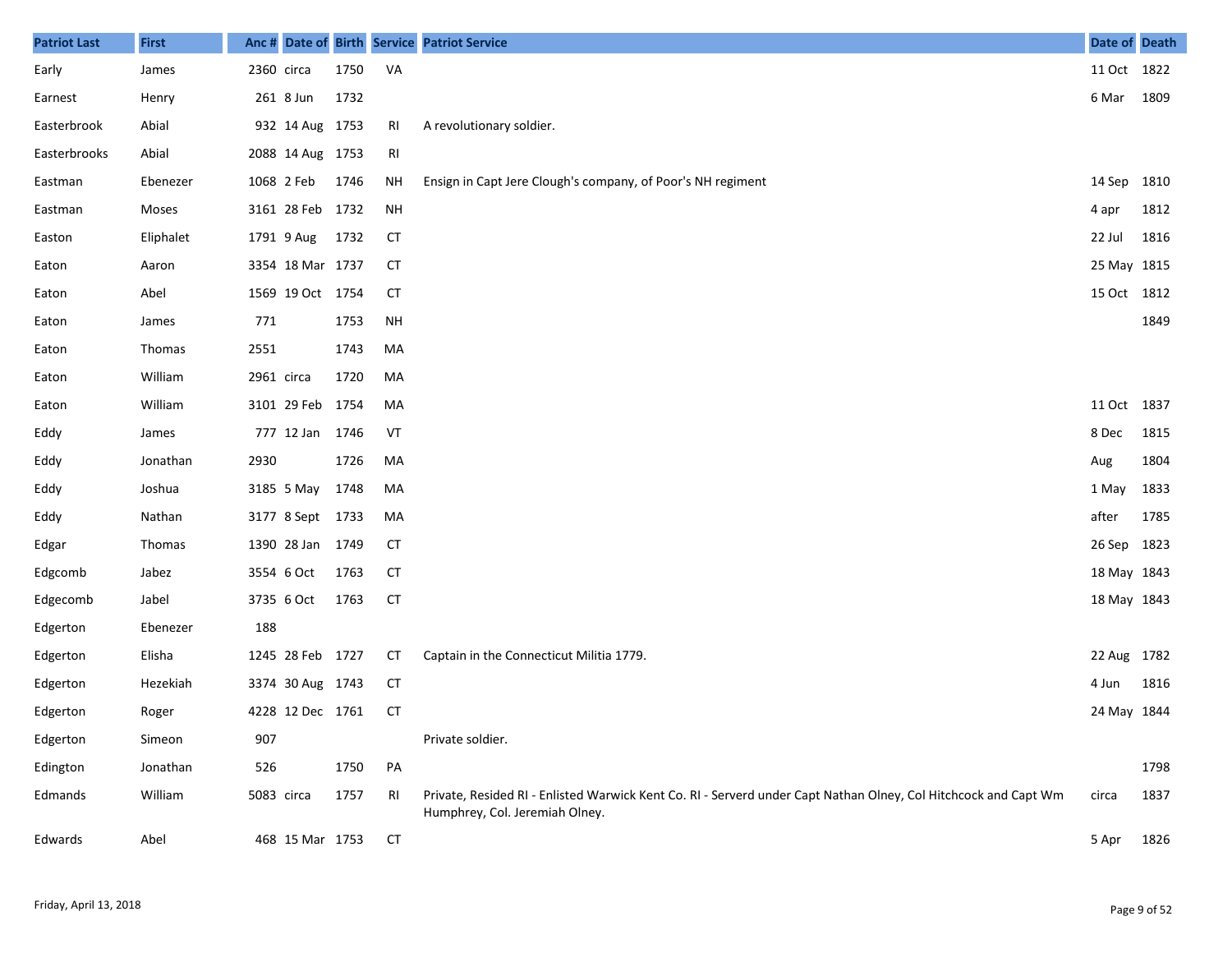| Patriot Last | First | Anc # | Date of | Birth | Service | Patriot Service | Date of | Death |
|---|---|---|---|---|---|---|---|---|
| Early | James | 2360 | circa | 1750 | VA | | 11 Oct | 1822 |
| Earnest | Henry | 261 | 8 Jun | 1732 | | | 6 Mar | 1809 |
| Easterbrook | Abial | 932 | 14 Aug | 1753 | RI | A revolutionary soldier. | | |
| Easterbrooks | Abial | 2088 | 14 Aug | 1753 | RI | | | |
| Eastman | Ebenezer | 1068 | 2 Feb | 1746 | NH | Ensign in Capt Jere Clough's company, of Poor's NH regiment | 14 Sep | 1810 |
| Eastman | Moses | 3161 | 28 Feb | 1732 | NH | | 4 apr | 1812 |
| Easton | Eliphalet | 1791 | 9 Aug | 1732 | CT | | 22 Jul | 1816 |
| Eaton | Aaron | 3354 | 18 Mar | 1737 | CT | | 25 May | 1815 |
| Eaton | Abel | 1569 | 19 Oct | 1754 | CT | | 15 Oct | 1812 |
| Eaton | James | 771 | | 1753 | NH | | | 1849 |
| Eaton | Thomas | 2551 | | 1743 | MA | | | |
| Eaton | William | 2961 | circa | 1720 | MA | | | |
| Eaton | William | 3101 | 29 Feb | 1754 | MA | | 11 Oct | 1837 |
| Eddy | James | 777 | 12 Jan | 1746 | VT | | 8 Dec | 1815 |
| Eddy | Jonathan | 2930 | | 1726 | MA | | Aug | 1804 |
| Eddy | Joshua | 3185 | 5 May | 1748 | MA | | 1 May | 1833 |
| Eddy | Nathan | 3177 | 8 Sept | 1733 | MA | | after | 1785 |
| Edgar | Thomas | 1390 | 28 Jan | 1749 | CT | | 26 Sep | 1823 |
| Edgcomb | Jabez | 3554 | 6 Oct | 1763 | CT | | 18 May | 1843 |
| Edgecomb | Jabel | 3735 | 6 Oct | 1763 | CT | | 18 May | 1843 |
| Edgerton | Ebenezer | 188 | | | | | | |
| Edgerton | Elisha | 1245 | 28 Feb | 1727 | CT | Captain in the Connecticut Militia 1779. | 22 Aug | 1782 |
| Edgerton | Hezekiah | 3374 | 30 Aug | 1743 | CT | | 4 Jun | 1816 |
| Edgerton | Roger | 4228 | 12 Dec | 1761 | CT | | 24 May | 1844 |
| Edgerton | Simeon | 907 | | | | Private soldier. | | |
| Edington | Jonathan | 526 | | 1750 | PA | | | 1798 |
| Edmands | William | 5083 | circa | 1757 | RI | Private, Resided RI - Enlisted Warwick Kent Co. RI - Serverd under Capt Nathan Olney, Col Hitchcock and Capt Wm Humphrey, Col. Jeremiah Olney. | circa | 1837 |
| Edwards | Abel | 468 | 15 Mar | 1753 | CT | | 5 Apr | 1826 |

Friday, April 13, 2018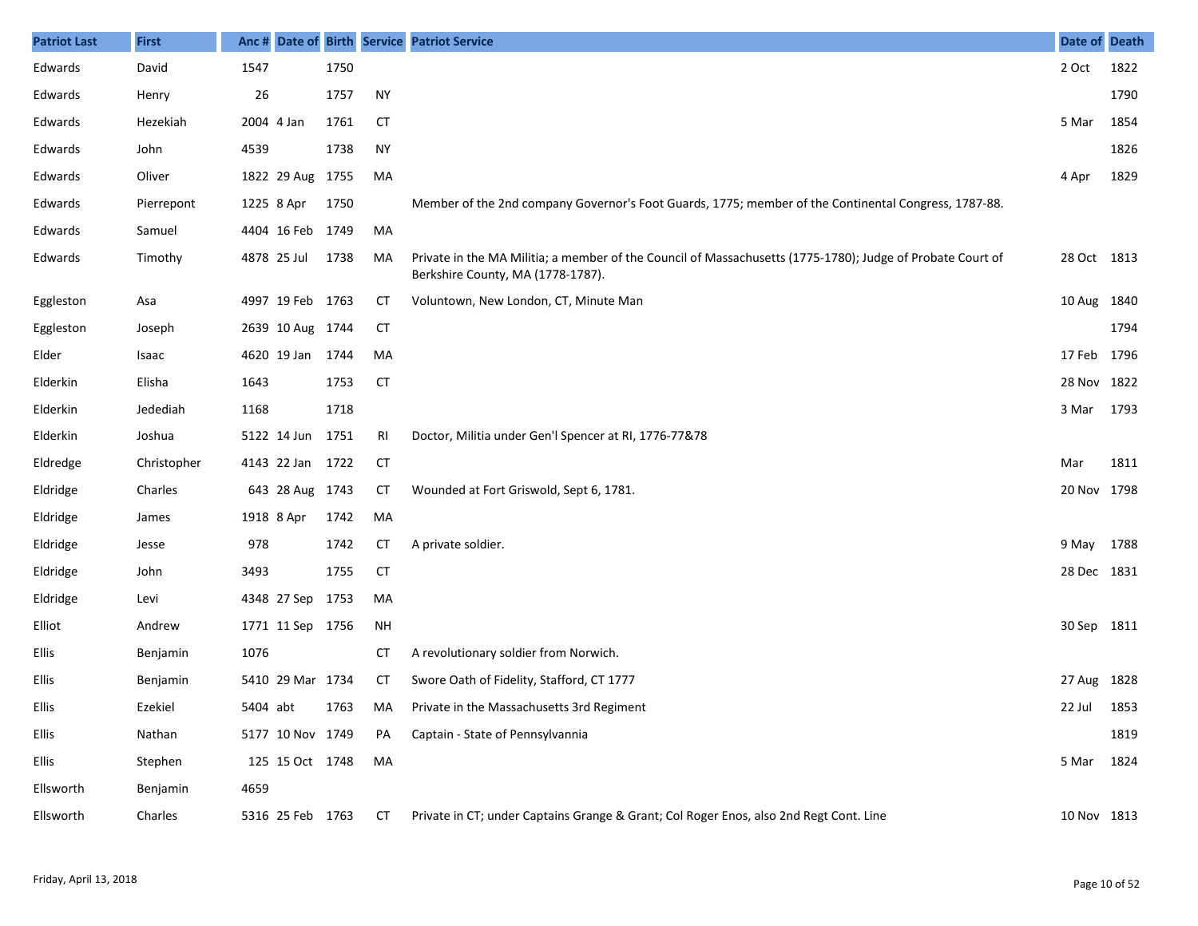| Patriot Last | First | Anc # | Date of | Birth | Service | Patriot Service | Date of | Death |
|---|---|---|---|---|---|---|---|---|
| Edwards | David | 1547 | | 1750 | | | 2 Oct | 1822 |
| Edwards | Henry | 26 | | 1757 | NY | | | 1790 |
| Edwards | Hezekiah | 2004 | 4 Jan | 1761 | CT | | 5 Mar | 1854 |
| Edwards | John | 4539 | | 1738 | NY | | | 1826 |
| Edwards | Oliver | 1822 | 29 Aug | 1755 | MA | | 4 Apr | 1829 |
| Edwards | Pierrepont | 1225 | 8 Apr | 1750 | | Member of the 2nd company Governor's Foot Guards, 1775; member of the Continental Congress, 1787-88. | | |
| Edwards | Samuel | 4404 | 16 Feb | 1749 | MA | | | |
| Edwards | Timothy | 4878 | 25 Jul | 1738 | MA | Private in the MA Militia; a member of the Council of Massachusetts (1775-1780); Judge of Probate Court of Berkshire County, MA (1778-1787). | 28 Oct | 1813 |
| Eggleston | Asa | 4997 | 19 Feb | 1763 | CT | Voluntown, New London, CT, Minute Man | 10 Aug | 1840 |
| Eggleston | Joseph | 2639 | 10 Aug | 1744 | CT | | | 1794 |
| Elder | Isaac | 4620 | 19 Jan | 1744 | MA | | 17 Feb | 1796 |
| Elderkin | Elisha | 1643 | | 1753 | CT | | 28 Nov | 1822 |
| Elderkin | Jedediah | 1168 | | 1718 | | | 3 Mar | 1793 |
| Elderkin | Joshua | 5122 | 14 Jun | 1751 | RI | Doctor, Militia under Gen'l Spencer at RI, 1776-77&78 | | |
| Eldredge | Christopher | 4143 | 22 Jan | 1722 | CT | | Mar | 1811 |
| Eldridge | Charles | 643 | 28 Aug | 1743 | CT | Wounded at Fort Griswold, Sept 6, 1781. | 20 Nov | 1798 |
| Eldridge | James | 1918 | 8 Apr | 1742 | MA | | | |
| Eldridge | Jesse | 978 | | 1742 | CT | A private soldier. | 9 May | 1788 |
| Eldridge | John | 3493 | | 1755 | CT | | 28 Dec | 1831 |
| Eldridge | Levi | 4348 | 27 Sep | 1753 | MA | | | |
| Elliot | Andrew | 1771 | 11 Sep | 1756 | NH | | 30 Sep | 1811 |
| Ellis | Benjamin | 1076 | | | CT | A revolutionary soldier from Norwich. | | |
| Ellis | Benjamin | 5410 | 29 Mar | 1734 | CT | Swore Oath of Fidelity, Stafford, CT 1777 | 27 Aug | 1828 |
| Ellis | Ezekiel | 5404 | abt | 1763 | MA | Private in the Massachusetts 3rd Regiment | 22 Jul | 1853 |
| Ellis | Nathan | 5177 | 10 Nov | 1749 | PA | Captain - State of Pennsylvannia | | 1819 |
| Ellis | Stephen | 125 | 15 Oct | 1748 | MA | | 5 Mar | 1824 |
| Ellsworth | Benjamin | 4659 | | | | | | |
| Ellsworth | Charles | 5316 | 25 Feb | 1763 | CT | Private in CT; under Captains Grange & Grant; Col Roger Enos, also 2nd Regt Cont. Line | 10 Nov | 1813 |

Friday, April 13, 2018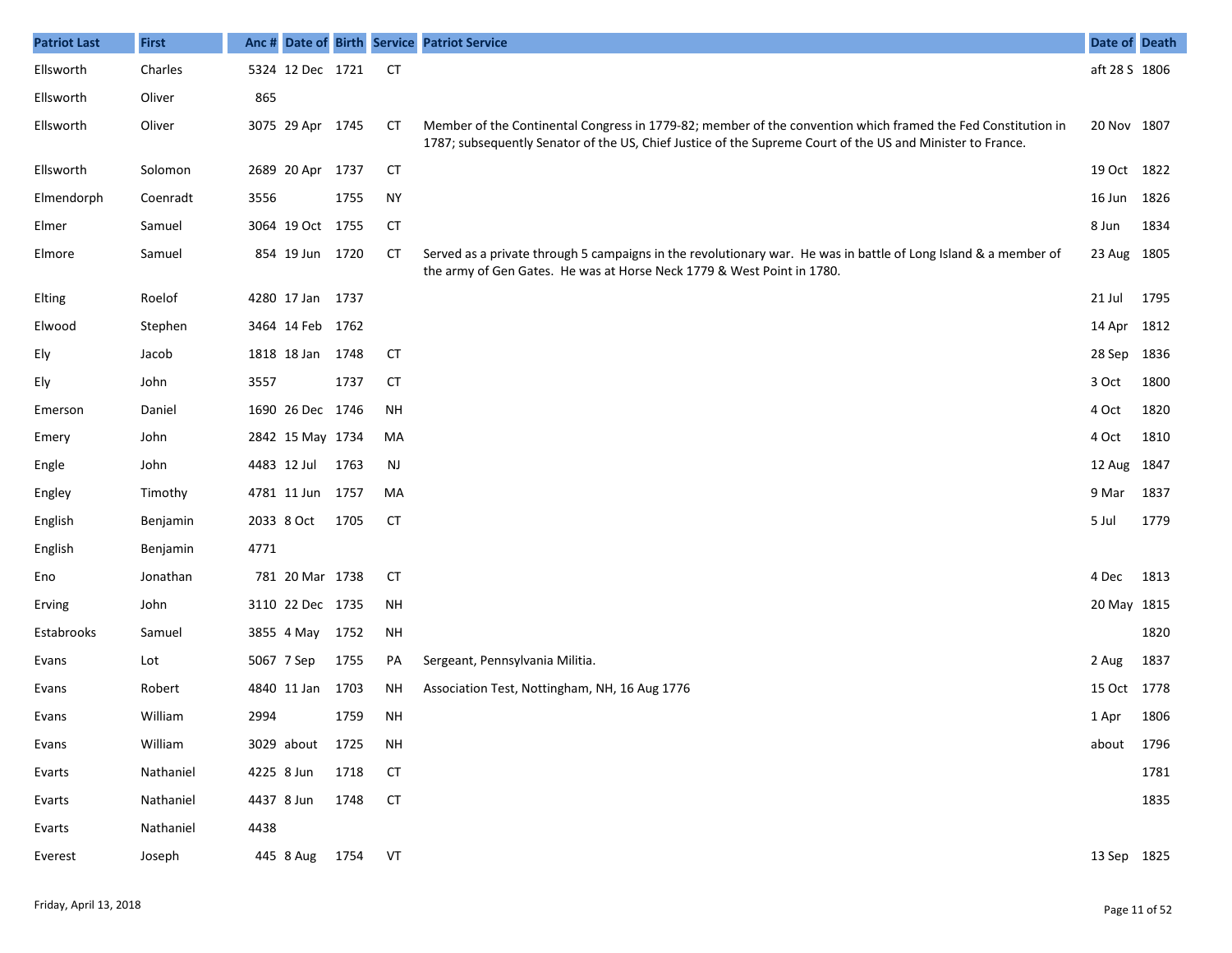| Patriot Last | First | Anc # | Date of | Birth | Service | Patriot Service | Date of | Death |
|---|---|---|---|---|---|---|---|---|
| Ellsworth | Charles | 5324 | 12 Dec | 1721 | CT | | aft 28 S | 1806 |
| Ellsworth | Oliver | 865 | | | | | | |
| Ellsworth | Oliver | 3075 | 29 Apr | 1745 | CT | Member of the Continental Congress in 1779-82; member of the convention which framed the Fed Constitution in 1787; subsequently Senator of the US, Chief Justice of the Supreme Court of the US and Minister to France. | 20 Nov | 1807 |
| Ellsworth | Solomon | 2689 | 20 Apr | 1737 | CT | | 19 Oct | 1822 |
| Elmendorph | Coenradt | 3556 | | 1755 | NY | | 16 Jun | 1826 |
| Elmer | Samuel | 3064 | 19 Oct | 1755 | CT | | 8 Jun | 1834 |
| Elmore | Samuel | 854 | 19 Jun | 1720 | CT | Served as a private through 5 campaigns in the revolutionary war. He was in battle of Long Island & a member of the army of Gen Gates. He was at Horse Neck 1779 & West Point in 1780. | 23 Aug | 1805 |
| Elting | Roelof | 4280 | 17 Jan | 1737 | | | 21 Jul | 1795 |
| Elwood | Stephen | 3464 | 14 Feb | 1762 | | | 14 Apr | 1812 |
| Ely | Jacob | 1818 | 18 Jan | 1748 | CT | | 28 Sep | 1836 |
| Ely | John | 3557 | | 1737 | CT | | 3 Oct | 1800 |
| Emerson | Daniel | 1690 | 26 Dec | 1746 | NH | | 4 Oct | 1820 |
| Emery | John | 2842 | 15 May | 1734 | MA | | 4 Oct | 1810 |
| Engle | John | 4483 | 12 Jul | 1763 | NJ | | 12 Aug | 1847 |
| Engley | Timothy | 4781 | 11 Jun | 1757 | MA | | 9 Mar | 1837 |
| English | Benjamin | 2033 | 8 Oct | 1705 | CT | | 5 Jul | 1779 |
| English | Benjamin | 4771 | | | | | | |
| Eno | Jonathan | 781 | 20 Mar | 1738 | CT | | 4 Dec | 1813 |
| Erving | John | 3110 | 22 Dec | 1735 | NH | | 20 May | 1815 |
| Estabrooks | Samuel | 3855 | 4 May | 1752 | NH | | | 1820 |
| Evans | Lot | 5067 | 7 Sep | 1755 | PA | Sergeant, Pennsylvania Militia. | 2 Aug | 1837 |
| Evans | Robert | 4840 | 11 Jan | 1703 | NH | Association Test, Nottingham, NH, 16 Aug 1776 | 15 Oct | 1778 |
| Evans | William | 2994 | | 1759 | NH | | 1 Apr | 1806 |
| Evans | William | 3029 | about | 1725 | NH | | about | 1796 |
| Evarts | Nathaniel | 4225 | 8 Jun | 1718 | CT | | | 1781 |
| Evarts | Nathaniel | 4437 | 8 Jun | 1748 | CT | | | 1835 |
| Evarts | Nathaniel | 4438 | | | | | | |
| Everest | Joseph | 445 | 8 Aug | 1754 | VT | | 13 Sep | 1825 |

Friday, April 13, 2018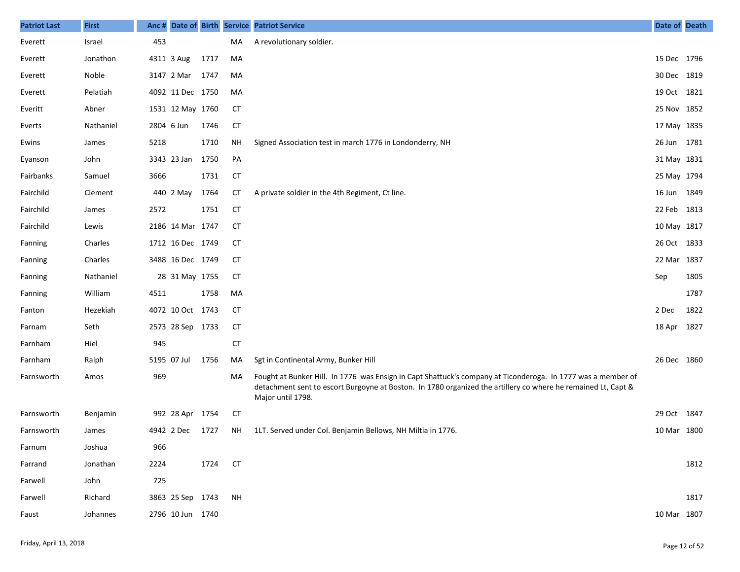| Patriot Last | First | Anc # | Date of | Birth | Service | Patriot Service | Date of | Death |
|---|---|---|---|---|---|---|---|---|
| Everett | Israel | 453 | | | MA | A revolutionary soldier. | | |
| Everett | Jonathon | 4311 | 3 Aug | 1717 | MA | | 15 Dec | 1796 |
| Everett | Noble | 3147 | 2 Mar | 1747 | MA | | 30 Dec | 1819 |
| Everett | Pelatiah | 4092 | 11 Dec | 1750 | MA | | 19 Oct | 1821 |
| Everitt | Abner | 1531 | 12 May | 1760 | CT | | 25 Nov | 1852 |
| Everts | Nathaniel | 2804 | 6 Jun | 1746 | CT | | 17 May | 1835 |
| Ewins | James | 5218 | | 1710 | NH | Signed Association test in march 1776 in Londonderry, NH | 26 Jun | 1781 |
| Eyanson | John | 3343 | 23 Jan | 1750 | PA | | 31 May | 1831 |
| Fairbanks | Samuel | 3666 | | 1731 | CT | | 25 May | 1794 |
| Fairchild | Clement | 440 | 2 May | 1764 | CT | A private soldier in the 4th Regiment, Ct line. | 16 Jun | 1849 |
| Fairchild | James | 2572 | | 1751 | CT | | 22 Feb | 1813 |
| Fairchild | Lewis | 2186 | 14 Mar | 1747 | CT | | 10 May | 1817 |
| Fanning | Charles | 1712 | 16 Dec | 1749 | CT | | 26 Oct | 1833 |
| Fanning | Charles | 3488 | 16 Dec | 1749 | CT | | 22 Mar | 1837 |
| Fanning | Nathaniel | 28 | 31 May | 1755 | CT | | Sep | 1805 |
| Fanning | William | 4511 | | 1758 | MA | | | 1787 |
| Fanton | Hezekiah | 4072 | 10 Oct | 1743 | CT | | 2 Dec | 1822 |
| Farnam | Seth | 2573 | 28 Sep | 1733 | CT | | 18 Apr | 1827 |
| Farnham | Hiel | 945 | | | CT | | | |
| Farnham | Ralph | 5195 | 07 Jul | 1756 | MA | Sgt in Continental Army, Bunker Hill | 26 Dec | 1860 |
| Farnsworth | Amos | 969 | | | MA | Fought at Bunker Hill. In 1776 was Ensign in Capt Shattuck's company at Ticonderoga. In 1777 was a member of detachment sent to escort Burgoyne at Boston. In 1780 organized the artillery co where he remained Lt, Capt & Major until 1798. | | |
| Farnsworth | Benjamin | 992 | 28 Apr | 1754 | CT | | 29 Oct | 1847 |
| Farnsworth | James | 4942 | 2 Dec | 1727 | NH | 1LT. Served under Col. Benjamin Bellows, NH Miltia in 1776. | 10 Mar | 1800 |
| Farnum | Joshua | 966 | | | | | | |
| Farrand | Jonathan | 2224 | | 1724 | CT | | | 1812 |
| Farwell | John | 725 | | | | | | |
| Farwell | Richard | 3863 | 25 Sep | 1743 | NH | | | 1817 |
| Faust | Johannes | 2796 | 10 Jun | 1740 | | | 10 Mar | 1807 |

Friday, April 13, 2018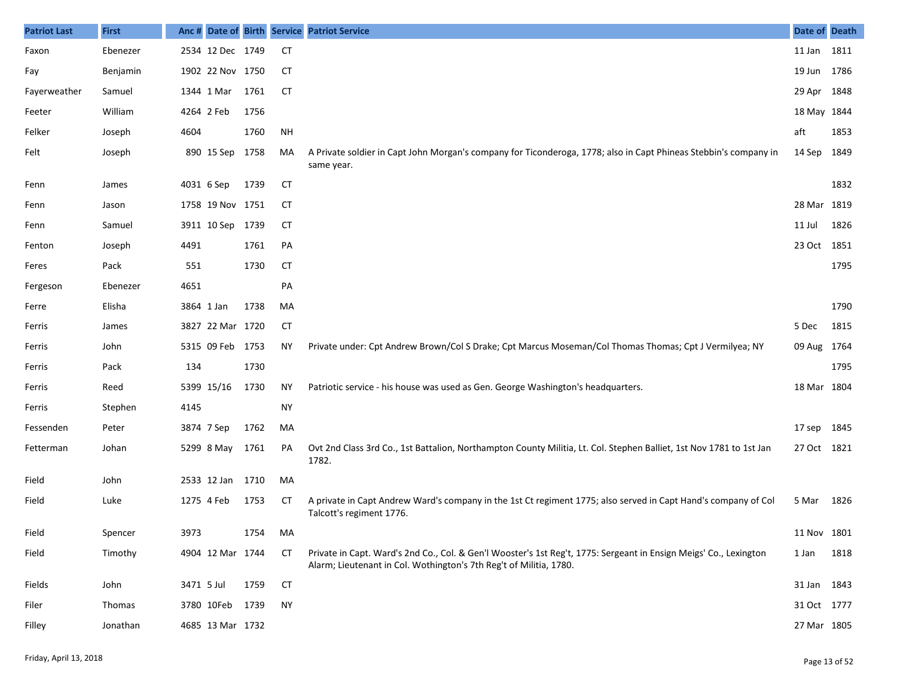| Patriot Last | First | Anc # | Date of | Birth | Service | Patriot Service | Date of | Death |
|---|---|---|---|---|---|---|---|---|
| Faxon | Ebenezer | 2534 | 12 Dec | 1749 | CT | | 11 Jan | 1811 |
| Fay | Benjamin | 1902 | 22 Nov | 1750 | CT | | 19 Jun | 1786 |
| Fayerweather | Samuel | 1344 | 1 Mar | 1761 | CT | | 29 Apr | 1848 |
| Feeter | William | 4264 | 2 Feb | 1756 | | | 18 May | 1844 |
| Felker | Joseph | 4604 | | 1760 | NH | | aft | 1853 |
| Felt | Joseph | 890 | 15 Sep | 1758 | MA | A Private soldier in Capt John Morgan's company for Ticonderoga, 1778; also in Capt Phineas Stebbin's company in same year. | 14 Sep | 1849 |
| Fenn | James | 4031 | 6 Sep | 1739 | CT | | | 1832 |
| Fenn | Jason | 1758 | 19 Nov | 1751 | CT | | 28 Mar | 1819 |
| Fenn | Samuel | 3911 | 10 Sep | 1739 | CT | | 11 Jul | 1826 |
| Fenton | Joseph | 4491 | | 1761 | PA | | 23 Oct | 1851 |
| Feres | Pack | 551 | | 1730 | CT | | | 1795 |
| Fergeson | Ebenezer | 4651 | | | PA | | | |
| Ferre | Elisha | 3864 | 1 Jan | 1738 | MA | | | 1790 |
| Ferris | James | 3827 | 22 Mar | 1720 | CT | | 5 Dec | 1815 |
| Ferris | John | 5315 | 09 Feb | 1753 | NY | Private under: Cpt Andrew Brown/Col S Drake; Cpt Marcus Moseman/Col Thomas Thomas; Cpt J Vermilyea; NY | 09 Aug | 1764 |
| Ferris | Pack | 134 | | 1730 | | | | 1795 |
| Ferris | Reed | 5399 | 15/16 | 1730 | NY | Patriotic service - his house was used as Gen. George Washington's headquarters. | 18 Mar | 1804 |
| Ferris | Stephen | 4145 | | | NY | | | |
| Fessenden | Peter | 3874 | 7 Sep | 1762 | MA | | 17 sep | 1845 |
| Fetterman | Johan | 5299 | 8 May | 1761 | PA | Ovt 2nd Class 3rd Co., 1st Battalion, Northampton County Militia, Lt. Col. Stephen Balliet, 1st Nov 1781 to 1st Jan 1782. | 27 Oct | 1821 |
| Field | John | 2533 | 12 Jan | 1710 | MA | | | |
| Field | Luke | 1275 | 4 Feb | 1753 | CT | A private in Capt Andrew Ward's company in the 1st Ct regiment 1775; also served in Capt Hand's company of Col Talcott's regiment 1776. | 5 Mar | 1826 |
| Field | Spencer | 3973 | | 1754 | MA | | 11 Nov | 1801 |
| Field | Timothy | 4904 | 12 Mar | 1744 | CT | Private in Capt. Ward's 2nd Co., Col. & Gen'l Wooster's 1st Reg't, 1775: Sergeant in Ensign Meigs' Co., Lexington Alarm; Lieutenant in Col. Wothington's 7th Reg't of Militia, 1780. | 1 Jan | 1818 |
| Fields | John | 3471 | 5 Jul | 1759 | CT | | 31 Jan | 1843 |
| Filer | Thomas | 3780 | 10Feb | 1739 | NY | | 31 Oct | 1777 |
| Filley | Jonathan | 4685 | 13 Mar | 1732 | | | 27 Mar | 1805 |

Friday, April 13, 2018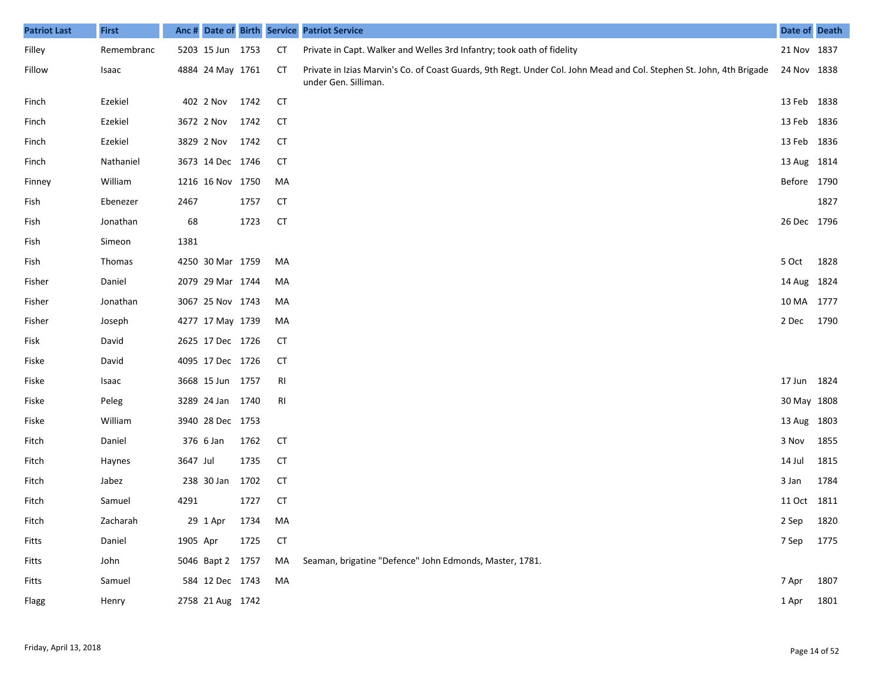| Patriot Last | First | Anc # | Date of | Birth | Service | Patriot Service | Date of | Death |
|---|---|---|---|---|---|---|---|---|
| Filley | Remembranc | 5203 | 15 Jun | 1753 | CT | Private in Capt. Walker and Welles 3rd Infantry; took oath of fidelity | 21 Nov | 1837 |
| Fillow | Isaac | 4884 | 24 May | 1761 | CT | Private in Izias Marvin's Co. of Coast Guards, 9th Regt. Under Col. John Mead and Col. Stephen St. John, 4th Brigade under Gen. Silliman. | 24 Nov | 1838 |
| Finch | Ezekiel | 402 | 2 Nov | 1742 | CT | | 13 Feb | 1838 |
| Finch | Ezekiel | 3672 | 2 Nov | 1742 | CT | | 13 Feb | 1836 |
| Finch | Ezekiel | 3829 | 2 Nov | 1742 | CT | | 13 Feb | 1836 |
| Finch | Nathaniel | 3673 | 14 Dec | 1746 | CT | | 13 Aug | 1814 |
| Finney | William | 1216 | 16 Nov | 1750 | MA | | Before | 1790 |
| Fish | Ebenezer | 2467 | | 1757 | CT | | | 1827 |
| Fish | Jonathan | 68 | | 1723 | CT | | 26 Dec | 1796 |
| Fish | Simeon | 1381 | | | | | | |
| Fish | Thomas | 4250 | 30 Mar | 1759 | MA | | 5 Oct | 1828 |
| Fisher | Daniel | 2079 | 29 Mar | 1744 | MA | | 14 Aug | 1824 |
| Fisher | Jonathan | 3067 | 25 Nov | 1743 | MA | | 10 MA | 1777 |
| Fisher | Joseph | 4277 | 17 May | 1739 | MA | | 2 Dec | 1790 |
| Fisk | David | 2625 | 17 Dec | 1726 | CT | | | |
| Fiske | David | 4095 | 17 Dec | 1726 | CT | | | |
| Fiske | Isaac | 3668 | 15 Jun | 1757 | RI | | 17 Jun | 1824 |
| Fiske | Peleg | 3289 | 24 Jan | 1740 | RI | | 30 May | 1808 |
| Fiske | William | 3940 | 28 Dec | 1753 | | | 13 Aug | 1803 |
| Fitch | Daniel | 376 | 6 Jan | 1762 | CT | | 3 Nov | 1855 |
| Fitch | Haynes | 3647 | Jul | 1735 | CT | | 14 Jul | 1815 |
| Fitch | Jabez | 238 | 30 Jan | 1702 | CT | | 3 Jan | 1784 |
| Fitch | Samuel | 4291 | | 1727 | CT | | 11 Oct | 1811 |
| Fitch | Zacharah | 29 | 1 Apr | 1734 | MA | | 2 Sep | 1820 |
| Fitts | Daniel | 1905 | Apr | 1725 | CT | | 7 Sep | 1775 |
| Fitts | John | 5046 | Bapt 2 | 1757 | MA | Seaman, brigatine "Defence" John Edmonds, Master, 1781. | | |
| Fitts | Samuel | 584 | 12 Dec | 1743 | MA | | 7 Apr | 1807 |
| Flagg | Henry | 2758 | 21 Aug | 1742 | | | 1 Apr | 1801 |

Friday, April 13, 2018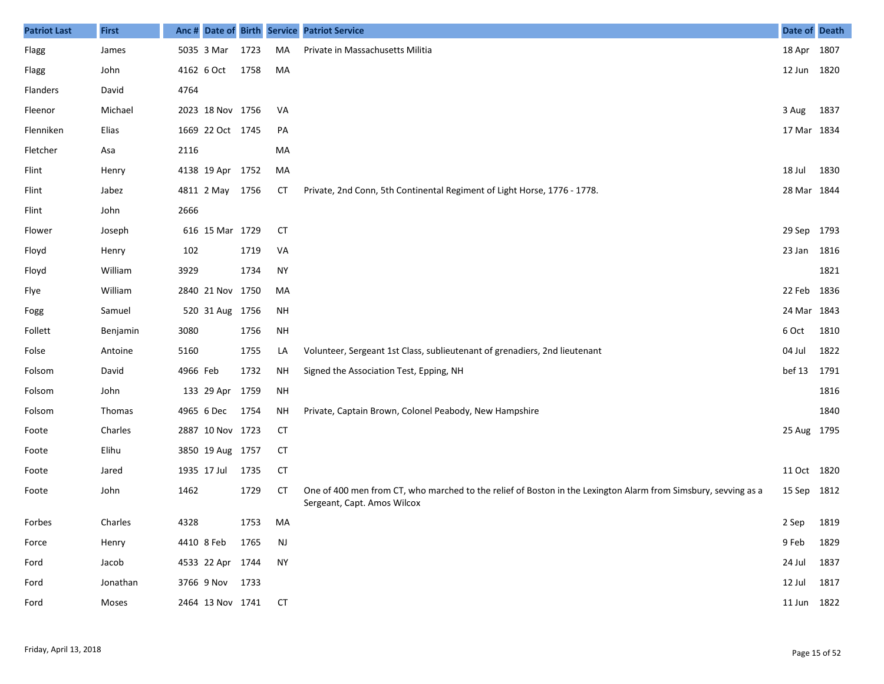| Patriot Last | First | Anc # | Date of | Birth | Service | Patriot Service | Date of | Death |
|---|---|---|---|---|---|---|---|---|
| Flagg | James | 5035 | 3 Mar | 1723 | MA | Private in Massachusetts Militia | 18 Apr | 1807 |
| Flagg | John | 4162 | 6 Oct | 1758 | MA | | 12 Jun | 1820 |
| Flanders | David | 4764 | | | | | | |
| Fleenor | Michael | 2023 | 18 Nov | 1756 | VA | | 3 Aug | 1837 |
| Flenniken | Elias | 1669 | 22 Oct | 1745 | PA | | 17 Mar | 1834 |
| Fletcher | Asa | 2116 | | | MA | | | |
| Flint | Henry | 4138 | 19 Apr | 1752 | MA | | 18 Jul | 1830 |
| Flint | Jabez | 4811 | 2 May | 1756 | CT | Private, 2nd Conn, 5th Continental Regiment of Light Horse, 1776 - 1778. | 28 Mar | 1844 |
| Flint | John | 2666 | | | | | | |
| Flower | Joseph | 616 | 15 Mar | 1729 | CT | | 29 Sep | 1793 |
| Floyd | Henry | 102 | | 1719 | VA | | 23 Jan | 1816 |
| Floyd | William | 3929 | | 1734 | NY | | | 1821 |
| Flye | William | 2840 | 21 Nov | 1750 | MA | | 22 Feb | 1836 |
| Fogg | Samuel | 520 | 31 Aug | 1756 | NH | | 24 Mar | 1843 |
| Follett | Benjamin | 3080 | | 1756 | NH | | 6 Oct | 1810 |
| Folse | Antoine | 5160 | | 1755 | LA | Volunteer, Sergeant 1st Class, sublieutenant of grenadiers, 2nd lieutenant | 04 Jul | 1822 |
| Folsom | David | 4966 | Feb | 1732 | NH | Signed the Association Test, Epping, NH | bef 13 | 1791 |
| Folsom | John | 133 | 29 Apr | 1759 | NH | | | 1816 |
| Folsom | Thomas | 4965 | 6 Dec | 1754 | NH | Private, Captain Brown, Colonel Peabody, New Hampshire | | 1840 |
| Foote | Charles | 2887 | 10 Nov | 1723 | CT | | 25 Aug | 1795 |
| Foote | Elihu | 3850 | 19 Aug | 1757 | CT | | | |
| Foote | Jared | 1935 | 17 Jul | 1735 | CT | | 11 Oct | 1820 |
| Foote | John | 1462 | | 1729 | CT | One of 400 men from CT, who marched to the relief of Boston in the Lexington Alarm from Simsbury, sevving as a Sergeant, Capt. Amos Wilcox | 15 Sep | 1812 |
| Forbes | Charles | 4328 | | 1753 | MA | | 2 Sep | 1819 |
| Force | Henry | 4410 | 8 Feb | 1765 | NJ | | 9 Feb | 1829 |
| Ford | Jacob | 4533 | 22 Apr | 1744 | NY | | 24 Jul | 1837 |
| Ford | Jonathan | 3766 | 9 Nov | 1733 | | | 12 Jul | 1817 |
| Ford | Moses | 2464 | 13 Nov | 1741 | CT | | 11 Jun | 1822 |

Friday, April 13, 2018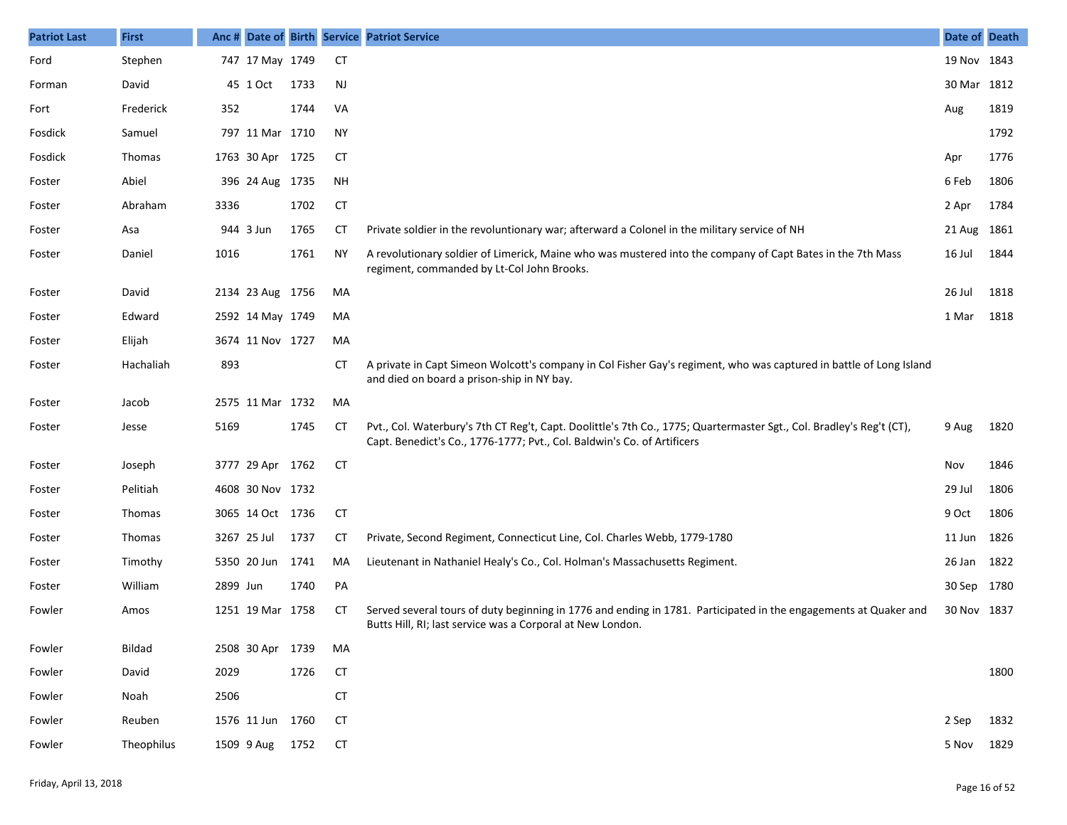| Patriot Last | First | Anc # | Date of | Birth | Service | Patriot Service | Date of | Death |
|---|---|---|---|---|---|---|---|---|
| Ford | Stephen | 747 | 17 May | 1749 | CT | | 19 Nov | 1843 |
| Forman | David | 45 | 1 Oct | 1733 | NJ | | 30 Mar | 1812 |
| Fort | Frederick | 352 | | 1744 | VA | | Aug | 1819 |
| Fosdick | Samuel | 797 | 11 Mar | 1710 | NY | | | 1792 |
| Fosdick | Thomas | 1763 | 30 Apr | 1725 | CT | | Apr | 1776 |
| Foster | Abiel | 396 | 24 Aug | 1735 | NH | | 6 Feb | 1806 |
| Foster | Abraham | 3336 | | 1702 | CT | | 2 Apr | 1784 |
| Foster | Asa | 944 | 3 Jun | 1765 | CT | Private soldier in the revoluntionary war; afterward a Colonel in the military service of NH | 21 Aug | 1861 |
| Foster | Daniel | 1016 | | 1761 | NY | A revolutionary soldier of Limerick, Maine who was mustered into the company of Capt Bates in the 7th Mass regiment, commanded by Lt-Col John Brooks. | 16 Jul | 1844 |
| Foster | David | 2134 | 23 Aug | 1756 | MA | | 26 Jul | 1818 |
| Foster | Edward | 2592 | 14 May | 1749 | MA | | 1 Mar | 1818 |
| Foster | Elijah | 3674 | 11 Nov | 1727 | MA | | | |
| Foster | Hachaliah | 893 | | | CT | A private in Capt Simeon Wolcott's company in Col Fisher Gay's regiment, who was captured in battle of Long Island and died on board a prison-ship in NY bay. | | |
| Foster | Jacob | 2575 | 11 Mar | 1732 | MA | | | |
| Foster | Jesse | 5169 | | 1745 | CT | Pvt., Col. Waterbury's 7th CT Reg't, Capt. Doolittle's 7th Co., 1775; Quartermaster Sgt., Col. Bradley's Reg't (CT), Capt. Benedict's Co., 1776-1777; Pvt., Col. Baldwin's Co. of Artificers | 9 Aug | 1820 |
| Foster | Joseph | 3777 | 29 Apr | 1762 | CT | | Nov | 1846 |
| Foster | Pelitiah | 4608 | 30 Nov | 1732 | | | 29 Jul | 1806 |
| Foster | Thomas | 3065 | 14 Oct | 1736 | CT | | 9 Oct | 1806 |
| Foster | Thomas | 3267 | 25 Jul | 1737 | CT | Private, Second Regiment, Connecticut Line, Col. Charles Webb, 1779-1780 | 11 Jun | 1826 |
| Foster | Timothy | 5350 | 20 Jun | 1741 | MA | Lieutenant in Nathaniel Healy's Co., Col. Holman's Massachusetts Regiment. | 26 Jan | 1822 |
| Foster | William | 2899 | Jun | 1740 | PA | | 30 Sep | 1780 |
| Fowler | Amos | 1251 | 19 Mar | 1758 | CT | Served several tours of duty beginning in 1776 and ending in 1781. Participated in the engagements at Quaker and Butts Hill, RI; last service was a Corporal at New London. | 30 Nov | 1837 |
| Fowler | Bildad | 2508 | 30 Apr | 1739 | MA | | | |
| Fowler | David | 2029 | | 1726 | CT | | | 1800 |
| Fowler | Noah | 2506 | | | CT | | | |
| Fowler | Reuben | 1576 | 11 Jun | 1760 | CT | | 2 Sep | 1832 |
| Fowler | Theophilus | 1509 | 9 Aug | 1752 | CT | | 5 Nov | 1829 |

Friday, April 13, 2018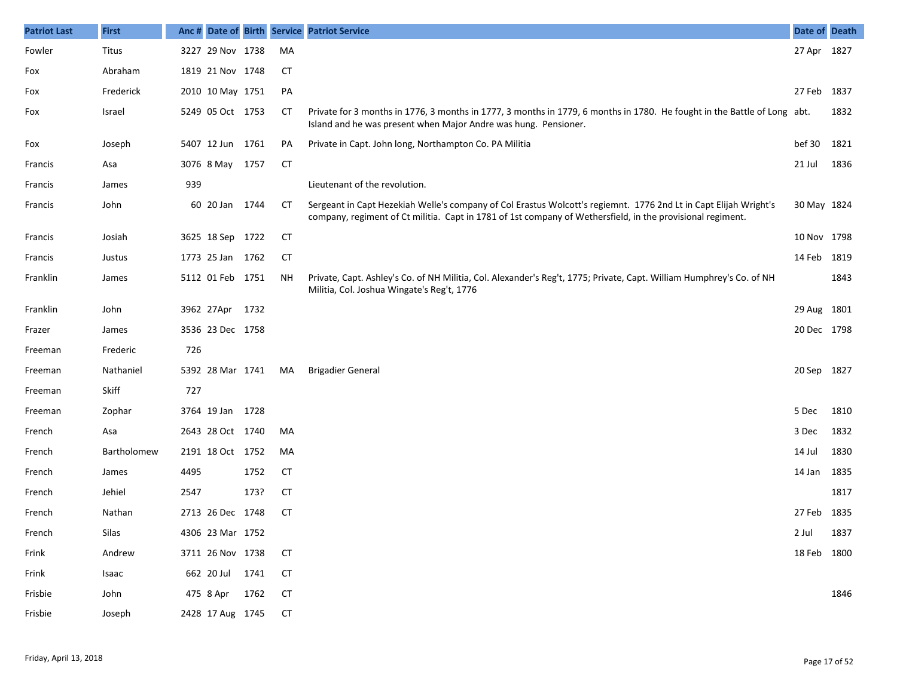| Patriot Last | First | Anc # | Date of | Birth | Service | Patriot Service | Date of | Death |
|---|---|---|---|---|---|---|---|---|
| Fowler | Titus | 3227 | 29 Nov | 1738 | MA | | 27 Apr | 1827 |
| Fox | Abraham | 1819 | 21 Nov | 1748 | CT | | | |
| Fox | Frederick | 2010 | 10 May | 1751 | PA | | 27 Feb | 1837 |
| Fox | Israel | 5249 | 05 Oct | 1753 | CT | Private for 3 months in 1776, 3 months in 1777, 3 months in 1779, 6 months in 1780. He fought in the Battle of Long Island and he was present when Major Andre was hung. Pensioner. | abt. | 1832 |
| Fox | Joseph | 5407 | 12 Jun | 1761 | PA | Private in Capt. John long, Northampton Co. PA Militia | bef 30 | 1821 |
| Francis | Asa | 3076 | 8 May | 1757 | CT | | 21 Jul | 1836 |
| Francis | James | 939 | | | | Lieutenant of the revolution. | | |
| Francis | John | 60 | 20 Jan | 1744 | CT | Sergeant in Capt Hezekiah Welle's company of Col Erastus Wolcott's regiemnt. 1776 2nd Lt in Capt Elijah Wright's company, regiment of Ct militia. Capt in 1781 of 1st company of Wethersfield, in the provisional regiment. | 30 May | 1824 |
| Francis | Josiah | 3625 | 18 Sep | 1722 | CT | | 10 Nov | 1798 |
| Francis | Justus | 1773 | 25 Jan | 1762 | CT | | 14 Feb | 1819 |
| Franklin | James | 5112 | 01 Feb | 1751 | NH | Private, Capt. Ashley's Co. of NH Militia, Col. Alexander's Reg't, 1775; Private, Capt. William Humphrey's Co. of NH Militia, Col. Joshua Wingate's Reg't, 1776 | | 1843 |
| Franklin | John | 3962 | 27Apr | 1732 | | | 29 Aug | 1801 |
| Frazer | James | 3536 | 23 Dec | 1758 | | | 20 Dec | 1798 |
| Freeman | Frederic | 726 | | | | | | |
| Freeman | Nathaniel | 5392 | 28 Mar | 1741 | MA | Brigadier General | 20 Sep | 1827 |
| Freeman | Skiff | 727 | | | | | | |
| Freeman | Zophar | 3764 | 19 Jan | 1728 | | | 5 Dec | 1810 |
| French | Asa | 2643 | 28 Oct | 1740 | MA | | 3 Dec | 1832 |
| French | Bartholomew | 2191 | 18 Oct | 1752 | MA | | 14 Jul | 1830 |
| French | James | 4495 | | 1752 | CT | | 14 Jan | 1835 |
| French | Jehiel | 2547 | | 173? | CT | | | 1817 |
| French | Nathan | 2713 | 26 Dec | 1748 | CT | | 27 Feb | 1835 |
| French | Silas | 4306 | 23 Mar | 1752 | | | 2 Jul | 1837 |
| Frink | Andrew | 3711 | 26 Nov | 1738 | CT | | 18 Feb | 1800 |
| Frink | Isaac | 662 | 20 Jul | 1741 | CT | | | |
| Frisbie | John | 475 | 8 Apr | 1762 | CT | | | 1846 |
| Frisbie | Joseph | 2428 | 17 Aug | 1745 | CT | | | |

Friday, April 13, 2018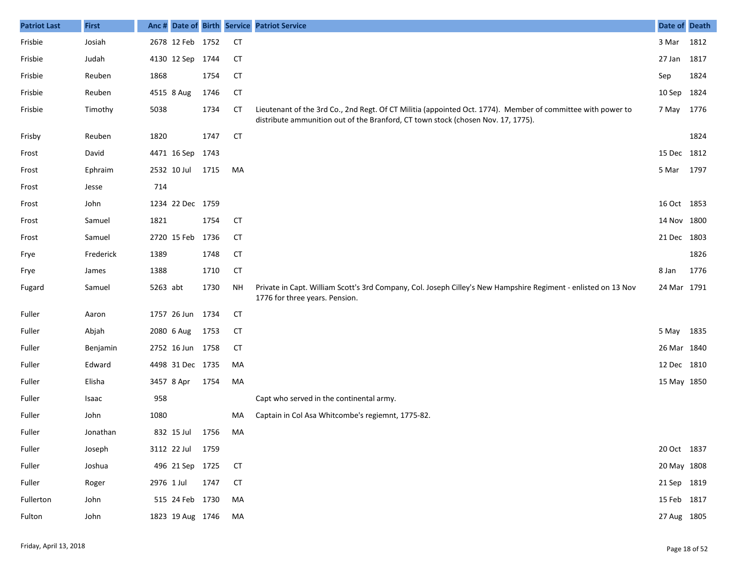| Patriot Last | First | Anc # | Date of | Birth | Service | Patriot Service | Date of | Death |
|---|---|---|---|---|---|---|---|---|
| Frisbie | Josiah | 2678 | 12 Feb | 1752 | CT | | 3 Mar | 1812 |
| Frisbie | Judah | 4130 | 12 Sep | 1744 | CT | | 27 Jan | 1817 |
| Frisbie | Reuben | 1868 | | 1754 | CT | | Sep | 1824 |
| Frisbie | Reuben | 4515 | 8 Aug | 1746 | CT | | 10 Sep | 1824 |
| Frisbie | Timothy | 5038 | | 1734 | CT | Lieutenant of the 3rd Co., 2nd Regt. Of CT Militia (appointed Oct. 1774). Member of committee with power to distribute ammunition out of the Branford, CT town stock (chosen Nov. 17, 1775). | 7 May | 1776 |
| Frisby | Reuben | 1820 | | 1747 | CT | | | 1824 |
| Frost | David | 4471 | 16 Sep | 1743 | | | 15 Dec | 1812 |
| Frost | Ephraim | 2532 | 10 Jul | 1715 | MA | | 5 Mar | 1797 |
| Frost | Jesse | 714 | | | | | | |
| Frost | John | 1234 | 22 Dec | 1759 | | | 16 Oct | 1853 |
| Frost | Samuel | 1821 | | 1754 | CT | | 14 Nov | 1800 |
| Frost | Samuel | 2720 | 15 Feb | 1736 | CT | | 21 Dec | 1803 |
| Frye | Frederick | 1389 | | 1748 | CT | | | 1826 |
| Frye | James | 1388 | | 1710 | CT | | 8 Jan | 1776 |
| Fugard | Samuel | 5263 | abt | 1730 | NH | Private in Capt. William Scott's 3rd Company, Col. Joseph Cilley's New Hampshire Regiment - enlisted on 13 Nov 1776 for three years. Pension. | 24 Mar | 1791 |
| Fuller | Aaron | 1757 | 26 Jun | 1734 | CT | | | |
| Fuller | Abjah | 2080 | 6 Aug | 1753 | CT | | 5 May | 1835 |
| Fuller | Benjamin | 2752 | 16 Jun | 1758 | CT | | 26 Mar | 1840 |
| Fuller | Edward | 4498 | 31 Dec | 1735 | MA | | 12 Dec | 1810 |
| Fuller | Elisha | 3457 | 8 Apr | 1754 | MA | | 15 May | 1850 |
| Fuller | Isaac | 958 | | | | Capt who served in the continental army. | | |
| Fuller | John | 1080 | | | MA | Captain in Col Asa Whitcombe's regiemnt, 1775-82. | | |
| Fuller | Jonathan | 832 | 15 Jul | 1756 | MA | | | |
| Fuller | Joseph | 3112 | 22 Jul | 1759 | | | 20 Oct | 1837 |
| Fuller | Joshua | 496 | 21 Sep | 1725 | CT | | 20 May | 1808 |
| Fuller | Roger | 2976 | 1 Jul | 1747 | CT | | 21 Sep | 1819 |
| Fullerton | John | 515 | 24 Feb | 1730 | MA | | 15 Feb | 1817 |
| Fulton | John | 1823 | 19 Aug | 1746 | MA | | 27 Aug | 1805 |

Friday, April 13, 2018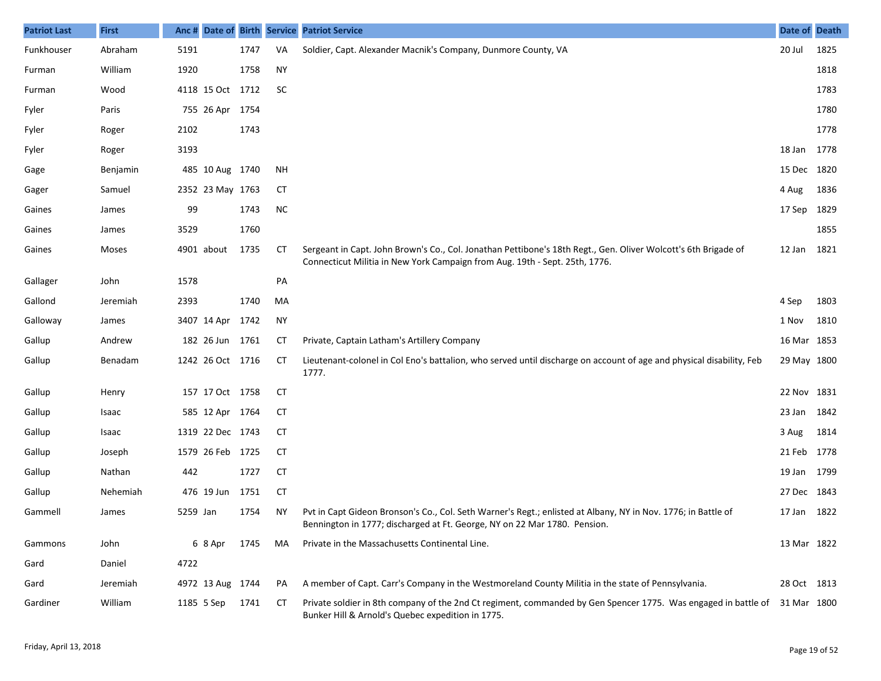| Patriot Last | First | Anc # | Date of | Birth | Service | Patriot Service | Date of | Death |
|---|---|---|---|---|---|---|---|---|
| Funkhouser | Abraham | 5191 | | 1747 | VA | Soldier, Capt. Alexander Macnik's Company, Dunmore County, VA | 20 Jul | 1825 |
| Furman | William | 1920 | | 1758 | NY | | | 1818 |
| Furman | Wood | 4118 | 15 Oct | 1712 | SC | | | 1783 |
| Fyler | Paris | 755 | 26 Apr | 1754 | | | | 1780 |
| Fyler | Roger | 2102 | | 1743 | | | | 1778 |
| Fyler | Roger | 3193 | | | | | 18 Jan | 1778 |
| Gage | Benjamin | 485 | 10 Aug | 1740 | NH | | 15 Dec | 1820 |
| Gager | Samuel | 2352 | 23 May | 1763 | CT | | 4 Aug | 1836 |
| Gaines | James | 99 | | 1743 | NC | | 17 Sep | 1829 |
| Gaines | James | 3529 | | 1760 | | | | 1855 |
| Gaines | Moses | 4901 | about | 1735 | CT | Sergeant in Capt. John Brown's Co., Col. Jonathan Pettibone's 18th Regt., Gen. Oliver Wolcott's 6th Brigade of Connecticut Militia in New York Campaign from Aug. 19th - Sept. 25th, 1776. | 12 Jan | 1821 |
| Gallager | John | 1578 | | | PA | | | |
| Gallond | Jeremiah | 2393 | | 1740 | MA | | 4 Sep | 1803 |
| Galloway | James | 3407 | 14 Apr | 1742 | NY | | 1 Nov | 1810 |
| Gallup | Andrew | 182 | 26 Jun | 1761 | CT | Private, Captain Latham's Artillery Company | 16 Mar | 1853 |
| Gallup | Benadam | 1242 | 26 Oct | 1716 | CT | Lieutenant-colonel in Col Eno's battalion, who served until discharge on account of age and physical disability, Feb 1777. | 29 May | 1800 |
| Gallup | Henry | 157 | 17 Oct | 1758 | CT | | 22 Nov | 1831 |
| Gallup | Isaac | 585 | 12 Apr | 1764 | CT | | 23 Jan | 1842 |
| Gallup | Isaac | 1319 | 22 Dec | 1743 | CT | | 3 Aug | 1814 |
| Gallup | Joseph | 1579 | 26 Feb | 1725 | CT | | 21 Feb | 1778 |
| Gallup | Nathan | 442 | | 1727 | CT | | 19 Jan | 1799 |
| Gallup | Nehemiah | 476 | 19 Jun | 1751 | CT | | 27 Dec | 1843 |
| Gammell | James | 5259 | Jan | 1754 | NY | Pvt in Capt Gideon Bronson's Co., Col. Seth Warner's Regt.; enlisted at Albany, NY in Nov. 1776; in Battle of Bennington in 1777; discharged at Ft. George, NY on 22 Mar 1780. Pension. | 17 Jan | 1822 |
| Gammons | John | 6 | 8 Apr | 1745 | MA | Private in the Massachusetts Continental Line. | 13 Mar | 1822 |
| Gard | Daniel | 4722 | | | | | | |
| Gard | Jeremiah | 4972 | 13 Aug | 1744 | PA | A member of Capt. Carr's Company in the Westmoreland County Militia in the state of Pennsylvania. | 28 Oct | 1813 |
| Gardiner | William | 1185 | 5 Sep | 1741 | CT | Private soldier in 8th company of the 2nd Ct regiment, commanded by Gen Spencer 1775. Was engaged in battle of Bunker Hill & Arnold's Quebec expedition in 1775. | 31 Mar | 1800 |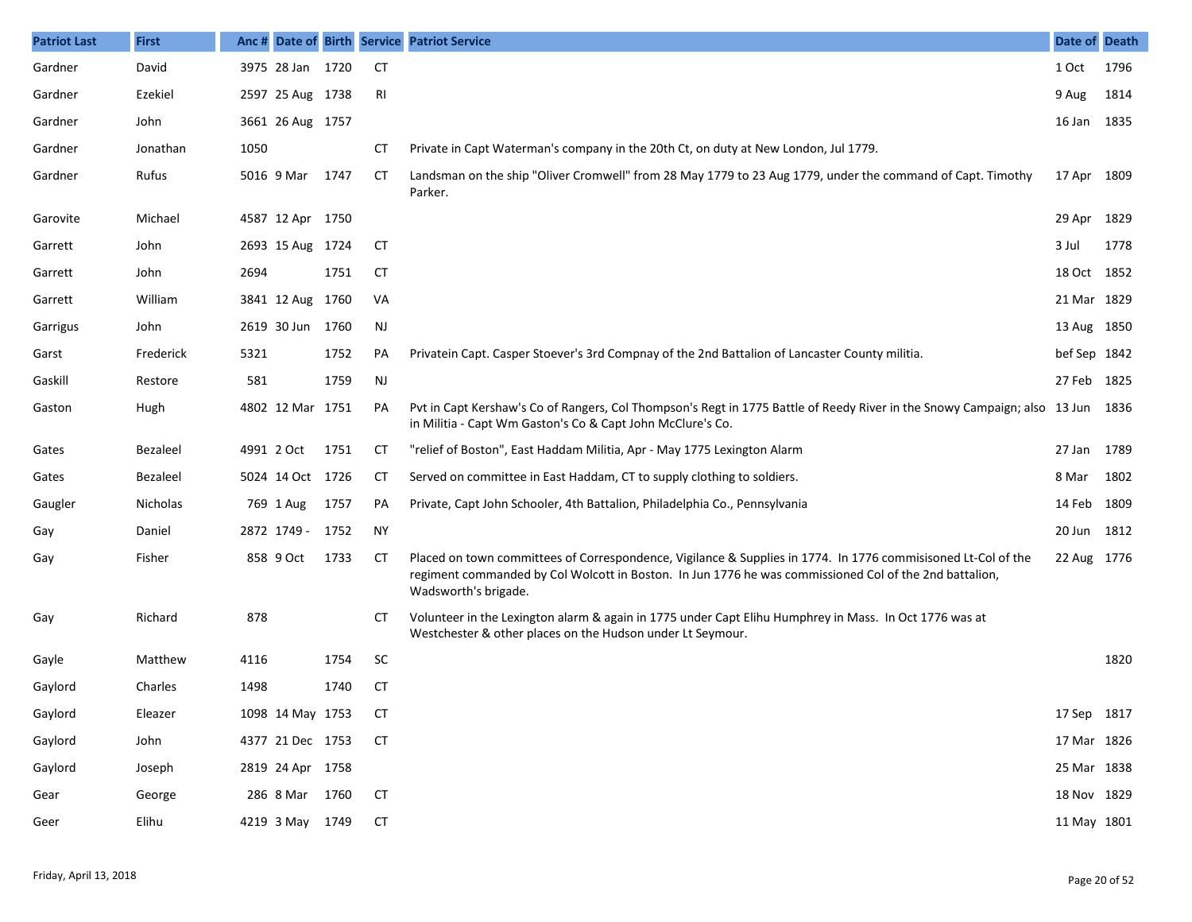| Patriot Last | First | Anc # | Date of | Birth | Service | Patriot Service | Date of | Death |
|---|---|---|---|---|---|---|---|---|
| Gardner | David | 3975 | 28 Jan | 1720 | CT | | 1 Oct | 1796 |
| Gardner | Ezekiel | 2597 | 25 Aug | 1738 | RI | | 9 Aug | 1814 |
| Gardner | John | 3661 | 26 Aug | 1757 | | | 16 Jan | 1835 |
| Gardner | Jonathan | 1050 | | | CT | Private in Capt Waterman's company in the 20th Ct, on duty at New London, Jul 1779. | | |
| Gardner | Rufus | 5016 | 9 Mar | 1747 | CT | Landsman on the ship "Oliver Cromwell" from 28 May 1779 to 23 Aug 1779, under the command of Capt. Timothy Parker. | 17 Apr | 1809 |
| Garovite | Michael | 4587 | 12 Apr | 1750 | | | 29 Apr | 1829 |
| Garrett | John | 2693 | 15 Aug | 1724 | CT | | 3 Jul | 1778 |
| Garrett | John | 2694 | | 1751 | CT | | 18 Oct | 1852 |
| Garrett | William | 3841 | 12 Aug | 1760 | VA | | 21 Mar | 1829 |
| Garrigus | John | 2619 | 30 Jun | 1760 | NJ | | 13 Aug | 1850 |
| Garst | Frederick | 5321 | | 1752 | PA | Privatein Capt. Casper Stoever's 3rd Compnay of the 2nd Battalion of Lancaster County militia. | bef Sep | 1842 |
| Gaskill | Restore | 581 | | 1759 | NJ | | 27 Feb | 1825 |
| Gaston | Hugh | 4802 | 12 Mar | 1751 | PA | Pvt in Capt Kershaw's Co of Rangers, Col Thompson's Regt in 1775 Battle of Reedy River in the Snowy Campaign; also in Militia - Capt Wm Gaston's Co & Capt John McClure's Co. | 13 Jun | 1836 |
| Gates | Bezaleel | 4991 | 2 Oct | 1751 | CT | "relief of Boston", East Haddam Militia, Apr - May 1775 Lexington Alarm | 27 Jan | 1789 |
| Gates | Bezaleel | 5024 | 14 Oct | 1726 | CT | Served on committee in East Haddam, CT to supply clothing to soldiers. | 8 Mar | 1802 |
| Gaugler | Nicholas | 769 | 1 Aug | 1757 | PA | Private, Capt John Schooler, 4th Battalion, Philadelphia Co., Pennsylvania | 14 Feb | 1809 |
| Gay | Daniel | 2872 | 1749 - | 1752 | NY | | 20 Jun | 1812 |
| Gay | Fisher | 858 | 9 Oct | 1733 | CT | Placed on town committees of Correspondence, Vigilance & Supplies in 1774. In 1776 commisisoned Lt-Col of the regiment commanded by Col Wolcott in Boston. In Jun 1776 he was commissioned Col of the 2nd battalion, Wadsworth's brigade. | 22 Aug | 1776 |
| Gay | Richard | 878 | | | CT | Volunteer in the Lexington alarm & again in 1775 under Capt Elihu Humphrey in Mass. In Oct 1776 was at Westchester & other places on the Hudson under Lt Seymour. | | |
| Gayle | Matthew | 4116 | | 1754 | SC | | | 1820 |
| Gaylord | Charles | 1498 | | 1740 | CT | | | |
| Gaylord | Eleazer | 1098 | 14 May | 1753 | CT | | 17 Sep | 1817 |
| Gaylord | John | 4377 | 21 Dec | 1753 | CT | | 17 Mar | 1826 |
| Gaylord | Joseph | 2819 | 24 Apr | 1758 | | | 25 Mar | 1838 |
| Gear | George | 286 | 8 Mar | 1760 | CT | | 18 Nov | 1829 |
| Geer | Elihu | 4219 | 3 May | 1749 | CT | | 11 May | 1801 |

Friday, April 13, 2018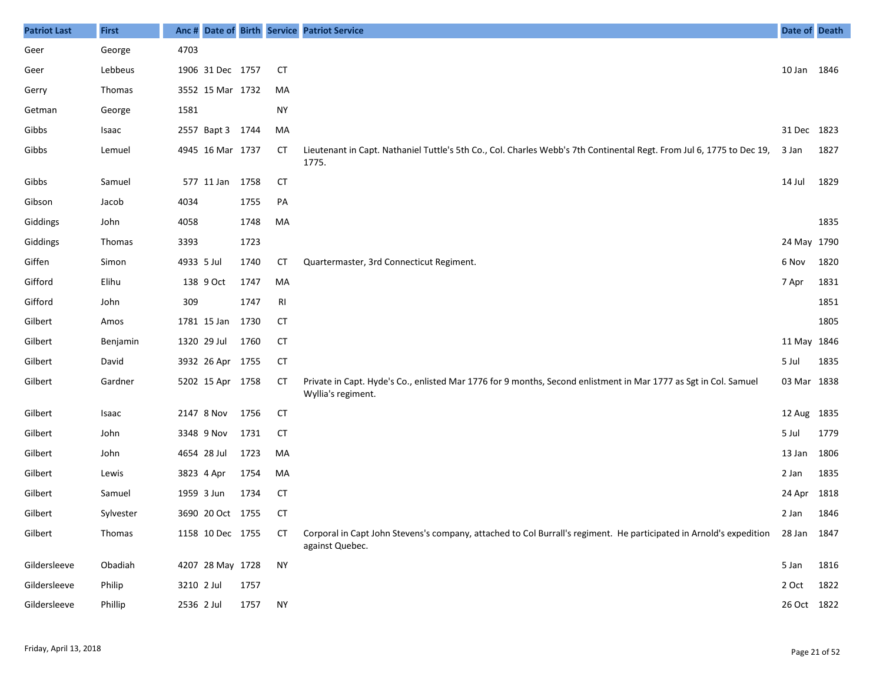| Patriot Last | First | Anc # | Date of | Birth | Service | Patriot Service | Date of | Death |
|---|---|---|---|---|---|---|---|---|
| Geer | George | 4703 | | | | | | |
| Geer | Lebbeus | 1906 | 31 Dec | 1757 | CT | | 10 Jan | 1846 |
| Gerry | Thomas | 3552 | 15 Mar | 1732 | MA | | | |
| Getman | George | 1581 | | | NY | | | |
| Gibbs | Isaac | 2557 | Bapt 3 | 1744 | MA | | 31 Dec | 1823 |
| Gibbs | Lemuel | 4945 | 16 Mar | 1737 | CT | Lieutenant in Capt. Nathaniel Tuttle's 5th Co., Col. Charles Webb's 7th Continental Regt. From Jul 6, 1775 to Dec 19, 1775. | 3 Jan | 1827 |
| Gibbs | Samuel | 577 | 11 Jan | 1758 | CT | | 14 Jul | 1829 |
| Gibson | Jacob | 4034 | | 1755 | PA | | | |
| Giddings | John | 4058 | | 1748 | MA | | | 1835 |
| Giddings | Thomas | 3393 | | 1723 | | | 24 May | 1790 |
| Giffen | Simon | 4933 | 5 Jul | 1740 | CT | Quartermaster, 3rd Connecticut Regiment. | 6 Nov | 1820 |
| Gifford | Elihu | 138 | 9 Oct | 1747 | MA | | 7 Apr | 1831 |
| Gifford | John | 309 | | 1747 | RI | | | 1851 |
| Gilbert | Amos | 1781 | 15 Jan | 1730 | CT | | | 1805 |
| Gilbert | Benjamin | 1320 | 29 Jul | 1760 | CT | | 11 May | 1846 |
| Gilbert | David | 3932 | 26 Apr | 1755 | CT | | 5 Jul | 1835 |
| Gilbert | Gardner | 5202 | 15 Apr | 1758 | CT | Private in Capt. Hyde's Co., enlisted Mar 1776 for 9 months, Second enlistment in Mar 1777 as Sgt in Col. Samuel Wyllia's regiment. | 03 Mar | 1838 |
| Gilbert | Isaac | 2147 | 8 Nov | 1756 | CT | | 12 Aug | 1835 |
| Gilbert | John | 3348 | 9 Nov | 1731 | CT | | 5 Jul | 1779 |
| Gilbert | John | 4654 | 28 Jul | 1723 | MA | | 13 Jan | 1806 |
| Gilbert | Lewis | 3823 | 4 Apr | 1754 | MA | | 2 Jan | 1835 |
| Gilbert | Samuel | 1959 | 3 Jun | 1734 | CT | | 24 Apr | 1818 |
| Gilbert | Sylvester | 3690 | 20 Oct | 1755 | CT | | 2 Jan | 1846 |
| Gilbert | Thomas | 1158 | 10 Dec | 1755 | CT | Corporal in Capt John Stevens's company, attached to Col Burrall's regiment. He participated in Arnold's expedition against Quebec. | 28 Jan | 1847 |
| Gildersleeve | Obadiah | 4207 | 28 May | 1728 | NY | | 5 Jan | 1816 |
| Gildersleeve | Philip | 3210 | 2 Jul | 1757 | | | 2 Oct | 1822 |
| Gildersleeve | Phillip | 2536 | 2 Jul | 1757 | NY | | 26 Oct | 1822 |

Friday, April 13, 2018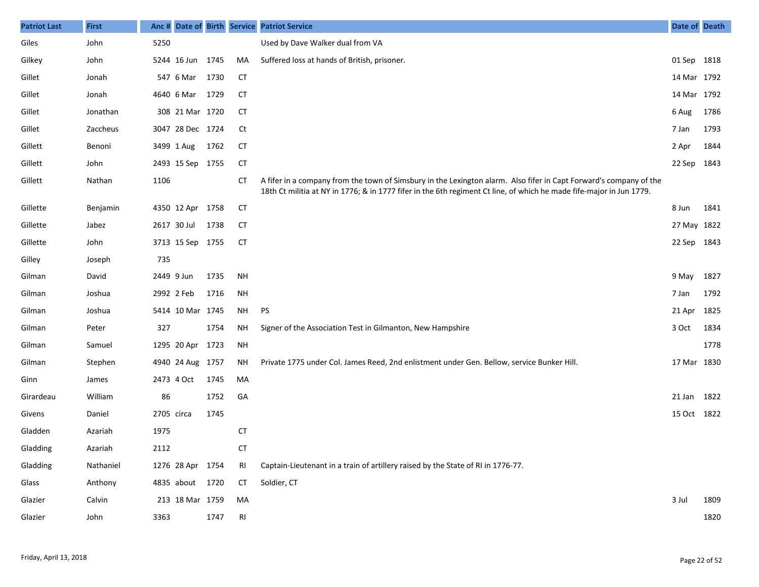| Patriot Last | First | Anc # | Date of | Birth | Service | Patriot Service | Date of | Death |
|---|---|---|---|---|---|---|---|---|
| Giles | John | 5250 | | | | Used by Dave Walker dual from VA | | |
| Gilkey | John | 5244 | 16 Jun | 1745 | MA | Suffered loss at hands of British, prisoner. | 01 Sep | 1818 |
| Gillet | Jonah | 547 | 6 Mar | 1730 | CT | | 14 Mar | 1792 |
| Gillet | Jonah | 4640 | 6 Mar | 1729 | CT | | 14 Mar | 1792 |
| Gillet | Jonathan | 308 | 21 Mar | 1720 | CT | | 6 Aug | 1786 |
| Gillet | Zaccheus | 3047 | 28 Dec | 1724 | Ct | | 7 Jan | 1793 |
| Gillett | Benoni | 3499 | 1 Aug | 1762 | CT | | 2 Apr | 1844 |
| Gillett | John | 2493 | 15 Sep | 1755 | CT | | 22 Sep | 1843 |
| Gillett | Nathan | 1106 | | | CT | A fifer in a company from the town of Simsbury in the Lexington alarm. Also fifer in Capt Forward's company of the 18th Ct militia at NY in 1776; & in 1777 fifer in the 6th regiment Ct line, of which he made fife-major in Jun 1779. | | |
| Gillette | Benjamin | 4350 | 12 Apr | 1758 | CT | | 8 Jun | 1841 |
| Gillette | Jabez | 2617 | 30 Jul | 1738 | CT | | 27 May | 1822 |
| Gillette | John | 3713 | 15 Sep | 1755 | CT | | 22 Sep | 1843 |
| Gilley | Joseph | 735 | | | | | | |
| Gilman | David | 2449 | 9 Jun | 1735 | NH | | 9 May | 1827 |
| Gilman | Joshua | 2992 | 2 Feb | 1716 | NH | | 7 Jan | 1792 |
| Gilman | Joshua | 5414 | 10 Mar | 1745 | NH | PS | 21 Apr | 1825 |
| Gilman | Peter | 327 | | 1754 | NH | Signer of the Association Test in Gilmanton, New Hampshire | 3 Oct | 1834 |
| Gilman | Samuel | 1295 | 20 Apr | 1723 | NH | | | 1778 |
| Gilman | Stephen | 4940 | 24 Aug | 1757 | NH | Private 1775 under Col. James Reed, 2nd enlistment under Gen. Bellow, service Bunker Hill. | 17 Mar | 1830 |
| Ginn | James | 2473 | 4 Oct | 1745 | MA | | | |
| Girardeau | William | 86 | | 1752 | GA | | 21 Jan | 1822 |
| Givens | Daniel | 2705 | circa | 1745 | | | 15 Oct | 1822 |
| Gladden | Azariah | 1975 | | | CT | | | |
| Gladding | Azariah | 2112 | | | CT | | | |
| Gladding | Nathaniel | 1276 | 28 Apr | 1754 | RI | Captain-Lieutenant in a train of artillery raised by the State of RI in 1776-77. | | |
| Glass | Anthony | 4835 | about | 1720 | CT | Soldier, CT | | |
| Glazier | Calvin | 213 | 18 Mar | 1759 | MA | | 3 Jul | 1809 |
| Glazier | John | 3363 | | 1747 | RI | | | 1820 |

Friday, April 13, 2018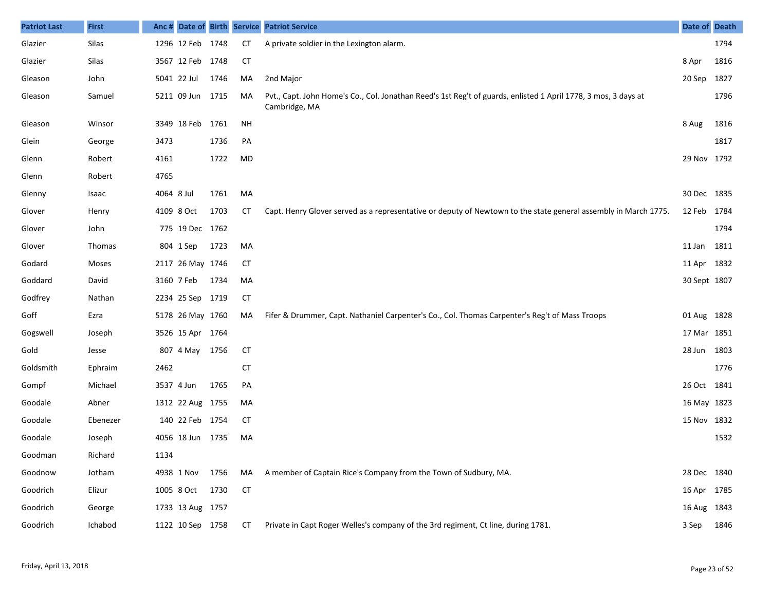| Patriot Last | First | Anc # | Date of | Birth | Service | Patriot Service | Date of | Death |
|---|---|---|---|---|---|---|---|---|
| Glazier | Silas | 1296 | 12 Feb | 1748 | CT | A private soldier in the Lexington alarm. | | 1794 |
| Glazier | Silas | 3567 | 12 Feb | 1748 | CT | | 8 Apr | 1816 |
| Gleason | John | 5041 | 22 Jul | 1746 | MA | 2nd Major | 20 Sep | 1827 |
| Gleason | Samuel | 5211 | 09 Jun | 1715 | MA | Pvt., Capt. John Home's Co., Col. Jonathan Reed's 1st Reg't of guards, enlisted 1 April 1778, 3 mos, 3 days at Cambridge, MA | | 1796 |
| Gleason | Winsor | 3349 | 18 Feb | 1761 | NH | | 8 Aug | 1816 |
| Glein | George | 3473 | | 1736 | PA | | | 1817 |
| Glenn | Robert | 4161 | | 1722 | MD | | 29 Nov | 1792 |
| Glenn | Robert | 4765 | | | | | | |
| Glenny | Isaac | 4064 | 8 Jul | 1761 | MA | | 30 Dec | 1835 |
| Glover | Henry | 4109 | 8 Oct | 1703 | CT | Capt. Henry Glover served as a representative or deputy of Newtown to the state general assembly in March 1775. | 12 Feb | 1784 |
| Glover | John | 775 | 19 Dec | 1762 | | | | 1794 |
| Glover | Thomas | 804 | 1 Sep | 1723 | MA | | 11 Jan | 1811 |
| Godard | Moses | 2117 | 26 May | 1746 | CT | | 11 Apr | 1832 |
| Goddard | David | 3160 | 7 Feb | 1734 | MA | | 30 Sept | 1807 |
| Godfrey | Nathan | 2234 | 25 Sep | 1719 | CT | | | |
| Goff | Ezra | 5178 | 26 May | 1760 | MA | Fifer & Drummer, Capt. Nathaniel Carpenter's Co., Col. Thomas Carpenter's Reg't of Mass Troops | 01 Aug | 1828 |
| Gogswell | Joseph | 3526 | 15 Apr | 1764 | | | 17 Mar | 1851 |
| Gold | Jesse | 807 | 4 May | 1756 | CT | | 28 Jun | 1803 |
| Goldsmith | Ephraim | 2462 | | | CT | | | 1776 |
| Gompf | Michael | 3537 | 4 Jun | 1765 | PA | | 26 Oct | 1841 |
| Goodale | Abner | 1312 | 22 Aug | 1755 | MA | | 16 May | 1823 |
| Goodale | Ebenezer | 140 | 22 Feb | 1754 | CT | | 15 Nov | 1832 |
| Goodale | Joseph | 4056 | 18 Jun | 1735 | MA | | | 1532 |
| Goodman | Richard | 1134 | | | | | | |
| Goodnow | Jotham | 4938 | 1 Nov | 1756 | MA | A member of Captain Rice's Company from the Town of Sudbury, MA. | 28 Dec | 1840 |
| Goodrich | Elizur | 1005 | 8 Oct | 1730 | CT | | 16 Apr | 1785 |
| Goodrich | George | 1733 | 13 Aug | 1757 | | | 16 Aug | 1843 |
| Goodrich | Ichabod | 1122 | 10 Sep | 1758 | CT | Private in Capt Roger Welles's company of the 3rd regiment, Ct line, during 1781. | 3 Sep | 1846 |

Friday, April 13, 2018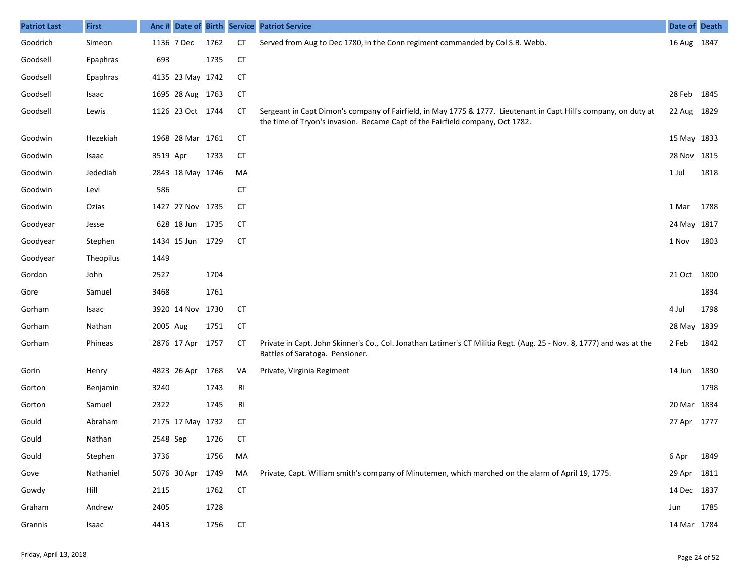| Patriot Last | First | Anc # | Date of | Birth | Service | Patriot Service | Date of | Death |
|---|---|---|---|---|---|---|---|---|
| Goodrich | Simeon | 1136 | 7 Dec | 1762 | CT | Served from Aug to Dec 1780, in the Conn regiment commanded by Col S.B. Webb. | 16 Aug | 1847 |
| Goodsell | Epaphras | 693 | | 1735 | CT | | | |
| Goodsell | Epaphras | 4135 | 23 May | 1742 | CT | | | |
| Goodsell | Isaac | 1695 | 28 Aug | 1763 | CT | | 28 Feb | 1845 |
| Goodsell | Lewis | 1126 | 23 Oct | 1744 | CT | Sergeant in Capt Dimon's company of Fairfield, in May 1775 & 1777. Lieutenant in Capt Hill's company, on duty at the time of Tryon's invasion. Became Capt of the Fairfield company, Oct 1782. | 22 Aug | 1829 |
| Goodwin | Hezekiah | 1968 | 28 Mar | 1761 | CT | | 15 May | 1833 |
| Goodwin | Isaac | 3519 | Apr | 1733 | CT | | 28 Nov | 1815 |
| Goodwin | Jedediah | 2843 | 18 May | 1746 | MA | | 1 Jul | 1818 |
| Goodwin | Levi | 586 | | | CT | | | |
| Goodwin | Ozias | 1427 | 27 Nov | 1735 | CT | | 1 Mar | 1788 |
| Goodyear | Jesse | 628 | 18 Jun | 1735 | CT | | 24 May | 1817 |
| Goodyear | Stephen | 1434 | 15 Jun | 1729 | CT | | 1 Nov | 1803 |
| Goodyear | Theopilus | 1449 | | | | | | |
| Gordon | John | 2527 | | 1704 | | | 21 Oct | 1800 |
| Gore | Samuel | 3468 | | 1761 | | | | 1834 |
| Gorham | Isaac | 3920 | 14 Nov | 1730 | CT | | 4 Jul | 1798 |
| Gorham | Nathan | 2005 | Aug | 1751 | CT | | 28 May | 1839 |
| Gorham | Phineas | 2876 | 17 Apr | 1757 | CT | Private in Capt. John Skinner's Co., Col. Jonathan Latimer's CT Militia Regt. (Aug. 25 - Nov. 8, 1777) and was at the Battles of Saratoga. Pensioner. | 2 Feb | 1842 |
| Gorin | Henry | 4823 | 26 Apr | 1768 | VA | Private, Virginia Regiment | 14 Jun | 1830 |
| Gorton | Benjamin | 3240 | | 1743 | RI | | | 1798 |
| Gorton | Samuel | 2322 | | 1745 | RI | | 20 Mar | 1834 |
| Gould | Abraham | 2175 | 17 May | 1732 | CT | | 27 Apr | 1777 |
| Gould | Nathan | 2548 | Sep | 1726 | CT | | | |
| Gould | Stephen | 3736 | | 1756 | MA | | 6 Apr | 1849 |
| Gove | Nathaniel | 5076 | 30 Apr | 1749 | MA | Private, Capt. William smith's company of Minutemen, which marched on the alarm of April 19, 1775. | 29 Apr | 1811 |
| Gowdy | Hill | 2115 | | 1762 | CT | | 14 Dec | 1837 |
| Graham | Andrew | 2405 | | 1728 | | | Jun | 1785 |
| Grannis | Isaac | 4413 | | 1756 | CT | | 14 Mar | 1784 |

Friday, April 13, 2018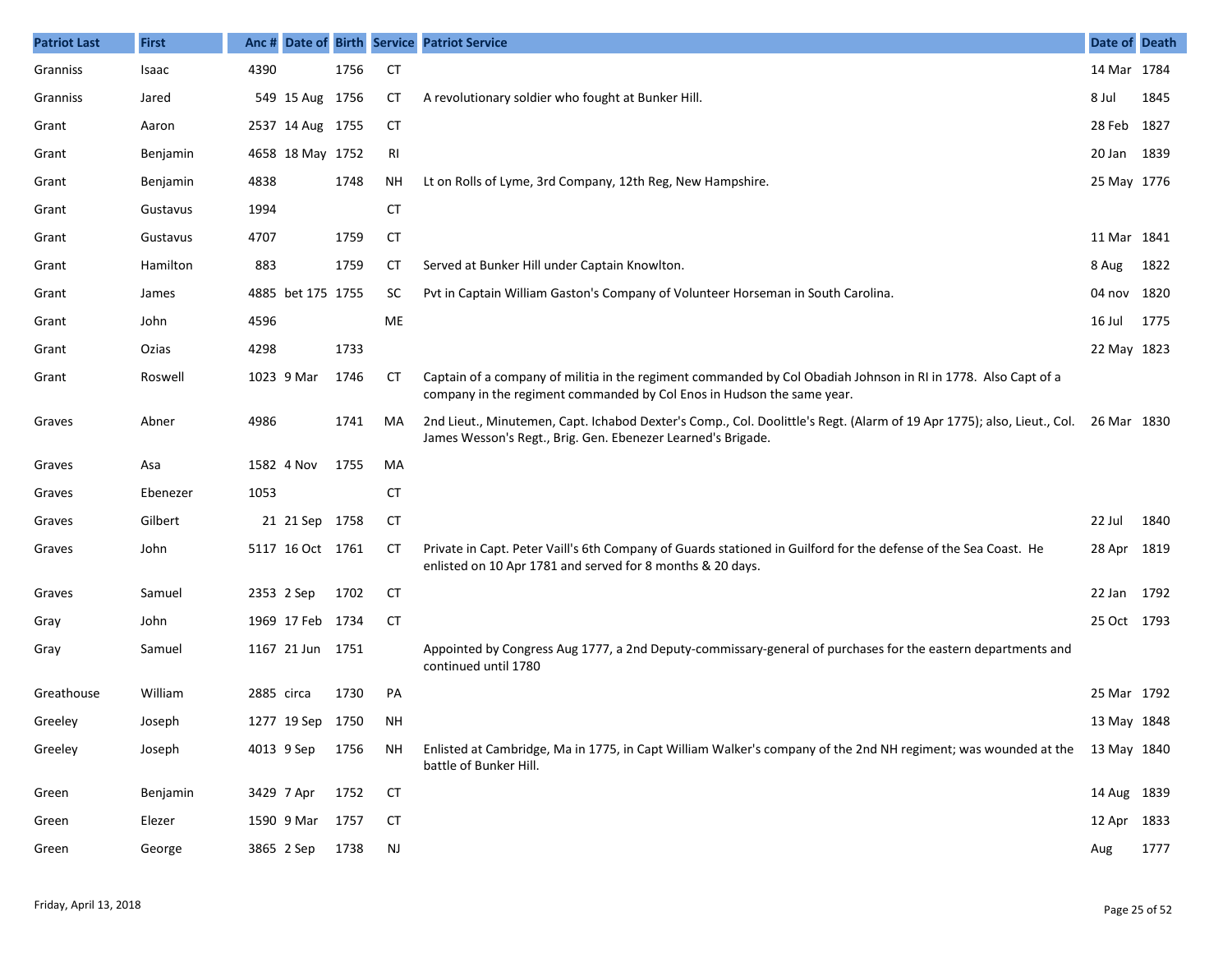| Patriot Last | First | Anc # | Date of | Birth | Service | Patriot Service | Date of | Death |
|---|---|---|---|---|---|---|---|---|
| Granniss | Isaac | 4390 | | 1756 | CT | | 14 Mar | 1784 |
| Granniss | Jared | 549 | 15 Aug | 1756 | CT | A revolutionary soldier who fought at Bunker Hill. | 8 Jul | 1845 |
| Grant | Aaron | 2537 | 14 Aug | 1755 | CT | | 28 Feb | 1827 |
| Grant | Benjamin | 4658 | 18 May | 1752 | RI | | 20 Jan | 1839 |
| Grant | Benjamin | 4838 | | 1748 | NH | Lt on Rolls of Lyme, 3rd Company, 12th Reg, New Hampshire. | 25 May | 1776 |
| Grant | Gustavus | 1994 | | | CT | | | |
| Grant | Gustavus | 4707 | | 1759 | CT | | 11 Mar | 1841 |
| Grant | Hamilton | 883 | | 1759 | CT | Served at Bunker Hill under Captain Knowlton. | 8 Aug | 1822 |
| Grant | James | 4885 | bet 175 | 1755 | SC | Pvt in Captain William Gaston's Company of Volunteer Horseman in South Carolina. | 04 nov | 1820 |
| Grant | John | 4596 | | | ME | | 16 Jul | 1775 |
| Grant | Ozias | 4298 | | 1733 | | | 22 May | 1823 |
| Grant | Roswell | 1023 | 9 Mar | 1746 | CT | Captain of a company of militia in the regiment commanded by Col Obadiah Johnson in RI in 1778. Also Capt of a company in the regiment commanded by Col Enos in Hudson the same year. | | |
| Graves | Abner | 4986 | | 1741 | MA | 2nd Lieut., Minutemen, Capt. Ichabod Dexter's Comp., Col. Doolittle's Regt. (Alarm of 19 Apr 1775); also, Lieut., Col. James Wesson's Regt., Brig. Gen. Ebenezer Learned's Brigade. | 26 Mar | 1830 |
| Graves | Asa | 1582 | 4 Nov | 1755 | MA | | | |
| Graves | Ebenezer | 1053 | | | CT | | | |
| Graves | Gilbert | 21 | 21 Sep | 1758 | CT | | 22 Jul | 1840 |
| Graves | John | 5117 | 16 Oct | 1761 | CT | Private in Capt. Peter Vaill's 6th Company of Guards stationed in Guilford for the defense of the Sea Coast. He enlisted on 10 Apr 1781 and served for 8 months & 20 days. | 28 Apr | 1819 |
| Graves | Samuel | 2353 | 2 Sep | 1702 | CT | | 22 Jan | 1792 |
| Gray | John | 1969 | 17 Feb | 1734 | CT | | 25 Oct | 1793 |
| Gray | Samuel | 1167 | 21 Jun | 1751 | | Appointed by Congress Aug 1777, a 2nd Deputy-commissary-general of purchases for the eastern departments and continued until 1780 | | |
| Greathouse | William | 2885 | circa | 1730 | PA | | 25 Mar | 1792 |
| Greeley | Joseph | 1277 | 19 Sep | 1750 | NH | | 13 May | 1848 |
| Greeley | Joseph | 4013 | 9 Sep | 1756 | NH | Enlisted at Cambridge, Ma in 1775, in Capt William Walker's company of the 2nd NH regiment; was wounded at the battle of Bunker Hill. | 13 May | 1840 |
| Green | Benjamin | 3429 | 7 Apr | 1752 | CT | | 14 Aug | 1839 |
| Green | Elezer | 1590 | 9 Mar | 1757 | CT | | 12 Apr | 1833 |
| Green | George | 3865 | 2 Sep | 1738 | NJ | | Aug | 1777 |

Friday, April 13, 2018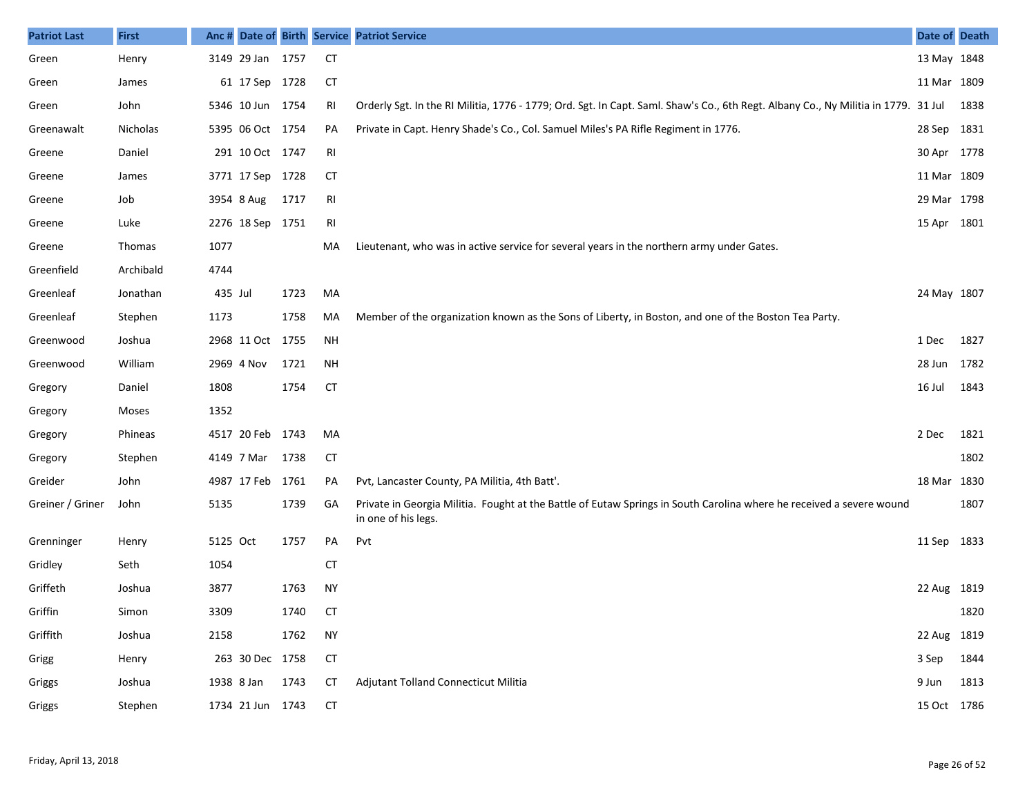| Patriot Last | First | Anc # | Date of | Birth | Service | Patriot Service | Date of | Death |
|---|---|---|---|---|---|---|---|---|
| Green | Henry | 3149 | 29 Jan | 1757 | CT | | 13 May | 1848 |
| Green | James | 61 | 17 Sep | 1728 | CT | | 11 Mar | 1809 |
| Green | John | 5346 | 10 Jun | 1754 | RI | Orderly Sgt. In the RI Militia, 1776 - 1779; Ord. Sgt. In Capt. Saml. Shaw's Co., 6th Regt. Albany Co., Ny Militia in 1779. | 31 Jul | 1838 |
| Greenawalt | Nicholas | 5395 | 06 Oct | 1754 | PA | Private in Capt. Henry Shade's Co., Col. Samuel Miles's PA Rifle Regiment in 1776. | 28 Sep | 1831 |
| Greene | Daniel | 291 | 10 Oct | 1747 | RI | | 30 Apr | 1778 |
| Greene | James | 3771 | 17 Sep | 1728 | CT | | 11 Mar | 1809 |
| Greene | Job | 3954 | 8 Aug | 1717 | RI | | 29 Mar | 1798 |
| Greene | Luke | 2276 | 18 Sep | 1751 | RI | | 15 Apr | 1801 |
| Greene | Thomas | 1077 | | | MA | Lieutenant, who was in active service for several years in the northern army under Gates. | | |
| Greenfield | Archibald | 4744 | | | | | | |
| Greenleaf | Jonathan | 435 | Jul | 1723 | MA | | 24 May | 1807 |
| Greenleaf | Stephen | 1173 | | 1758 | MA | Member of the organization known as the Sons of Liberty, in Boston, and one of the Boston Tea Party. | | |
| Greenwood | Joshua | 2968 | 11 Oct | 1755 | NH | | 1 Dec | 1827 |
| Greenwood | William | 2969 | 4 Nov | 1721 | NH | | 28 Jun | 1782 |
| Gregory | Daniel | 1808 | | 1754 | CT | | 16 Jul | 1843 |
| Gregory | Moses | 1352 | | | | | | |
| Gregory | Phineas | 4517 | 20 Feb | 1743 | MA | | 2 Dec | 1821 |
| Gregory | Stephen | 4149 | 7 Mar | 1738 | CT | | | 1802 |
| Greider | John | 4987 | 17 Feb | 1761 | PA | Pvt, Lancaster County, PA Militia, 4th Batt'. | 18 Mar | 1830 |
| Greiner / Griner | John | 5135 | | 1739 | GA | Private in Georgia Militia. Fought at the Battle of Eutaw Springs in South Carolina where he received a severe wound in one of his legs. | | 1807 |
| Grenninger | Henry | 5125 | Oct | 1757 | PA | Pvt | 11 Sep | 1833 |
| Gridley | Seth | 1054 | | | CT | | | |
| Griffeth | Joshua | 3877 | | 1763 | NY | | 22 Aug | 1819 |
| Griffin | Simon | 3309 | | 1740 | CT | | | 1820 |
| Griffith | Joshua | 2158 | | 1762 | NY | | 22 Aug | 1819 |
| Grigg | Henry | 263 | 30 Dec | 1758 | CT | | 3 Sep | 1844 |
| Griggs | Joshua | 1938 | 8 Jan | 1743 | CT | Adjutant Tolland Connecticut Militia | 9 Jun | 1813 |
| Griggs | Stephen | 1734 | 21 Jun | 1743 | CT | | 15 Oct | 1786 |

Friday, April 13, 2018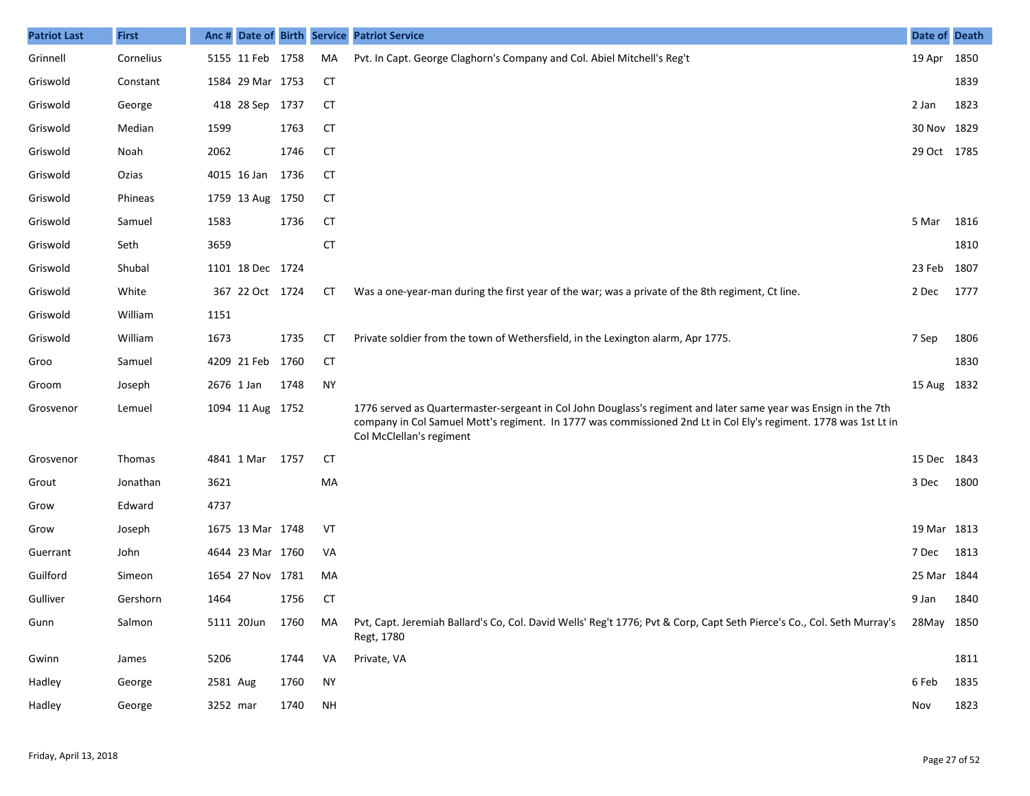| Patriot Last | First | Anc # | Date of | Birth | Service | Patriot Service | Date of | Death |
|---|---|---|---|---|---|---|---|---|
| Grinnell | Cornelius | 5155 | 11 Feb | 1758 | MA | Pvt. In Capt. George Claghorn's Company and Col. Abiel Mitchell's Reg't | 19 Apr | 1850 |
| Griswold | Constant | 1584 | 29 Mar | 1753 | CT | | | 1839 |
| Griswold | George | 418 | 28 Sep | 1737 | CT | | 2 Jan | 1823 |
| Griswold | Median | 1599 | | 1763 | CT | | 30 Nov | 1829 |
| Griswold | Noah | 2062 | | 1746 | CT | | 29 Oct | 1785 |
| Griswold | Ozias | 4015 | 16 Jan | 1736 | CT | | | |
| Griswold | Phineas | 1759 | 13 Aug | 1750 | CT | | | |
| Griswold | Samuel | 1583 | | 1736 | CT | | 5 Mar | 1816 |
| Griswold | Seth | 3659 | | | CT | | | 1810 |
| Griswold | Shubal | 1101 | 18 Dec | 1724 | | | 23 Feb | 1807 |
| Griswold | White | 367 | 22 Oct | 1724 | CT | Was a one-year-man during the first year of the war; was a private of the 8th regiment, Ct line. | 2 Dec | 1777 |
| Griswold | William | 1151 | | | | | | |
| Griswold | William | 1673 | | 1735 | CT | Private soldier from the town of Wethersfield, in the Lexington alarm, Apr 1775. | 7 Sep | 1806 |
| Groo | Samuel | 4209 | 21 Feb | 1760 | CT | | | 1830 |
| Groom | Joseph | 2676 | 1 Jan | 1748 | NY | | 15 Aug | 1832 |
| Grosvenor | Lemuel | 1094 | 11 Aug | 1752 | | 1776 served as Quartermaster-sergeant in Col John Douglass's regiment and later same year was Ensign in the 7th company in Col Samuel Mott's regiment. In 1777 was commissioned 2nd Lt in Col Ely's regiment. 1778 was 1st Lt in Col McClellan's regiment | | |
| Grosvenor | Thomas | 4841 | 1 Mar | 1757 | CT | | 15 Dec | 1843 |
| Grout | Jonathan | 3621 | | | MA | | 3 Dec | 1800 |
| Grow | Edward | 4737 | | | | | | |
| Grow | Joseph | 1675 | 13 Mar | 1748 | VT | | 19 Mar | 1813 |
| Guerrant | John | 4644 | 23 Mar | 1760 | VA | | 7 Dec | 1813 |
| Guilford | Simeon | 1654 | 27 Nov | 1781 | MA | | 25 Mar | 1844 |
| Gulliver | Gershorn | 1464 | | 1756 | CT | | 9 Jan | 1840 |
| Gunn | Salmon | 5111 | 20Jun | 1760 | MA | Pvt, Capt. Jeremiah Ballard's Co, Col. David Wells' Reg't 1776; Pvt & Corp, Capt Seth Pierce's Co., Col. Seth Murray's Regt, 1780 | 28May | 1850 |
| Gwinn | James | 5206 | | 1744 | VA | Private, VA | | 1811 |
| Hadley | George | 2581 | Aug | 1760 | NY | | 6 Feb | 1835 |
| Hadley | George | 3252 | mar | 1740 | NH | | Nov | 1823 |

Friday, April 13, 2018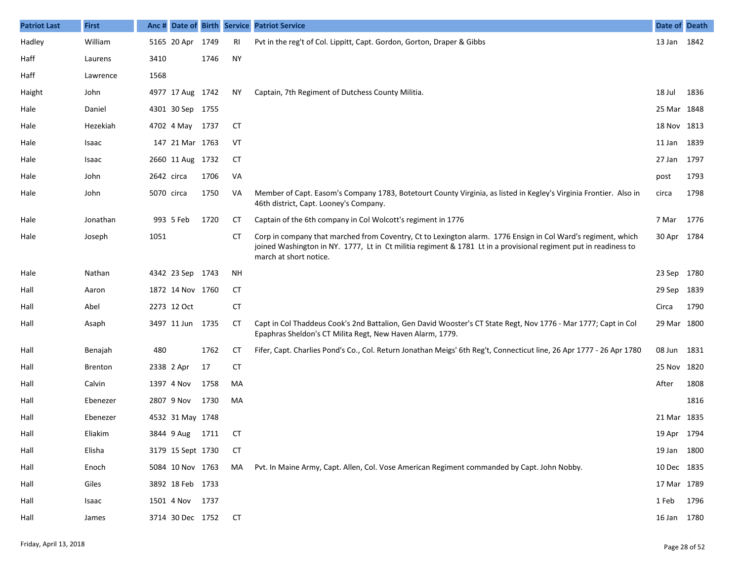| Patriot Last | First | Anc # | Date of | Birth | Service | Patriot Service | Date of | Death |
|---|---|---|---|---|---|---|---|---|
| Hadley | William | 5165 | 20 Apr | 1749 | RI | Pvt in the reg't of Col. Lippitt, Capt. Gordon, Gorton, Draper & Gibbs | 13 Jan | 1842 |
| Haff | Laurens | 3410 | | 1746 | NY | | | |
| Haff | Lawrence | 1568 | | | | | | |
| Haight | John | 4977 | 17 Aug | 1742 | NY | Captain, 7th Regiment of Dutchess County Militia. | 18 Jul | 1836 |
| Hale | Daniel | 4301 | 30 Sep | 1755 | | | 25 Mar | 1848 |
| Hale | Hezekiah | 4702 | 4 May | 1737 | CT | | 18 Nov | 1813 |
| Hale | Isaac | 147 | 21 Mar | 1763 | VT | | 11 Jan | 1839 |
| Hale | Isaac | 2660 | 11 Aug | 1732 | CT | | 27 Jan | 1797 |
| Hale | John | 2642 | circa | 1706 | VA | | post | 1793 |
| Hale | John | 5070 | circa | 1750 | VA | Member of Capt. Easom's Company 1783, Botetourt County Virginia, as listed in Kegley's Virginia Frontier. Also in 46th district, Capt. Looney's Company. | circa | 1798 |
| Hale | Jonathan | 993 | 5 Feb | 1720 | CT | Captain of the 6th company in Col Wolcott's regiment in 1776 | 7 Mar | 1776 |
| Hale | Joseph | 1051 | | | CT | Corp in company that marched from Coventry, Ct to Lexington alarm. 1776 Ensign in Col Ward's regiment, which joined Washington in NY. 1777, Lt in Ct militia regiment & 1781 Lt in a provisional regiment put in readiness to march at short notice. | 30 Apr | 1784 |
| Hale | Nathan | 4342 | 23 Sep | 1743 | NH | | 23 Sep | 1780 |
| Hall | Aaron | 1872 | 14 Nov | 1760 | CT | | 29 Sep | 1839 |
| Hall | Abel | 2273 | 12 Oct | | CT | | Circa | 1790 |
| Hall | Asaph | 3497 | 11 Jun | 1735 | CT | Capt in Col Thaddeus Cook's 2nd Battalion, Gen David Wooster's CT State Regt, Nov 1776 - Mar 1777; Capt in Col Epaphras Sheldon's CT Milita Regt, New Haven Alarm, 1779. | 29 Mar | 1800 |
| Hall | Benajah | 480 | | 1762 | CT | Fifer, Capt. Charlies Pond's Co., Col. Return Jonathan Meigs' 6th Reg't, Connecticut line, 26 Apr 1777 - 26 Apr 1780 | 08 Jun | 1831 |
| Hall | Brenton | 2338 | 2 Apr | 17 | CT | | 25 Nov | 1820 |
| Hall | Calvin | 1397 | 4 Nov | 1758 | MA | | After | 1808 |
| Hall | Ebenezer | 2807 | 9 Nov | 1730 | MA | | | 1816 |
| Hall | Ebenezer | 4532 | 31 May | 1748 | | | 21 Mar | 1835 |
| Hall | Eliakim | 3844 | 9 Aug | 1711 | CT | | 19 Apr | 1794 |
| Hall | Elisha | 3179 | 15 Sept | 1730 | CT | | 19 Jan | 1800 |
| Hall | Enoch | 5084 | 10 Nov | 1763 | MA | Pvt. In Maine Army, Capt. Allen, Col. Vose American Regiment commanded by Capt. John Nobby. | 10 Dec | 1835 |
| Hall | Giles | 3892 | 18 Feb | 1733 | | | 17 Mar | 1789 |
| Hall | Isaac | 1501 | 4 Nov | 1737 | | | 1 Feb | 1796 |
| Hall | James | 3714 | 30 Dec | 1752 | CT | | 16 Jan | 1780 |

Friday, April 13, 2018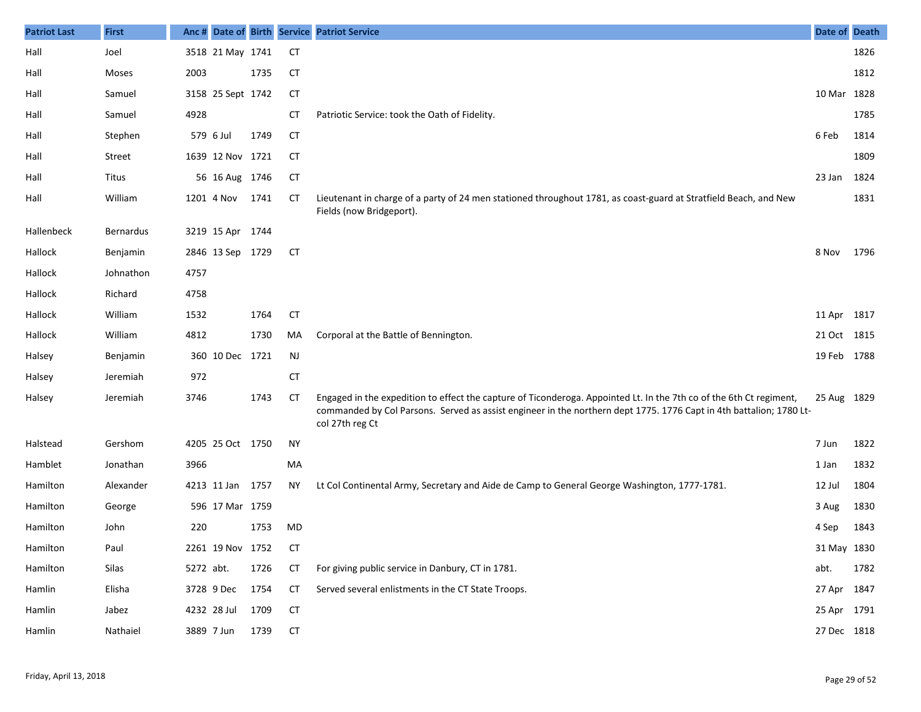| Patriot Last | First | Anc # | Date of | Birth | Service | Patriot Service | Date of | Death |
|---|---|---|---|---|---|---|---|---|
| Hall | Joel | 3518 | 21 May | 1741 | CT | | | 1826 |
| Hall | Moses | 2003 | | 1735 | CT | | | 1812 |
| Hall | Samuel | 3158 | 25 Sept | 1742 | CT | | 10 Mar | 1828 |
| Hall | Samuel | 4928 | | | CT | Patriotic Service: took the Oath of Fidelity. | | 1785 |
| Hall | Stephen | 579 | 6 Jul | 1749 | CT | | 6 Feb | 1814 |
| Hall | Street | 1639 | 12 Nov | 1721 | CT | | | 1809 |
| Hall | Titus | 56 | 16 Aug | 1746 | CT | | 23 Jan | 1824 |
| Hall | William | 1201 | 4 Nov | 1741 | CT | Lieutenant in charge of a party of 24 men stationed throughout 1781, as coast-guard at Stratfield Beach, and New Fields (now Bridgeport). | | 1831 |
| Hallenbeck | Bernardus | 3219 | 15 Apr | 1744 | | | | |
| Hallock | Benjamin | 2846 | 13 Sep | 1729 | CT | | 8 Nov | 1796 |
| Hallock | Johnathon | 4757 | | | | | | |
| Hallock | Richard | 4758 | | | | | | |
| Hallock | William | 1532 | | 1764 | CT | | 11 Apr | 1817 |
| Hallock | William | 4812 | | 1730 | MA | Corporal at the Battle of Bennington. | 21 Oct | 1815 |
| Halsey | Benjamin | 360 | 10 Dec | 1721 | NJ | | 19 Feb | 1788 |
| Halsey | Jeremiah | 972 | | | CT | | | |
| Halsey | Jeremiah | 3746 | | 1743 | CT | Engaged in the expedition to effect the capture of Ticonderoga. Appointed Lt. In the 7th co of the 6th Ct regiment, commanded by Col Parsons. Served as assist engineer in the northern dept 1775. 1776 Capt in 4th battalion; 1780 Lt-col 27th reg Ct | 25 Aug | 1829 |
| Halstead | Gershom | 4205 | 25 Oct | 1750 | NY | | 7 Jun | 1822 |
| Hamblet | Jonathan | 3966 | | | MA | | 1 Jan | 1832 |
| Hamilton | Alexander | 4213 | 11 Jan | 1757 | NY | Lt Col Continental Army, Secretary and Aide de Camp to General George Washington, 1777-1781. | 12 Jul | 1804 |
| Hamilton | George | 596 | 17 Mar | 1759 | | | 3 Aug | 1830 |
| Hamilton | John | 220 | | 1753 | MD | | 4 Sep | 1843 |
| Hamilton | Paul | 2261 | 19 Nov | 1752 | CT | | 31 May | 1830 |
| Hamilton | Silas | 5272 | abt. | 1726 | CT | For giving public service in Danbury, CT in 1781. | abt. | 1782 |
| Hamlin | Elisha | 3728 | 9 Dec | 1754 | CT | Served several enlistments in the CT State Troops. | 27 Apr | 1847 |
| Hamlin | Jabez | 4232 | 28 Jul | 1709 | CT | | 25 Apr | 1791 |
| Hamlin | Nathaiel | 3889 | 7 Jun | 1739 | CT | | 27 Dec | 1818 |

Friday, April 13, 2018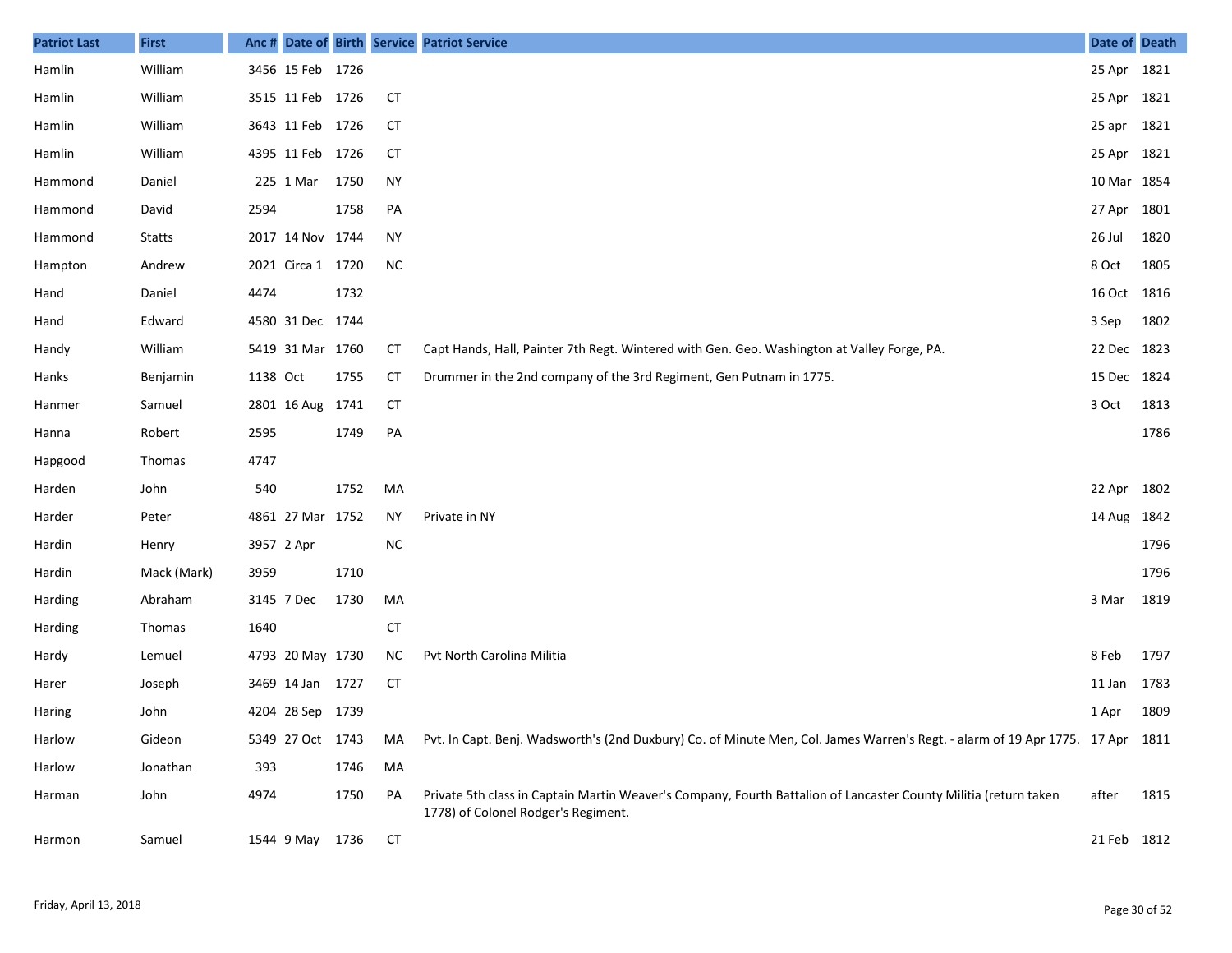| Patriot Last | First | Anc # | Date of | Birth | Service | Patriot Service | Date of | Death |
|---|---|---|---|---|---|---|---|---|
| Hamlin | William | 3456 | 15 Feb | 1726 | | | 25 Apr | 1821 |
| Hamlin | William | 3515 | 11 Feb | 1726 | CT | | 25 Apr | 1821 |
| Hamlin | William | 3643 | 11 Feb | 1726 | CT | | 25 apr | 1821 |
| Hamlin | William | 4395 | 11 Feb | 1726 | CT | | 25 Apr | 1821 |
| Hammond | Daniel | 225 | 1 Mar | 1750 | NY | | 10 Mar | 1854 |
| Hammond | David | 2594 | | 1758 | PA | | 27 Apr | 1801 |
| Hammond | Statts | 2017 | 14 Nov | 1744 | NY | | 26 Jul | 1820 |
| Hampton | Andrew | 2021 | Circa 1 | 1720 | NC | | 8 Oct | 1805 |
| Hand | Daniel | 4474 | | 1732 | | | 16 Oct | 1816 |
| Hand | Edward | 4580 | 31 Dec | 1744 | | | 3 Sep | 1802 |
| Handy | William | 5419 | 31 Mar | 1760 | CT | Capt Hands, Hall, Painter 7th Regt. Wintered with Gen. Geo. Washington at Valley Forge, PA. | 22 Dec | 1823 |
| Hanks | Benjamin | 1138 | Oct | 1755 | CT | Drummer in the 2nd company of the 3rd Regiment, Gen Putnam in 1775. | 15 Dec | 1824 |
| Hanmer | Samuel | 2801 | 16 Aug | 1741 | CT | | 3 Oct | 1813 |
| Hanna | Robert | 2595 | | 1749 | PA | | | 1786 |
| Hapgood | Thomas | 4747 | | | | | | |
| Harden | John | 540 | | 1752 | MA | | 22 Apr | 1802 |
| Harder | Peter | 4861 | 27 Mar | 1752 | NY | Private in NY | 14 Aug | 1842 |
| Hardin | Henry | 3957 | 2 Apr | | NC | | | 1796 |
| Hardin | Mack (Mark) | 3959 | | 1710 | | | | 1796 |
| Harding | Abraham | 3145 | 7 Dec | 1730 | MA | | 3 Mar | 1819 |
| Harding | Thomas | 1640 | | | CT | | | |
| Hardy | Lemuel | 4793 | 20 May | 1730 | NC | Pvt North Carolina Militia | 8 Feb | 1797 |
| Harer | Joseph | 3469 | 14 Jan | 1727 | CT | | 11 Jan | 1783 |
| Haring | John | 4204 | 28 Sep | 1739 | | | 1 Apr | 1809 |
| Harlow | Gideon | 5349 | 27 Oct | 1743 | MA | Pvt. In Capt. Benj. Wadsworth's (2nd Duxbury) Co. of Minute Men, Col. James Warren's Regt. - alarm of 19 Apr 1775. | 17 Apr | 1811 |
| Harlow | Jonathan | 393 | | 1746 | MA | | | |
| Harman | John | 4974 | | 1750 | PA | Private 5th class in Captain Martin Weaver's Company, Fourth Battalion of Lancaster County Militia (return taken 1778) of Colonel Rodger's Regiment. | after | 1815 |
| Harmon | Samuel | 1544 | 9 May | 1736 | CT | | 21 Feb | 1812 |

Friday, April 13, 2018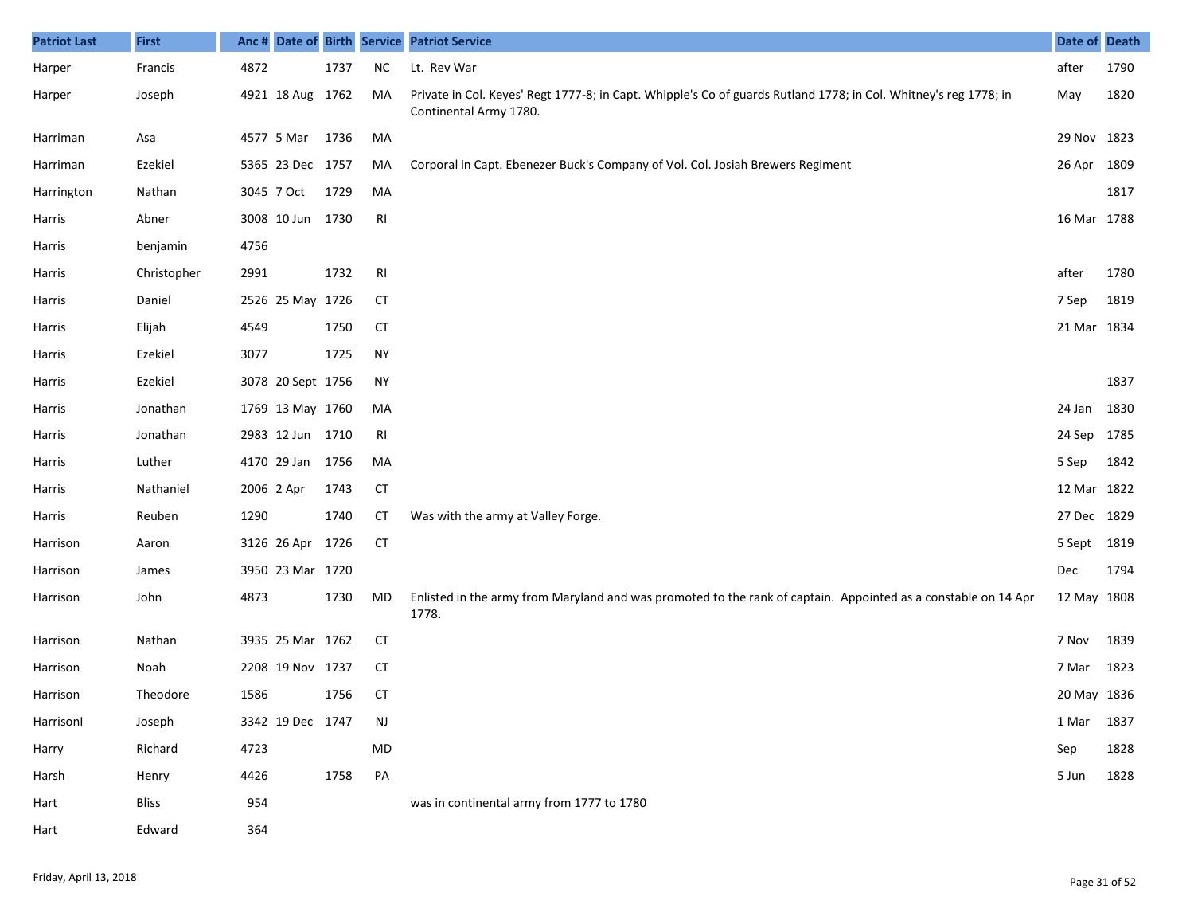| Patriot Last | First | Anc # | Date of | Birth | Service | Patriot Service | Date of | Death |
|---|---|---|---|---|---|---|---|---|
| Harper | Francis | 4872 | | 1737 | NC | Lt. Rev War | after | 1790 |
| Harper | Joseph | 4921 | 18 Aug | 1762 | MA | Private in Col. Keyes' Regt 1777-8; in Capt. Whipple's Co of guards Rutland 1778; in Col. Whitney's reg 1778; in Continental Army 1780. | May | 1820 |
| Harriman | Asa | 4577 | 5 Mar | 1736 | MA | | 29 Nov | 1823 |
| Harriman | Ezekiel | 5365 | 23 Dec | 1757 | MA | Corporal in Capt. Ebenezer Buck's Company of Vol. Col. Josiah Brewers Regiment | 26 Apr | 1809 |
| Harrington | Nathan | 3045 | 7 Oct | 1729 | MA | | | 1817 |
| Harris | Abner | 3008 | 10 Jun | 1730 | RI | | 16 Mar | 1788 |
| Harris | benjamin | 4756 | | | | | | |
| Harris | Christopher | 2991 | | 1732 | RI | | after | 1780 |
| Harris | Daniel | 2526 | 25 May | 1726 | CT | | 7 Sep | 1819 |
| Harris | Elijah | 4549 | | 1750 | CT | | 21 Mar | 1834 |
| Harris | Ezekiel | 3077 | | 1725 | NY | | | |
| Harris | Ezekiel | 3078 | 20 Sept | 1756 | NY | | | 1837 |
| Harris | Jonathan | 1769 | 13 May | 1760 | MA | | 24 Jan | 1830 |
| Harris | Jonathan | 2983 | 12 Jun | 1710 | RI | | 24 Sep | 1785 |
| Harris | Luther | 4170 | 29 Jan | 1756 | MA | | 5 Sep | 1842 |
| Harris | Nathaniel | 2006 | 2 Apr | 1743 | CT | | 12 Mar | 1822 |
| Harris | Reuben | 1290 | | 1740 | CT | Was with the army at Valley Forge. | 27 Dec | 1829 |
| Harrison | Aaron | 3126 | 26 Apr | 1726 | CT | | 5 Sept | 1819 |
| Harrison | James | 3950 | 23 Mar | 1720 | | | Dec | 1794 |
| Harrison | John | 4873 | | 1730 | MD | Enlisted in the army from Maryland and was promoted to the rank of captain. Appointed as a constable on 14 Apr 1778. | 12 May | 1808 |
| Harrison | Nathan | 3935 | 25 Mar | 1762 | CT | | 7 Nov | 1839 |
| Harrison | Noah | 2208 | 19 Nov | 1737 | CT | | 7 Mar | 1823 |
| Harrison | Theodore | 1586 | | 1756 | CT | | 20 May | 1836 |
| HarrisonI | Joseph | 3342 | 19 Dec | 1747 | NJ | | 1 Mar | 1837 |
| Harry | Richard | 4723 | | | MD | | Sep | 1828 |
| Harsh | Henry | 4426 | | 1758 | PA | | 5 Jun | 1828 |
| Hart | Bliss | 954 | | | | was in continental army from 1777 to 1780 | | |
| Hart | Edward | 364 | | | | | | |

Friday, April 13, 2018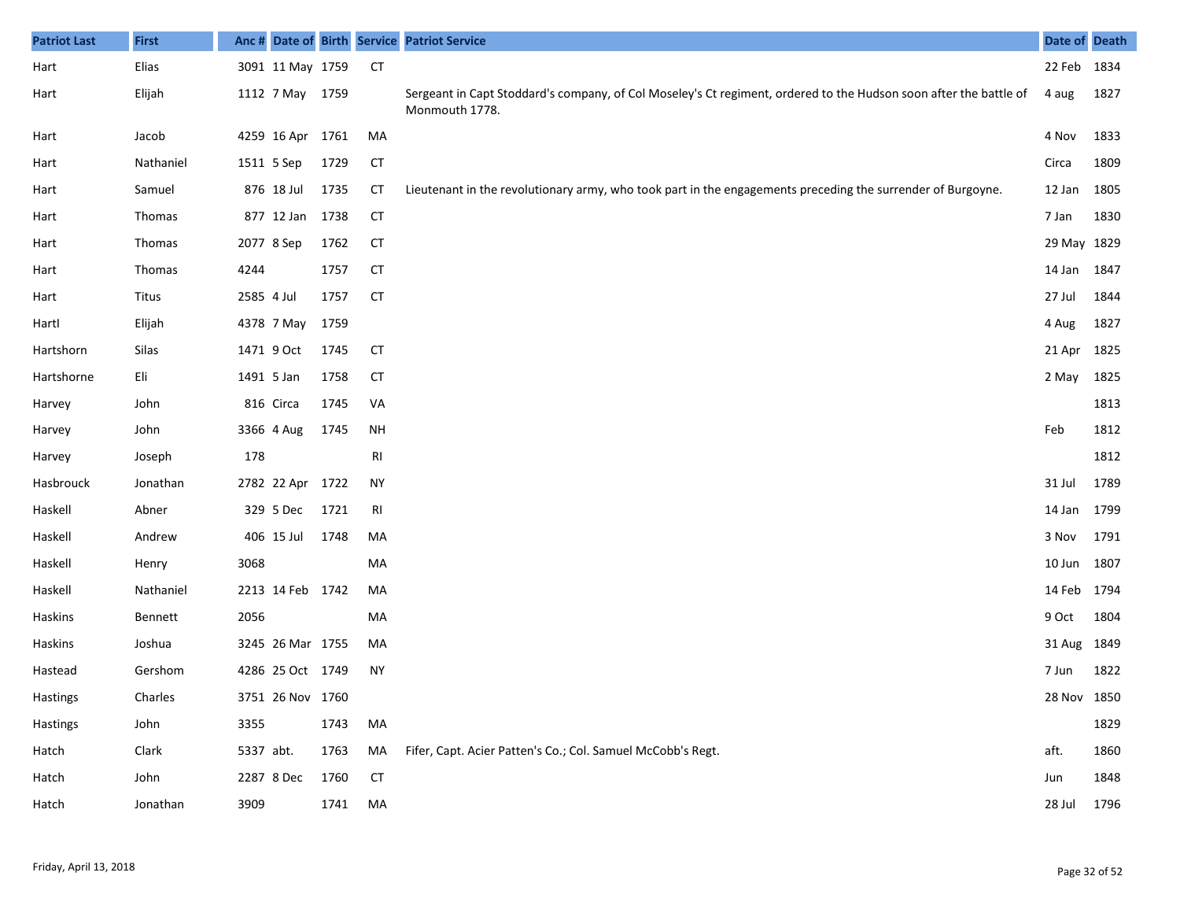| Patriot Last | First | Anc # | Date of | Birth | Service | Patriot Service | Date of | Death |
|---|---|---|---|---|---|---|---|---|
| Hart | Elias | 3091 | 11 May | 1759 | CT | | 22 Feb | 1834 |
| Hart | Elijah | 1112 | 7 May | 1759 | | Sergeant in Capt Stoddard's company, of Col Moseley's Ct regiment, ordered to the Hudson soon after the battle of Monmouth 1778. | 4 aug | 1827 |
| Hart | Jacob | 4259 | 16 Apr | 1761 | MA | | 4 Nov | 1833 |
| Hart | Nathaniel | 1511 | 5 Sep | 1729 | CT | | Circa | 1809 |
| Hart | Samuel | 876 | 18 Jul | 1735 | CT | Lieutenant in the revolutionary army, who took part in the engagements preceding the surrender of Burgoyne. | 12 Jan | 1805 |
| Hart | Thomas | 877 | 12 Jan | 1738 | CT | | 7 Jan | 1830 |
| Hart | Thomas | 2077 | 8 Sep | 1762 | CT | | 29 May | 1829 |
| Hart | Thomas | 4244 | | 1757 | CT | | 14 Jan | 1847 |
| Hart | Titus | 2585 | 4 Jul | 1757 | CT | | 27 Jul | 1844 |
| Hartl | Elijah | 4378 | 7 May | 1759 | | | 4 Aug | 1827 |
| Hartshorn | Silas | 1471 | 9 Oct | 1745 | CT | | 21 Apr | 1825 |
| Hartshorne | Eli | 1491 | 5 Jan | 1758 | CT | | 2 May | 1825 |
| Harvey | John | 816 | Circa | 1745 | VA | | | 1813 |
| Harvey | John | 3366 | 4 Aug | 1745 | NH | | Feb | 1812 |
| Harvey | Joseph | 178 | | | RI | | | 1812 |
| Hasbrouck | Jonathan | 2782 | 22 Apr | 1722 | NY | | 31 Jul | 1789 |
| Haskell | Abner | 329 | 5 Dec | 1721 | RI | | 14 Jan | 1799 |
| Haskell | Andrew | 406 | 15 Jul | 1748 | MA | | 3 Nov | 1791 |
| Haskell | Henry | 3068 | | | MA | | 10 Jun | 1807 |
| Haskell | Nathaniel | 2213 | 14 Feb | 1742 | MA | | 14 Feb | 1794 |
| Haskins | Bennett | 2056 | | | MA | | 9 Oct | 1804 |
| Haskins | Joshua | 3245 | 26 Mar | 1755 | MA | | 31 Aug | 1849 |
| Hastead | Gershom | 4286 | 25 Oct | 1749 | NY | | 7 Jun | 1822 |
| Hastings | Charles | 3751 | 26 Nov | 1760 | | | 28 Nov | 1850 |
| Hastings | John | 3355 | | 1743 | MA | | | 1829 |
| Hatch | Clark | 5337 | abt. | 1763 | MA | Fifer, Capt. Acier Patten's Co.; Col. Samuel McCobb's Regt. | aft. | 1860 |
| Hatch | John | 2287 | 8 Dec | 1760 | CT | | Jun | 1848 |
| Hatch | Jonathan | 3909 | | 1741 | MA | | 28 Jul | 1796 |

Friday, April 13, 2018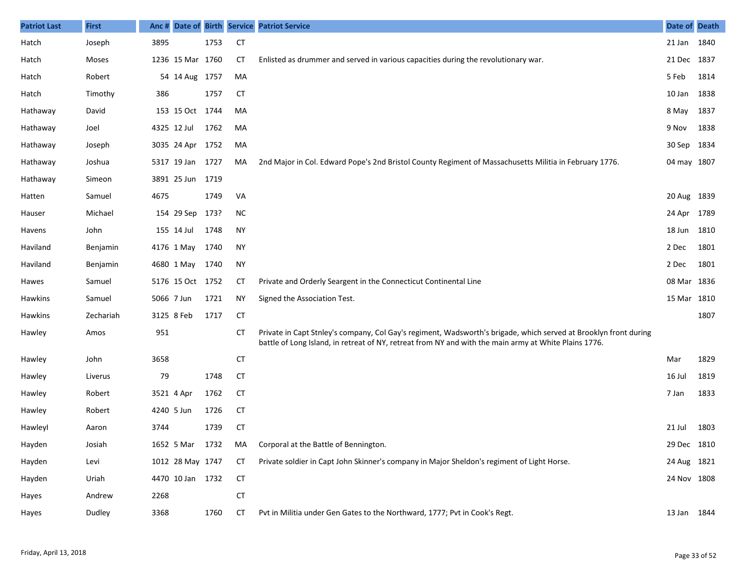| Patriot Last | First | Anc # | Date of | Birth | Service | Patriot Service | Date of | Death |
|---|---|---|---|---|---|---|---|---|
| Hatch | Joseph | 3895 | | 1753 | CT | | 21 Jan | 1840 |
| Hatch | Moses | 1236 | 15 Mar | 1760 | CT | Enlisted as drummer and served in various capacities during the revolutionary war. | 21 Dec | 1837 |
| Hatch | Robert | 54 | 14 Aug | 1757 | MA | | 5 Feb | 1814 |
| Hatch | Timothy | 386 | | 1757 | CT | | 10 Jan | 1838 |
| Hathaway | David | 153 | 15 Oct | 1744 | MA | | 8 May | 1837 |
| Hathaway | Joel | 4325 | 12 Jul | 1762 | MA | | 9 Nov | 1838 |
| Hathaway | Joseph | 3035 | 24 Apr | 1752 | MA | | 30 Sep | 1834 |
| Hathaway | Joshua | 5317 | 19 Jan | 1727 | MA | 2nd Major in Col. Edward Pope's 2nd Bristol County Regiment of Massachusetts Militia in February 1776. | 04 may | 1807 |
| Hathaway | Simeon | 3891 | 25 Jun | 1719 | | | | |
| Hatten | Samuel | 4675 | | 1749 | VA | | 20 Aug | 1839 |
| Hauser | Michael | 154 | 29 Sep | 173? | NC | | 24 Apr | 1789 |
| Havens | John | 155 | 14 Jul | 1748 | NY | | 18 Jun | 1810 |
| Haviland | Benjamin | 4176 | 1 May | 1740 | NY | | 2 Dec | 1801 |
| Haviland | Benjamin | 4680 | 1 May | 1740 | NY | | 2 Dec | 1801 |
| Hawes | Samuel | 5176 | 15 Oct | 1752 | CT | Private and Orderly Seargent in the Connecticut Continental Line | 08 Mar | 1836 |
| Hawkins | Samuel | 5066 | 7 Jun | 1721 | NY | Signed the Association Test. | 15 Mar | 1810 |
| Hawkins | Zechariah | 3125 | 8 Feb | 1717 | CT | | | 1807 |
| Hawley | Amos | 951 | | | CT | Private in Capt Stnley's company, Col Gay's regiment, Wadsworth's brigade, which served at Brooklyn front during battle of Long Island, in retreat of NY, retreat from NY and with the main army at White Plains 1776. | | |
| Hawley | John | 3658 | | | CT | | Mar | 1829 |
| Hawley | Liverus | 79 | | 1748 | CT | | 16 Jul | 1819 |
| Hawley | Robert | 3521 | 4 Apr | 1762 | CT | | 7 Jan | 1833 |
| Hawley | Robert | 4240 | 5 Jun | 1726 | CT | | | |
| Hawleyl | Aaron | 3744 | | 1739 | CT | | 21 Jul | 1803 |
| Hayden | Josiah | 1652 | 5 Mar | 1732 | MA | Corporal at the Battle of Bennington. | 29 Dec | 1810 |
| Hayden | Levi | 1012 | 28 May | 1747 | CT | Private soldier in Capt John Skinner's company in Major Sheldon's regiment of Light Horse. | 24 Aug | 1821 |
| Hayden | Uriah | 4470 | 10 Jan | 1732 | CT | | 24 Nov | 1808 |
| Hayes | Andrew | 2268 | | | CT | | | |
| Hayes | Dudley | 3368 | | 1760 | CT | Pvt in Militia under Gen Gates to the Northward, 1777; Pvt in Cook's Regt. | 13 Jan | 1844 |

Friday, April 13, 2018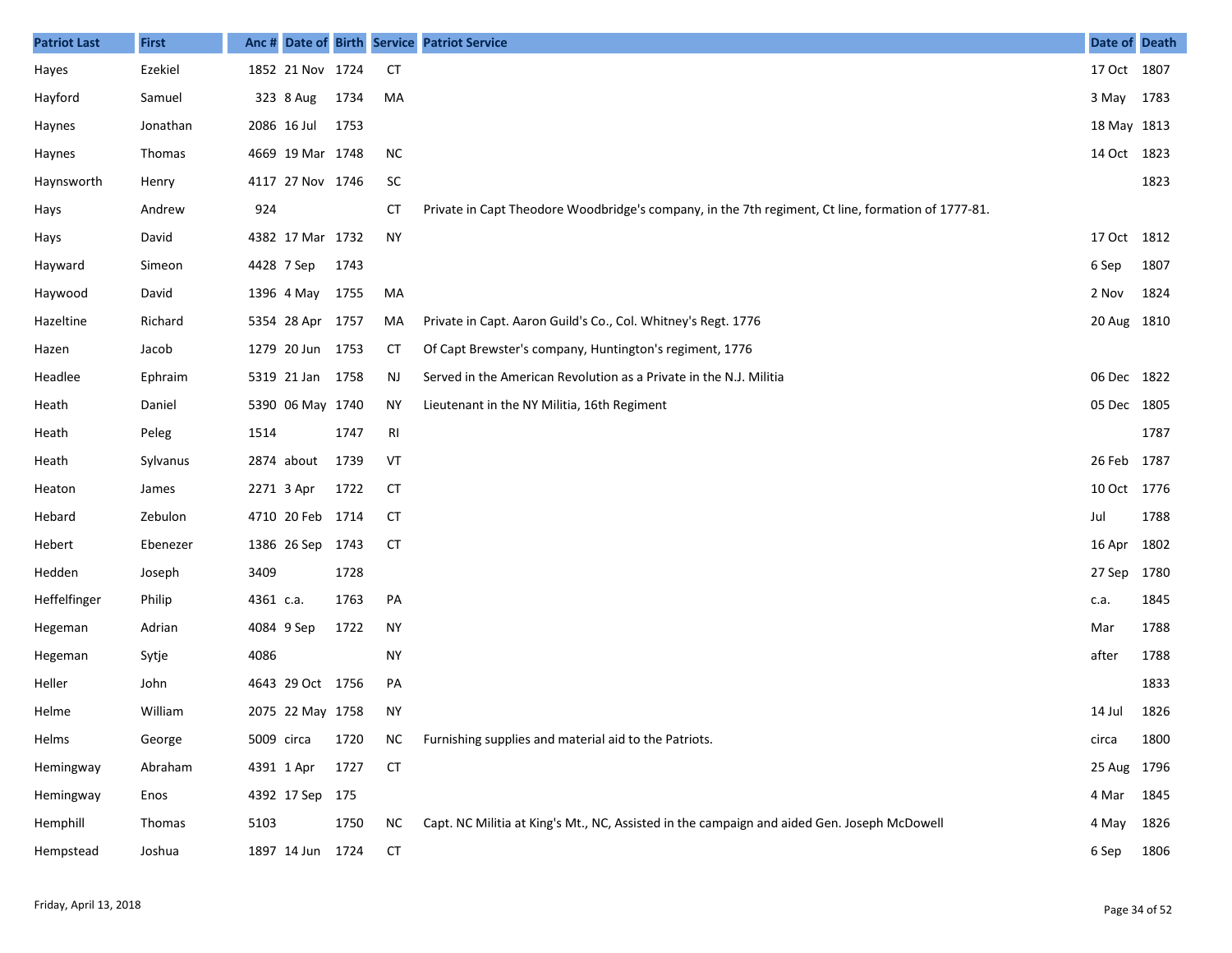| Patriot Last | First | Anc # | Date of | Birth | Service | Patriot Service | Date of | Death |
|---|---|---|---|---|---|---|---|---|
| Hayes | Ezekiel | 1852 | 21 Nov | 1724 | CT | | 17 Oct | 1807 |
| Hayford | Samuel | 323 | 8 Aug | 1734 | MA | | 3 May | 1783 |
| Haynes | Jonathan | 2086 | 16 Jul | 1753 | | | 18 May | 1813 |
| Haynes | Thomas | 4669 | 19 Mar | 1748 | NC | | 14 Oct | 1823 |
| Haynsworth | Henry | 4117 | 27 Nov | 1746 | SC | | | 1823 |
| Hays | Andrew | 924 | | | CT | Private in Capt Theodore Woodbridge's company, in the 7th regiment, Ct line, formation of 1777-81. | | |
| Hays | David | 4382 | 17 Mar | 1732 | NY | | 17 Oct | 1812 |
| Hayward | Simeon | 4428 | 7 Sep | 1743 | | | 6 Sep | 1807 |
| Haywood | David | 1396 | 4 May | 1755 | MA | | 2 Nov | 1824 |
| Hazeltine | Richard | 5354 | 28 Apr | 1757 | MA | Private in Capt. Aaron Guild's Co., Col. Whitney's Regt. 1776 | 20 Aug | 1810 |
| Hazen | Jacob | 1279 | 20 Jun | 1753 | CT | Of Capt Brewster's company, Huntington's regiment, 1776 | | |
| Headlee | Ephraim | 5319 | 21 Jan | 1758 | NJ | Served in the American Revolution as a Private in the N.J. Militia | 06 Dec | 1822 |
| Heath | Daniel | 5390 | 06 May | 1740 | NY | Lieutenant in the NY Militia, 16th Regiment | 05 Dec | 1805 |
| Heath | Peleg | 1514 | | 1747 | RI | | | 1787 |
| Heath | Sylvanus | 2874 | about | 1739 | VT | | 26 Feb | 1787 |
| Heaton | James | 2271 | 3 Apr | 1722 | CT | | 10 Oct | 1776 |
| Hebard | Zebulon | 4710 | 20 Feb | 1714 | CT | | Jul | 1788 |
| Hebert | Ebenezer | 1386 | 26 Sep | 1743 | CT | | 16 Apr | 1802 |
| Hedden | Joseph | 3409 | | 1728 | | | 27 Sep | 1780 |
| Heffelfinger | Philip | 4361 | c.a. | 1763 | PA | | c.a. | 1845 |
| Hegeman | Adrian | 4084 | 9 Sep | 1722 | NY | | Mar | 1788 |
| Hegeman | Sytje | 4086 | | | NY | | after | 1788 |
| Heller | John | 4643 | 29 Oct | 1756 | PA | | | 1833 |
| Helme | William | 2075 | 22 May | 1758 | NY | | 14 Jul | 1826 |
| Helms | George | 5009 | circa | 1720 | NC | Furnishing supplies and material aid to the Patriots. | circa | 1800 |
| Hemingway | Abraham | 4391 | 1 Apr | 1727 | CT | | 25 Aug | 1796 |
| Hemingway | Enos | 4392 | 17 Sep | 175 | | | 4 Mar | 1845 |
| Hemphill | Thomas | 5103 | | 1750 | NC | Capt. NC Militia at King's Mt., NC, Assisted in the campaign and aided Gen. Joseph McDowell | 4 May | 1826 |
| Hempstead | Joshua | 1897 | 14 Jun | 1724 | CT | | 6 Sep | 1806 |

Friday, April 13, 2018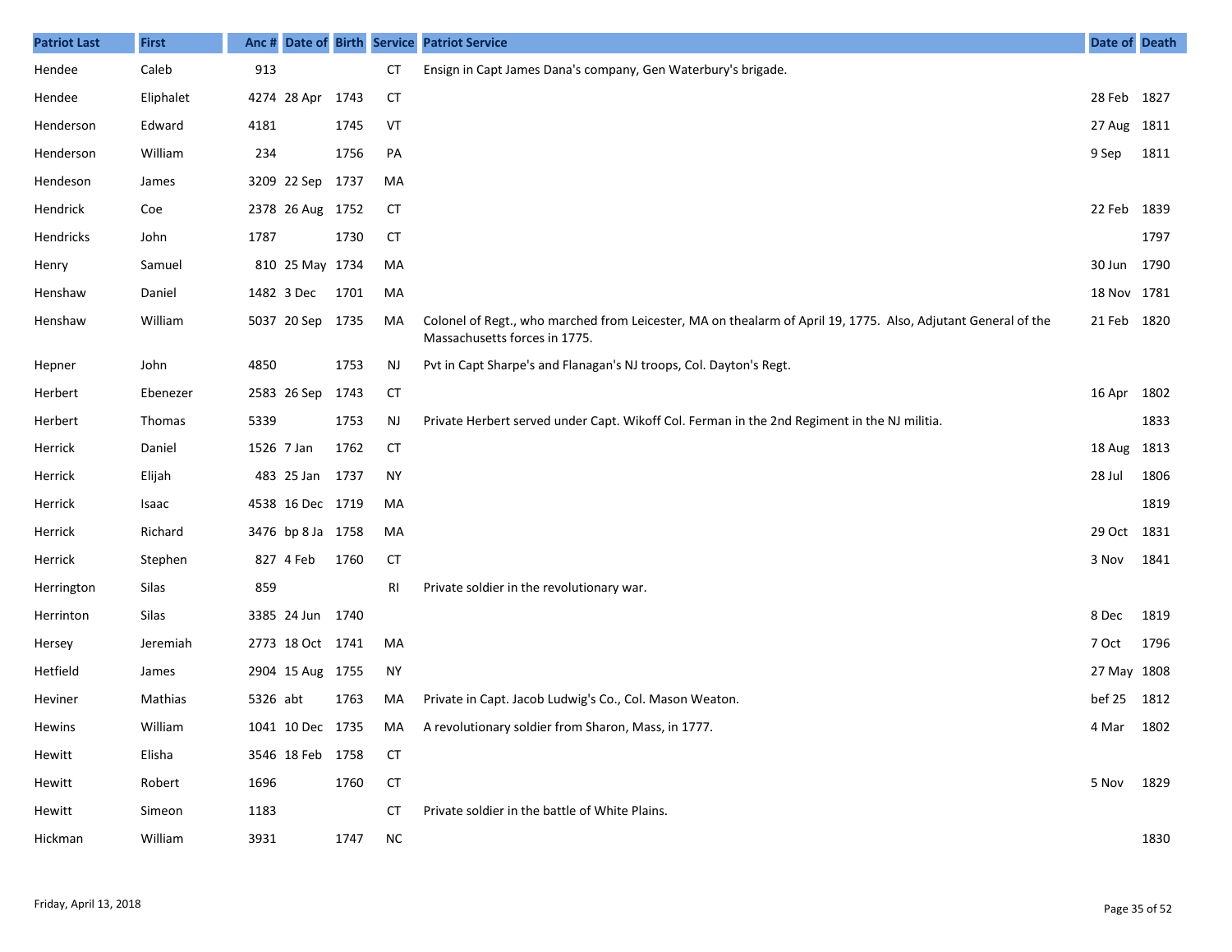| Patriot Last | First | Anc # | Date of | Birth | Service | Patriot Service | Date of | Death |
|---|---|---|---|---|---|---|---|---|
| Hendee | Caleb | 913 | | | CT | Ensign in Capt James Dana's company, Gen Waterbury's brigade. | | |
| Hendee | Eliphalet | 4274 | 28 Apr | 1743 | CT | | 28 Feb | 1827 |
| Henderson | Edward | 4181 | | 1745 | VT | | 27 Aug | 1811 |
| Henderson | William | 234 | | 1756 | PA | | 9 Sep | 1811 |
| Hendeson | James | 3209 | 22 Sep | 1737 | MA | | | |
| Hendrick | Coe | 2378 | 26 Aug | 1752 | CT | | 22 Feb | 1839 |
| Hendricks | John | 1787 | | 1730 | CT | | | 1797 |
| Henry | Samuel | 810 | 25 May | 1734 | MA | | 30 Jun | 1790 |
| Henshaw | Daniel | 1482 | 3 Dec | 1701 | MA | | 18 Nov | 1781 |
| Henshaw | William | 5037 | 20 Sep | 1735 | MA | Colonel of Regt., who marched from Leicester, MA on thealarm of April 19, 1775. Also, Adjutant General of the Massachusetts forces in 1775. | 21 Feb | 1820 |
| Hepner | John | 4850 | | 1753 | NJ | Pvt in Capt Sharpe's and Flanagan's NJ troops, Col. Dayton's Regt. | | |
| Herbert | Ebenezer | 2583 | 26 Sep | 1743 | CT | | 16 Apr | 1802 |
| Herbert | Thomas | 5339 | | 1753 | NJ | Private Herbert served under Capt. Wikoff Col. Ferman in the 2nd Regiment in the NJ militia. | | 1833 |
| Herrick | Daniel | 1526 | 7 Jan | 1762 | CT | | 18 Aug | 1813 |
| Herrick | Elijah | 483 | 25 Jan | 1737 | NY | | 28 Jul | 1806 |
| Herrick | Isaac | 4538 | 16 Dec | 1719 | MA | | | 1819 |
| Herrick | Richard | 3476 | bp 8 Ja | 1758 | MA | | 29 Oct | 1831 |
| Herrick | Stephen | 827 | 4 Feb | 1760 | CT | | 3 Nov | 1841 |
| Herrington | Silas | 859 | | | RI | Private soldier in the revolutionary war. | | |
| Herrinton | Silas | 3385 | 24 Jun | 1740 | | | 8 Dec | 1819 |
| Hersey | Jeremiah | 2773 | 18 Oct | 1741 | MA | | 7 Oct | 1796 |
| Hetfield | James | 2904 | 15 Aug | 1755 | NY | | 27 May | 1808 |
| Heviner | Mathias | 5326 | abt | 1763 | MA | Private in Capt. Jacob Ludwig's Co., Col. Mason Weaton. | bef 25 | 1812 |
| Hewins | William | 1041 | 10 Dec | 1735 | MA | A revolutionary soldier from Sharon, Mass, in 1777. | 4 Mar | 1802 |
| Hewitt | Elisha | 3546 | 18 Feb | 1758 | CT | | | |
| Hewitt | Robert | 1696 | | 1760 | CT | | 5 Nov | 1829 |
| Hewitt | Simeon | 1183 | | | CT | Private soldier in the battle of White Plains. | | |
| Hickman | William | 3931 | | 1747 | NC | | | 1830 |

Friday, April 13, 2018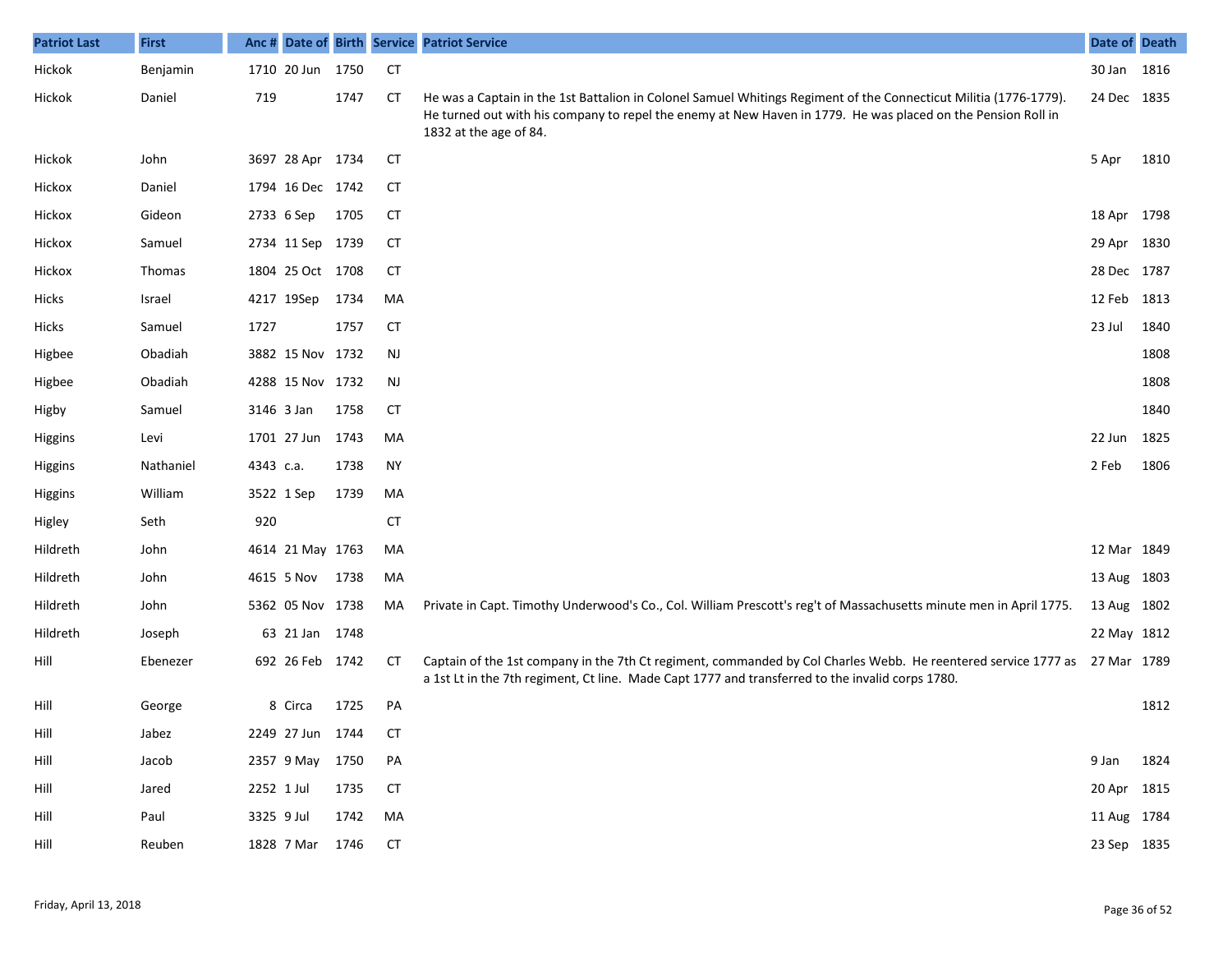| Patriot Last | First | Anc # | Date of | Birth | Service | Patriot Service | Date of | Death |
|---|---|---|---|---|---|---|---|---|
| Hickok | Benjamin | 1710 | 20 Jun | 1750 | CT | | 30 Jan | 1816 |
| Hickok | Daniel | 719 | | 1747 | CT | He was a Captain in the 1st Battalion in Colonel Samuel Whitings Regiment of the Connecticut Militia (1776-1779). He turned out with his company to repel the enemy at New Haven in 1779. He was placed on the Pension Roll in 1832 at the age of 84. | 24 Dec | 1835 |
| Hickok | John | 3697 | 28 Apr | 1734 | CT | | 5 Apr | 1810 |
| Hickox | Daniel | 1794 | 16 Dec | 1742 | CT | | | |
| Hickox | Gideon | 2733 | 6 Sep | 1705 | CT | | 18 Apr | 1798 |
| Hickox | Samuel | 2734 | 11 Sep | 1739 | CT | | 29 Apr | 1830 |
| Hickox | Thomas | 1804 | 25 Oct | 1708 | CT | | 28 Dec | 1787 |
| Hicks | Israel | 4217 | 19Sep | 1734 | MA | | 12 Feb | 1813 |
| Hicks | Samuel | 1727 | | 1757 | CT | | 23 Jul | 1840 |
| Higbee | Obadiah | 3882 | 15 Nov | 1732 | NJ | | | 1808 |
| Higbee | Obadiah | 4288 | 15 Nov | 1732 | NJ | | | 1808 |
| Higby | Samuel | 3146 | 3 Jan | 1758 | CT | | | 1840 |
| Higgins | Levi | 1701 | 27 Jun | 1743 | MA | | 22 Jun | 1825 |
| Higgins | Nathaniel | 4343 | c.a. | 1738 | NY | | 2 Feb | 1806 |
| Higgins | William | 3522 | 1 Sep | 1739 | MA | | | |
| Higley | Seth | 920 | | | CT | | | |
| Hildreth | John | 4614 | 21 May | 1763 | MA | | 12 Mar | 1849 |
| Hildreth | John | 4615 | 5 Nov | 1738 | MA | | 13 Aug | 1803 |
| Hildreth | John | 5362 | 05 Nov | 1738 | MA | Private in Capt. Timothy Underwood's Co., Col. William Prescott's reg't of Massachusetts minute men in April 1775. | 13 Aug | 1802 |
| Hildreth | Joseph | 63 | 21 Jan | 1748 | | | 22 May | 1812 |
| Hill | Ebenezer | 692 | 26 Feb | 1742 | CT | Captain of the 1st company in the 7th Ct regiment, commanded by Col Charles Webb. He reentered service 1777 as a 1st Lt in the 7th regiment, Ct line. Made Capt 1777 and transferred to the invalid corps 1780. | 27 Mar | 1789 |
| Hill | George | 8 | Circa | 1725 | PA | | | 1812 |
| Hill | Jabez | 2249 | 27 Jun | 1744 | CT | | | |
| Hill | Jacob | 2357 | 9 May | 1750 | PA | | 9 Jan | 1824 |
| Hill | Jared | 2252 | 1 Jul | 1735 | CT | | 20 Apr | 1815 |
| Hill | Paul | 3325 | 9 Jul | 1742 | MA | | 11 Aug | 1784 |
| Hill | Reuben | 1828 | 7 Mar | 1746 | CT | | 23 Sep | 1835 |

Friday, April 13, 2018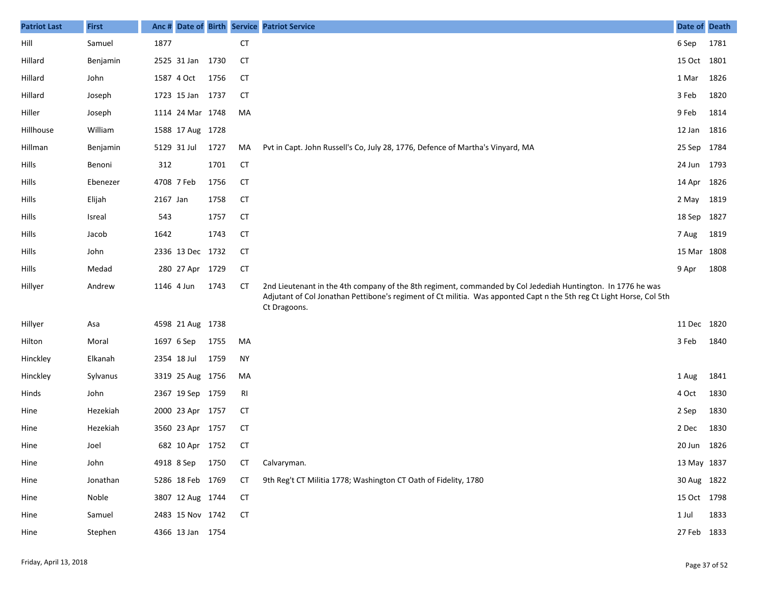| Patriot Last | First | Anc # | Date of | Birth | Service | Patriot Service | Date of | Death |
|---|---|---|---|---|---|---|---|---|
| Hill | Samuel | 1877 | | | CT | | 6 Sep | 1781 |
| Hillard | Benjamin | 2525 | 31 Jan | 1730 | CT | | 15 Oct | 1801 |
| Hillard | John | 1587 | 4 Oct | 1756 | CT | | 1 Mar | 1826 |
| Hillard | Joseph | 1723 | 15 Jan | 1737 | CT | | 3 Feb | 1820 |
| Hiller | Joseph | 1114 | 24 Mar | 1748 | MA | | 9 Feb | 1814 |
| Hillhouse | William | 1588 | 17 Aug | 1728 | | | 12 Jan | 1816 |
| Hillman | Benjamin | 5129 | 31 Jul | 1727 | MA | Pvt in Capt. John Russell's Co, July 28, 1776, Defence of Martha's Vineyard, MA | 25 Sep | 1784 |
| Hills | Benoni | 312 | | 1701 | CT | | 24 Jun | 1793 |
| Hills | Ebenezer | 4708 | 7 Feb | 1756 | CT | | 14 Apr | 1826 |
| Hills | Elijah | 2167 | Jan | 1758 | CT | | 2 May | 1819 |
| Hills | Isreal | 543 | | 1757 | CT | | 18 Sep | 1827 |
| Hills | Jacob | 1642 | | 1743 | CT | | 7 Aug | 1819 |
| Hills | John | 2336 | 13 Dec | 1732 | CT | | 15 Mar | 1808 |
| Hills | Medad | 280 | 27 Apr | 1729 | CT | | 9 Apr | 1808 |
| Hillyer | Andrew | 1146 | 4 Jun | 1743 | CT | 2nd Lieutenant in the 4th company of the 8th regiment, commanded by Col Jedediah Huntington. In 1776 he was Adjutant of Col Jonathan Pettibone's regiment of Ct militia. Was apponted Capt n the 5th reg Ct Light Horse, Col 5th Ct Dragoons. | | |
| Hillyer | Asa | 4598 | 21 Aug | 1738 | | | 11 Dec | 1820 |
| Hilton | Moral | 1697 | 6 Sep | 1755 | MA | | 3 Feb | 1840 |
| Hinckley | Elkanah | 2354 | 18 Jul | 1759 | NY | | | |
| Hinckley | Sylvanus | 3319 | 25 Aug | 1756 | MA | | 1 Aug | 1841 |
| Hinds | John | 2367 | 19 Sep | 1759 | RI | | 4 Oct | 1830 |
| Hine | Hezekiah | 2000 | 23 Apr | 1757 | CT | | 2 Sep | 1830 |
| Hine | Hezekiah | 3560 | 23 Apr | 1757 | CT | | 2 Dec | 1830 |
| Hine | Joel | 682 | 10 Apr | 1752 | CT | | 20 Jun | 1826 |
| Hine | John | 4918 | 8 Sep | 1750 | CT | Calvaryman. | 13 May | 1837 |
| Hine | Jonathan | 5286 | 18 Feb | 1769 | CT | 9th Reg't CT Militia 1778; Washington CT Oath of Fidelity, 1780 | 30 Aug | 1822 |
| Hine | Noble | 3807 | 12 Aug | 1744 | CT | | 15 Oct | 1798 |
| Hine | Samuel | 2483 | 15 Nov | 1742 | CT | | 1 Jul | 1833 |
| Hine | Stephen | 4366 | 13 Jan | 1754 | | | 27 Feb | 1833 |

Friday, April 13, 2018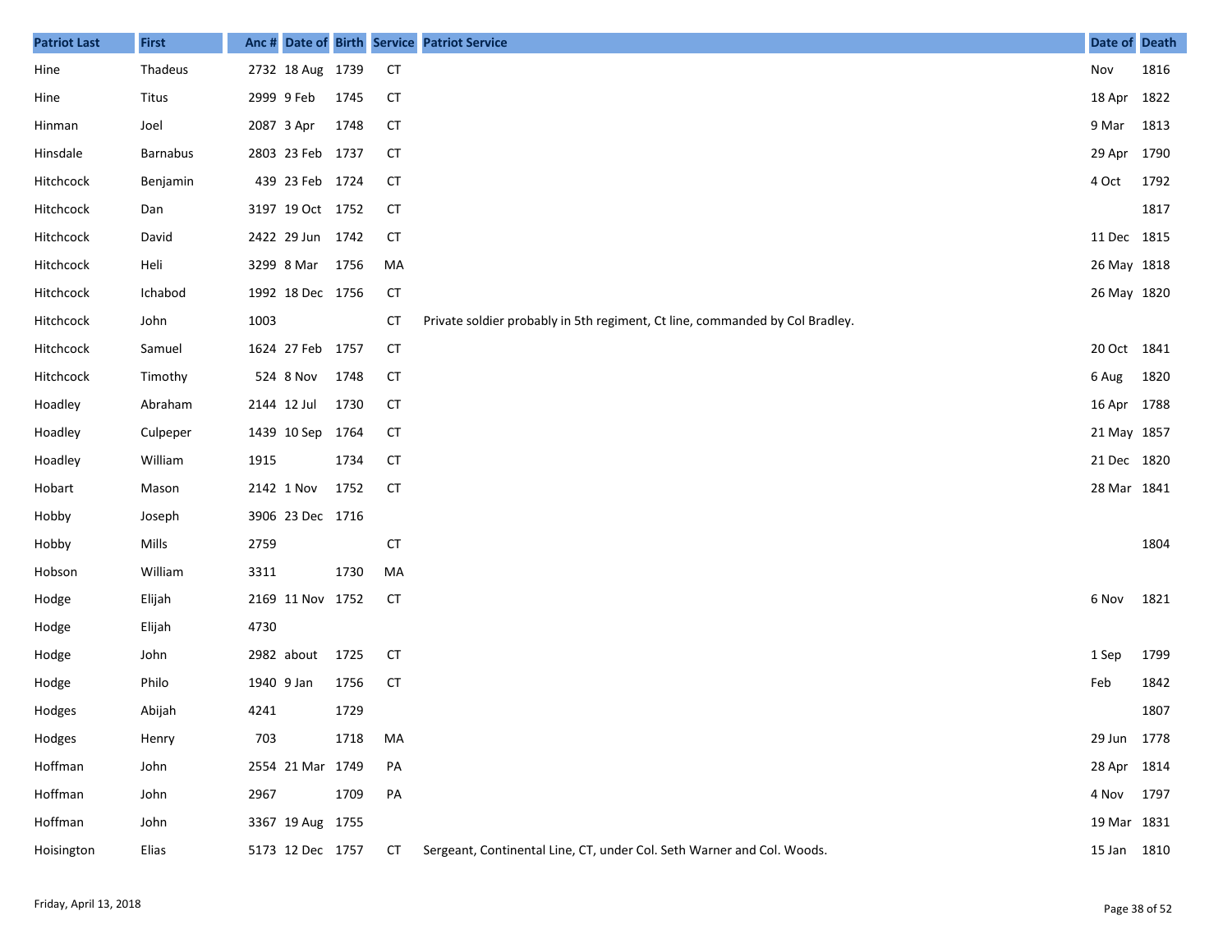| Patriot Last | First | Anc # | Date of | Birth | Service | Patriot Service | Date of | Death |
|---|---|---|---|---|---|---|---|---|
| Hine | Thadeus | 2732 | 18 Aug | 1739 | CT | | Nov | 1816 |
| Hine | Titus | 2999 | 9 Feb | 1745 | CT | | 18 Apr | 1822 |
| Hinman | Joel | 2087 | 3 Apr | 1748 | CT | | 9 Mar | 1813 |
| Hinsdale | Barnabus | 2803 | 23 Feb | 1737 | CT | | 29 Apr | 1790 |
| Hitchcock | Benjamin | 439 | 23 Feb | 1724 | CT | | 4 Oct | 1792 |
| Hitchcock | Dan | 3197 | 19 Oct | 1752 | CT | | | 1817 |
| Hitchcock | David | 2422 | 29 Jun | 1742 | CT | | 11 Dec | 1815 |
| Hitchcock | Heli | 3299 | 8 Mar | 1756 | MA | | 26 May | 1818 |
| Hitchcock | Ichabod | 1992 | 18 Dec | 1756 | CT | | 26 May | 1820 |
| Hitchcock | John | 1003 | | | CT | Private soldier probably in 5th regiment, Ct line, commanded by Col Bradley. | | |
| Hitchcock | Samuel | 1624 | 27 Feb | 1757 | CT | | 20 Oct | 1841 |
| Hitchcock | Timothy | 524 | 8 Nov | 1748 | CT | | 6 Aug | 1820 |
| Hoadley | Abraham | 2144 | 12 Jul | 1730 | CT | | 16 Apr | 1788 |
| Hoadley | Culpeper | 1439 | 10 Sep | 1764 | CT | | 21 May | 1857 |
| Hoadley | William | 1915 | | 1734 | CT | | 21 Dec | 1820 |
| Hobart | Mason | 2142 | 1 Nov | 1752 | CT | | 28 Mar | 1841 |
| Hobby | Joseph | 3906 | 23 Dec | 1716 | | | | |
| Hobby | Mills | 2759 | | | CT | | | 1804 |
| Hobson | William | 3311 | | 1730 | MA | | | |
| Hodge | Elijah | 2169 | 11 Nov | 1752 | CT | | 6 Nov | 1821 |
| Hodge | Elijah | 4730 | | | | | | |
| Hodge | John | 2982 | about | 1725 | CT | | 1 Sep | 1799 |
| Hodge | Philo | 1940 | 9 Jan | 1756 | CT | | Feb | 1842 |
| Hodges | Abijah | 4241 | | 1729 | | | | 1807 |
| Hodges | Henry | 703 | | 1718 | MA | | 29 Jun | 1778 |
| Hoffman | John | 2554 | 21 Mar | 1749 | PA | | 28 Apr | 1814 |
| Hoffman | John | 2967 | | 1709 | PA | | 4 Nov | 1797 |
| Hoffman | John | 3367 | 19 Aug | 1755 | | | 19 Mar | 1831 |
| Hoisington | Elias | 5173 | 12 Dec | 1757 | CT | Sergeant, Continental Line, CT, under Col. Seth Warner and Col. Woods. | 15 Jan | 1810 |

Friday, April 13, 2018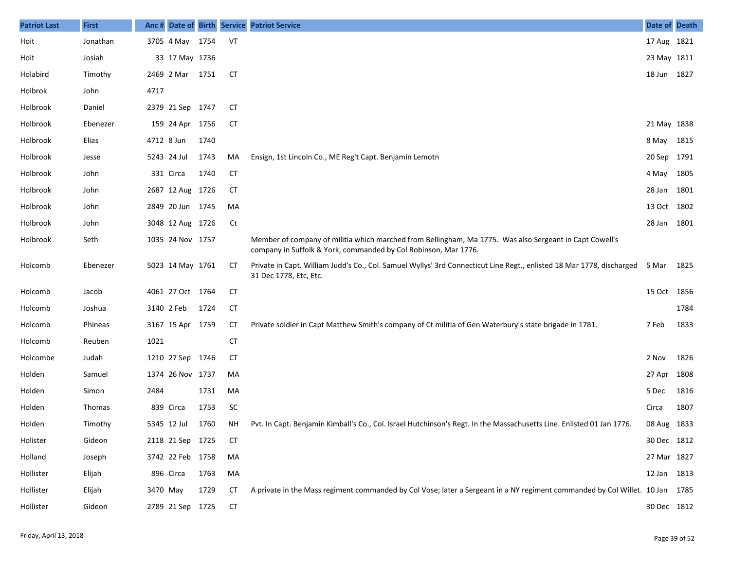| Patriot Last | First | Anc # | Date of | Birth | Service | Patriot Service | Date of | Death |
|---|---|---|---|---|---|---|---|---|
| Hoit | Jonathan | 3705 | 4 May | 1754 | VT | | 17 Aug | 1821 |
| Hoit | Josiah | 33 | 17 May | 1736 | | | 23 May | 1811 |
| Holabird | Timothy | 2469 | 2 Mar | 1751 | CT | | 18 Jun | 1827 |
| Holbrok | John | 4717 | | | | | | |
| Holbrook | Daniel | 2379 | 21 Sep | 1747 | CT | | | |
| Holbrook | Ebenezer | 159 | 24 Apr | 1756 | CT | | 21 May | 1838 |
| Holbrook | Elias | 4712 | 8 Jun | 1740 | | | 8 May | 1815 |
| Holbrook | Jesse | 5243 | 24 Jul | 1743 | MA | Ensign, 1st Lincoln Co., ME Reg't Capt. Benjamin Lemotn | 20 Sep | 1791 |
| Holbrook | John | 331 | Circa | 1740 | CT | | 4 May | 1805 |
| Holbrook | John | 2687 | 12 Aug | 1726 | CT | | 28 Jan | 1801 |
| Holbrook | John | 2849 | 20 Jun | 1745 | MA | | 13 Oct | 1802 |
| Holbrook | John | 3048 | 12 Aug | 1726 | Ct | | 28 Jan | 1801 |
| Holbrook | Seth | 1035 | 24 Nov | 1757 | | Member of company of militia which marched from Bellingham, Ma 1775. Was also Sergeant in Capt Cowell's company in Suffolk & York, commanded by Col Robinson, Mar 1776. | | |
| Holcomb | Ebenezer | 5023 | 14 May | 1761 | CT | Private in Capt. William Judd's Co., Col. Samuel Wyllys' 3rd Connecticut Line Regt., enlisted 18 Mar 1778, discharged 31 Dec 1778, Etc, Etc. | 5 Mar | 1825 |
| Holcomb | Jacob | 4061 | 27 Oct | 1764 | CT | | 15 Oct | 1856 |
| Holcomb | Joshua | 3140 | 2 Feb | 1724 | CT | | | 1784 |
| Holcomb | Phineas | 3167 | 15 Apr | 1759 | CT | Private soldier in Capt Matthew Smith's company of Ct militia of Gen Waterbury's state brigade in 1781. | 7 Feb | 1833 |
| Holcomb | Reuben | 1021 | | | CT | | | |
| Holcombe | Judah | 1210 | 27 Sep | 1746 | CT | | 2 Nov | 1826 |
| Holden | Samuel | 1374 | 26 Nov | 1737 | MA | | 27 Apr | 1808 |
| Holden | Simon | 2484 | | 1731 | MA | | 5 Dec | 1816 |
| Holden | Thomas | 839 | Circa | 1753 | SC | | Circa | 1807 |
| Holden | Timothy | 5345 | 12 Jul | 1760 | NH | Pvt. In Capt. Benjamin Kimball's Co., Col. Israel Hutchinson's Regt. In the Massachusetts Line. Enlisted 01 Jan 1776. | 08 Aug | 1833 |
| Holister | Gideon | 2118 | 21 Sep | 1725 | CT | | 30 Dec | 1812 |
| Holland | Joseph | 3742 | 22 Feb | 1758 | MA | | 27 Mar | 1827 |
| Hollister | Elijah | 896 | Circa | 1763 | MA | | 12 Jan | 1813 |
| Hollister | Elijah | 3470 | May | 1729 | CT | A private in the Mass regiment commanded by Col Vose; later a Sergeant in a NY regiment commanded by Col Willet. | 10 Jan | 1785 |
| Hollister | Gideon | 2789 | 21 Sep | 1725 | CT | | 30 Dec | 1812 |

Friday, April 13, 2018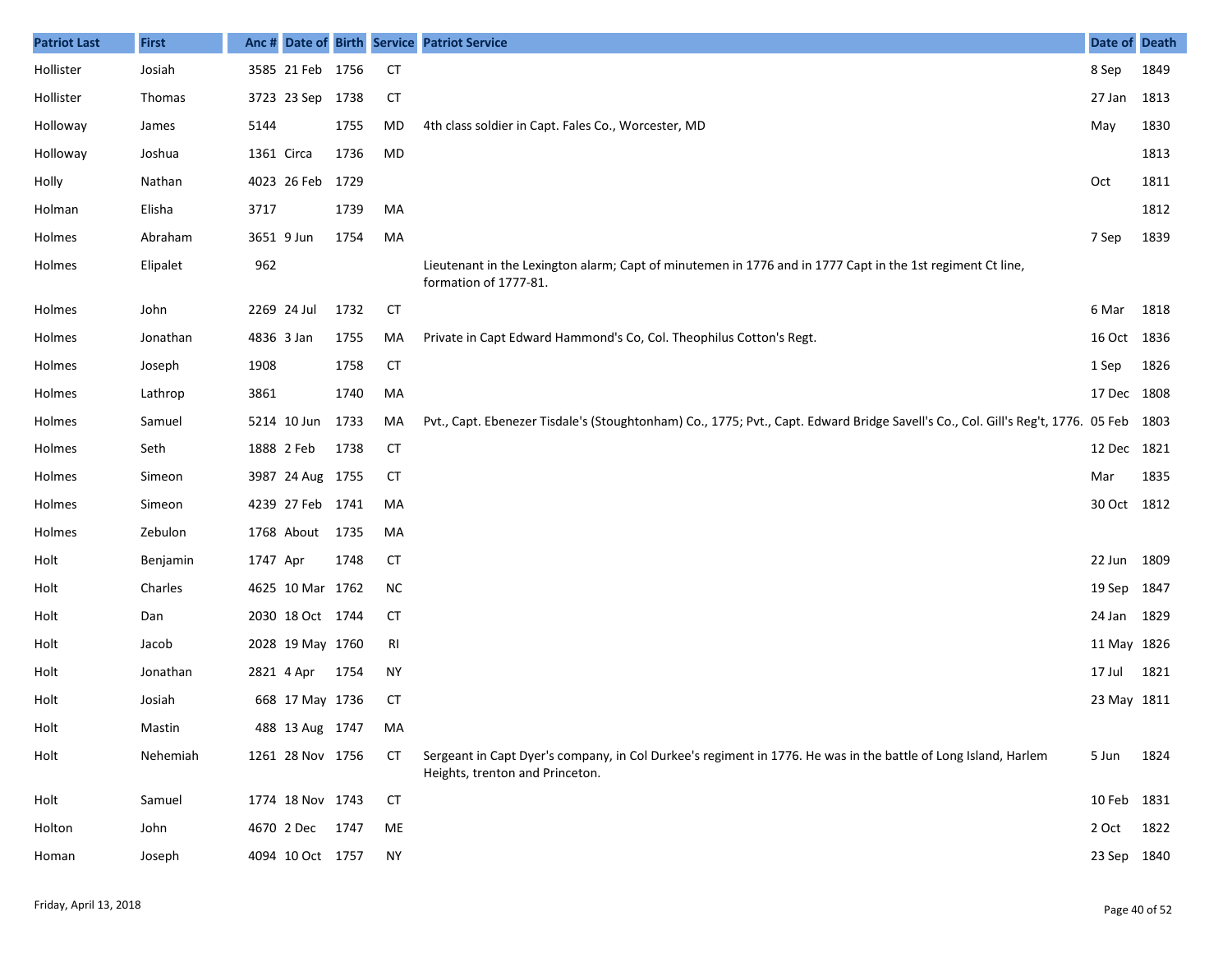| Patriot Last | First | Anc # | Date of | Birth | Service | Patriot Service | Date of | Death |
|---|---|---|---|---|---|---|---|---|
| Hollister | Josiah | 3585 | 21 Feb | 1756 | CT | | 8 Sep | 1849 |
| Hollister | Thomas | 3723 | 23 Sep | 1738 | CT | | 27 Jan | 1813 |
| Holloway | James | 5144 | | 1755 | MD | 4th class soldier in Capt. Fales Co., Worcester, MD | May | 1830 |
| Holloway | Joshua | 1361 | Circa | 1736 | MD | | | 1813 |
| Holly | Nathan | 4023 | 26 Feb | 1729 | | | Oct | 1811 |
| Holman | Elisha | 3717 | | 1739 | MA | | | 1812 |
| Holmes | Abraham | 3651 | 9 Jun | 1754 | MA | | 7 Sep | 1839 |
| Holmes | Elipalet | 962 | | | | Lieutenant in the Lexington alarm; Capt of minutemen in 1776 and in 1777 Capt in the 1st regiment Ct line, formation of 1777-81. | | |
| Holmes | John | 2269 | 24 Jul | 1732 | CT | | 6 Mar | 1818 |
| Holmes | Jonathan | 4836 | 3 Jan | 1755 | MA | Private in Capt Edward Hammond's Co, Col. Theophilus Cotton's Regt. | 16 Oct | 1836 |
| Holmes | Joseph | 1908 | | 1758 | CT | | 1 Sep | 1826 |
| Holmes | Lathrop | 3861 | | 1740 | MA | | 17 Dec | 1808 |
| Holmes | Samuel | 5214 | 10 Jun | 1733 | MA | Pvt., Capt. Ebenezer Tisdale's (Stoughtonham) Co., 1775; Pvt., Capt. Edward Bridge Savell's Co., Col. Gill's Reg't, 1776. | 05 Feb | 1803 |
| Holmes | Seth | 1888 | 2 Feb | 1738 | CT | | 12 Dec | 1821 |
| Holmes | Simeon | 3987 | 24 Aug | 1755 | CT | | Mar | 1835 |
| Holmes | Simeon | 4239 | 27 Feb | 1741 | MA | | 30 Oct | 1812 |
| Holmes | Zebulon | 1768 | About | 1735 | MA | | | |
| Holt | Benjamin | 1747 | Apr | 1748 | CT | | 22 Jun | 1809 |
| Holt | Charles | 4625 | 10 Mar | 1762 | NC | | 19 Sep | 1847 |
| Holt | Dan | 2030 | 18 Oct | 1744 | CT | | 24 Jan | 1829 |
| Holt | Jacob | 2028 | 19 May | 1760 | RI | | 11 May | 1826 |
| Holt | Jonathan | 2821 | 4 Apr | 1754 | NY | | 17 Jul | 1821 |
| Holt | Josiah | 668 | 17 May | 1736 | CT | | 23 May | 1811 |
| Holt | Mastin | 488 | 13 Aug | 1747 | MA | | | |
| Holt | Nehemiah | 1261 | 28 Nov | 1756 | CT | Sergeant in Capt Dyer's company, in Col Durkee's regiment in 1776. He was in the battle of Long Island, Harlem Heights, trenton and Princeton. | 5 Jun | 1824 |
| Holt | Samuel | 1774 | 18 Nov | 1743 | CT | | 10 Feb | 1831 |
| Holton | John | 4670 | 2 Dec | 1747 | ME | | 2 Oct | 1822 |
| Homan | Joseph | 4094 | 10 Oct | 1757 | NY | | 23 Sep | 1840 |

Friday, April 13, 2018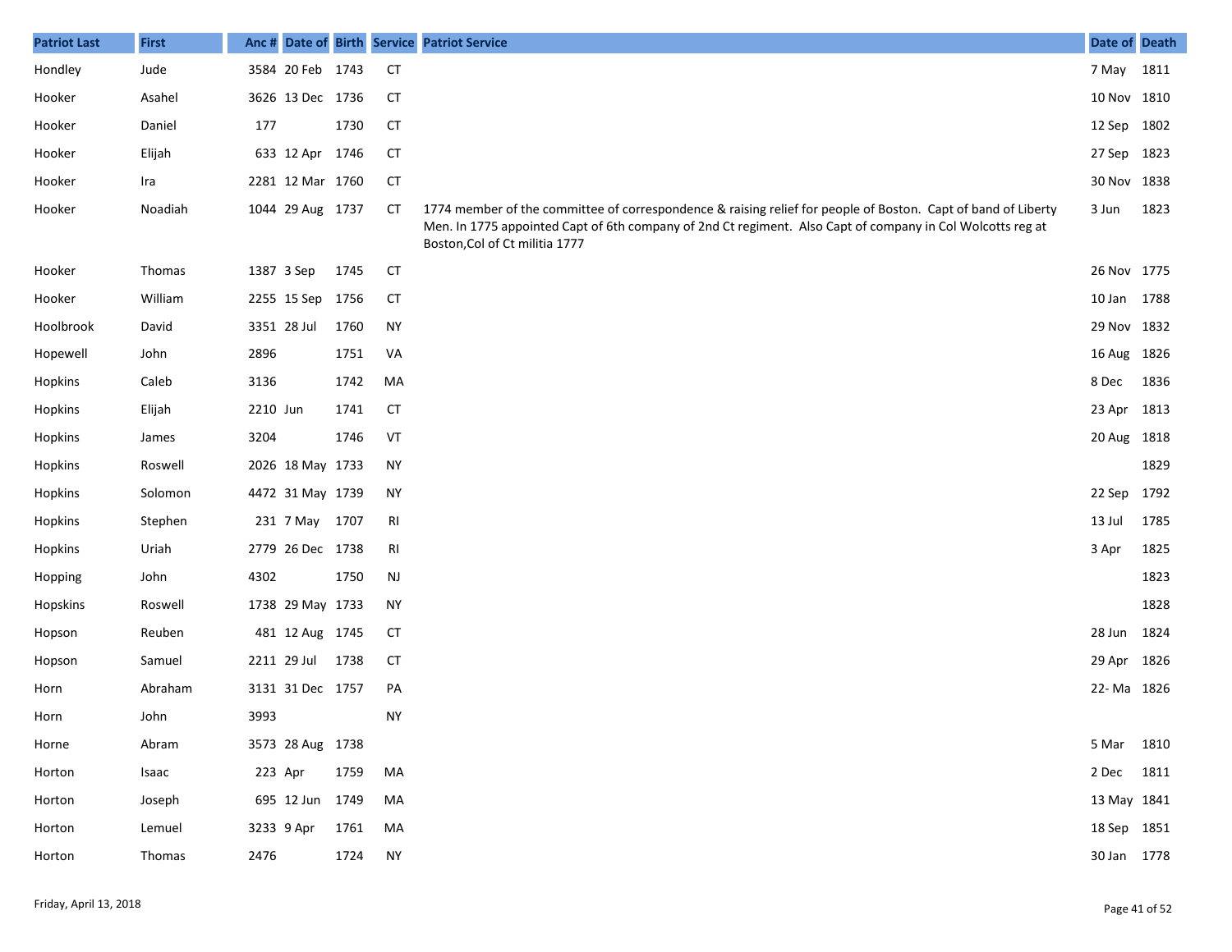| Patriot Last | First | Anc # | Date of | Birth | Service | Patriot Service | Date of | Death |
|---|---|---|---|---|---|---|---|---|
| Hondley | Jude | 3584 | 20 Feb | 1743 | CT | | 7 May | 1811 |
| Hooker | Asahel | 3626 | 13 Dec | 1736 | CT | | 10 Nov | 1810 |
| Hooker | Daniel | 177 | | 1730 | CT | | 12 Sep | 1802 |
| Hooker | Elijah | 633 | 12 Apr | 1746 | CT | | 27 Sep | 1823 |
| Hooker | Ira | 2281 | 12 Mar | 1760 | CT | | 30 Nov | 1838 |
| Hooker | Noadiah | 1044 | 29 Aug | 1737 | CT | 1774 member of the committee of correspondence & raising relief for people of Boston. Capt of band of Liberty Men. In 1775 appointed Capt of 6th company of 2nd Ct regiment. Also Capt of company in Col Wolcotts reg at Boston,Col of Ct militia 1777 | 3 Jun | 1823 |
| Hooker | Thomas | 1387 | 3 Sep | 1745 | CT | | 26 Nov | 1775 |
| Hooker | William | 2255 | 15 Sep | 1756 | CT | | 10 Jan | 1788 |
| Hoolbrook | David | 3351 | 28 Jul | 1760 | NY | | 29 Nov | 1832 |
| Hopewell | John | 2896 | | 1751 | VA | | 16 Aug | 1826 |
| Hopkins | Caleb | 3136 | | 1742 | MA | | 8 Dec | 1836 |
| Hopkins | Elijah | 2210 | Jun | 1741 | CT | | 23 Apr | 1813 |
| Hopkins | James | 3204 | | 1746 | VT | | 20 Aug | 1818 |
| Hopkins | Roswell | 2026 | 18 May | 1733 | NY | | | 1829 |
| Hopkins | Solomon | 4472 | 31 May | 1739 | NY | | 22 Sep | 1792 |
| Hopkins | Stephen | 231 | 7 May | 1707 | RI | | 13 Jul | 1785 |
| Hopkins | Uriah | 2779 | 26 Dec | 1738 | RI | | 3 Apr | 1825 |
| Hopping | John | 4302 | | 1750 | NJ | | | 1823 |
| Hopskins | Roswell | 1738 | 29 May | 1733 | NY | | | 1828 |
| Hopson | Reuben | 481 | 12 Aug | 1745 | CT | | 28 Jun | 1824 |
| Hopson | Samuel | 2211 | 29 Jul | 1738 | CT | | 29 Apr | 1826 |
| Horn | Abraham | 3131 | 31 Dec | 1757 | PA | | 22- Ma | 1826 |
| Horn | John | 3993 | | | NY | | | |
| Horne | Abram | 3573 | 28 Aug | 1738 | | | 5 Mar | 1810 |
| Horton | Isaac | 223 | Apr | 1759 | MA | | 2 Dec | 1811 |
| Horton | Joseph | 695 | 12 Jun | 1749 | MA | | 13 May | 1841 |
| Horton | Lemuel | 3233 | 9 Apr | 1761 | MA | | 18 Sep | 1851 |
| Horton | Thomas | 2476 | | 1724 | NY | | 30 Jan | 1778 |

Friday, April 13, 2018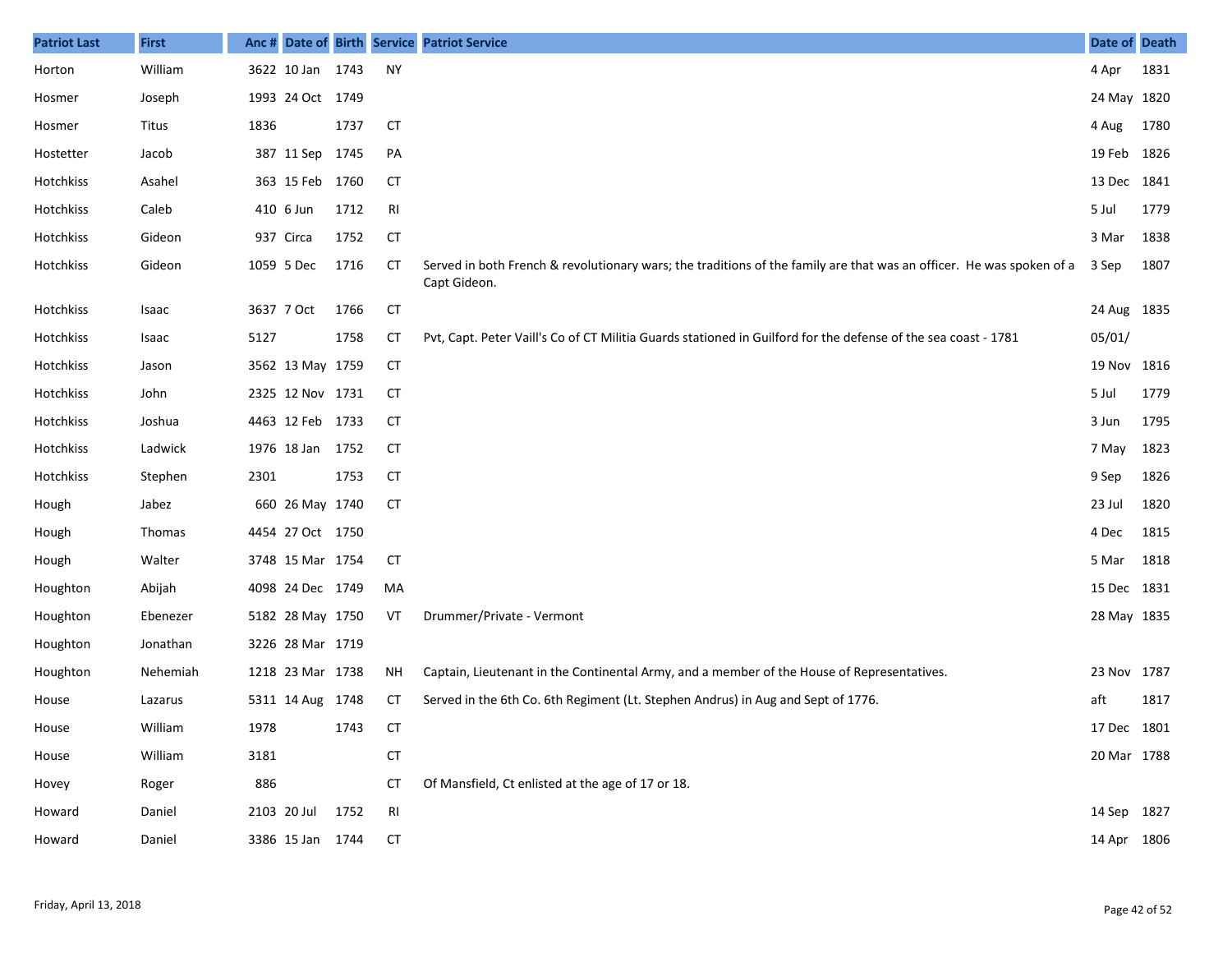| Patriot Last | First | Anc # | Date of | Birth | Service | Patriot Service | Date of | Death |
|---|---|---|---|---|---|---|---|---|
| Horton | William | 3622 | 10 Jan | 1743 | NY | | 4 Apr | 1831 |
| Hosmer | Joseph | 1993 | 24 Oct | 1749 | | | 24 May | 1820 |
| Hosmer | Titus | 1836 | | 1737 | CT | | 4 Aug | 1780 |
| Hostetter | Jacob | 387 | 11 Sep | 1745 | PA | | 19 Feb | 1826 |
| Hotchkiss | Asahel | 363 | 15 Feb | 1760 | CT | | 13 Dec | 1841 |
| Hotchkiss | Caleb | 410 | 6 Jun | 1712 | RI | | 5 Jul | 1779 |
| Hotchkiss | Gideon | 937 | Circa | 1752 | CT | | 3 Mar | 1838 |
| Hotchkiss | Gideon | 1059 | 5 Dec | 1716 | CT | Served in both French & revolutionary wars; the traditions of the family are that was an officer. He was spoken of a Capt Gideon. | 3 Sep | 1807 |
| Hotchkiss | Isaac | 3637 | 7 Oct | 1766 | CT | | 24 Aug | 1835 |
| Hotchkiss | Isaac | 5127 | | 1758 | CT | Pvt, Capt. Peter Vaill's Co of CT Militia Guards stationed in Guilford for the defense of the sea coast - 1781 | 05/01/ | |
| Hotchkiss | Jason | 3562 | 13 May | 1759 | CT | | 19 Nov | 1816 |
| Hotchkiss | John | 2325 | 12 Nov | 1731 | CT | | 5 Jul | 1779 |
| Hotchkiss | Joshua | 4463 | 12 Feb | 1733 | CT | | 3 Jun | 1795 |
| Hotchkiss | Ladwick | 1976 | 18 Jan | 1752 | CT | | 7 May | 1823 |
| Hotchkiss | Stephen | 2301 | | 1753 | CT | | 9 Sep | 1826 |
| Hough | Jabez | 660 | 26 May | 1740 | CT | | 23 Jul | 1820 |
| Hough | Thomas | 4454 | 27 Oct | 1750 | | | 4 Dec | 1815 |
| Hough | Walter | 3748 | 15 Mar | 1754 | CT | | 5 Mar | 1818 |
| Houghton | Abijah | 4098 | 24 Dec | 1749 | MA | | 15 Dec | 1831 |
| Houghton | Ebenezer | 5182 | 28 May | 1750 | VT | Drummer/Private - Vermont | 28 May | 1835 |
| Houghton | Jonathan | 3226 | 28 Mar | 1719 | | | | |
| Houghton | Nehemiah | 1218 | 23 Mar | 1738 | NH | Captain, Lieutenant in the Continental Army, and a member of the House of Representatives. | 23 Nov | 1787 |
| House | Lazarus | 5311 | 14 Aug | 1748 | CT | Served in the 6th Co. 6th Regiment (Lt. Stephen Andrus) in Aug and Sept of 1776. | aft | 1817 |
| House | William | 1978 | | 1743 | CT | | 17 Dec | 1801 |
| House | William | 3181 | | | CT | | 20 Mar | 1788 |
| Hovey | Roger | 886 | | | CT | Of Mansfield, Ct enlisted at the age of 17 or 18. | | |
| Howard | Daniel | 2103 | 20 Jul | 1752 | RI | | 14 Sep | 1827 |
| Howard | Daniel | 3386 | 15 Jan | 1744 | CT | | 14 Apr | 1806 |

Friday, April 13, 2018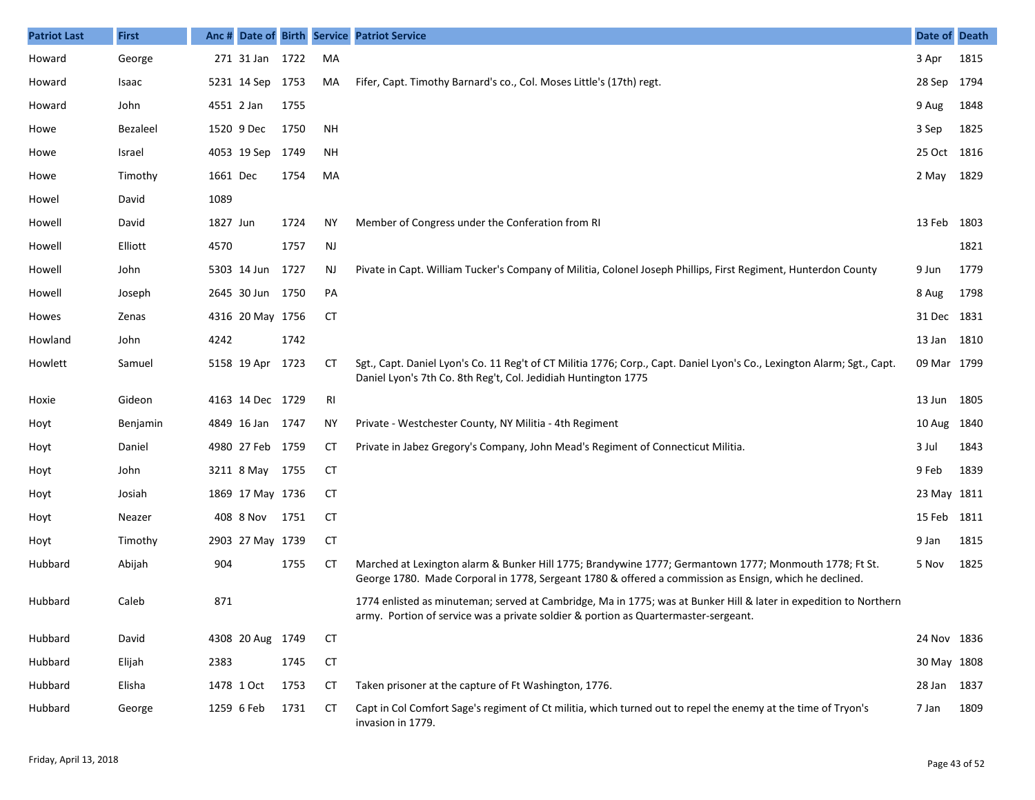| Patriot Last | First | Anc # | Date of | Birth | Service | Patriot Service | Date of | Death |
|---|---|---|---|---|---|---|---|---|
| Howard | George | 271 | 31 Jan | 1722 | MA | | 3 Apr | 1815 |
| Howard | Isaac | 5231 | 14 Sep | 1753 | MA | Fifer, Capt. Timothy Barnard's co., Col. Moses Little's (17th) regt. | 28 Sep | 1794 |
| Howard | John | 4551 | 2 Jan | 1755 | | | 9 Aug | 1848 |
| Howe | Bezaleel | 1520 | 9 Dec | 1750 | NH | | 3 Sep | 1825 |
| Howe | Israel | 4053 | 19 Sep | 1749 | NH | | 25 Oct | 1816 |
| Howe | Timothy | 1661 | Dec | 1754 | MA | | 2 May | 1829 |
| Howel | David | 1089 | | | | | | |
| Howell | David | 1827 | Jun | 1724 | NY | Member of Congress under the Conferation from RI | 13 Feb | 1803 |
| Howell | Elliott | 4570 | | 1757 | NJ | | | 1821 |
| Howell | John | 5303 | 14 Jun | 1727 | NJ | Pivate in Capt. William Tucker's Company of Militia, Colonel Joseph Phillips, First Regiment, Hunterdon County | 9 Jun | 1779 |
| Howell | Joseph | 2645 | 30 Jun | 1750 | PA | | 8 Aug | 1798 |
| Howes | Zenas | 4316 | 20 May | 1756 | CT | | 31 Dec | 1831 |
| Howland | John | 4242 | | 1742 | | | 13 Jan | 1810 |
| Howlett | Samuel | 5158 | 19 Apr | 1723 | CT | Sgt., Capt. Daniel Lyon's Co. 11 Reg't of CT Militia 1776; Corp., Capt. Daniel Lyon's Co., Lexington Alarm; Sgt., Capt. Daniel Lyon's 7th Co. 8th Reg't, Col. Jedidiah Huntington 1775 | 09 Mar | 1799 |
| Hoxie | Gideon | 4163 | 14 Dec | 1729 | RI | | 13 Jun | 1805 |
| Hoyt | Benjamin | 4849 | 16 Jan | 1747 | NY | Private - Westchester County, NY Militia - 4th Regiment | 10 Aug | 1840 |
| Hoyt | Daniel | 4980 | 27 Feb | 1759 | CT | Private in Jabez Gregory's Company, John Mead's Regiment of Connecticut Militia. | 3 Jul | 1843 |
| Hoyt | John | 3211 | 8 May | 1755 | CT | | 9 Feb | 1839 |
| Hoyt | Josiah | 1869 | 17 May | 1736 | CT | | 23 May | 1811 |
| Hoyt | Neazer | 408 | 8 Nov | 1751 | CT | | 15 Feb | 1811 |
| Hoyt | Timothy | 2903 | 27 May | 1739 | CT | | 9 Jan | 1815 |
| Hubbard | Abijah | 904 | | 1755 | CT | Marched at Lexington alarm & Bunker Hill 1775; Brandywine 1777; Germantown 1777; Monmouth 1778; Ft St. George 1780. Made Corporal in 1778, Sergeant 1780 & offered a commission as Ensign, which he declined. | 5 Nov | 1825 |
| Hubbard | Caleb | 871 | | | | 1774 enlisted as minuteman; served at Cambridge, Ma in 1775; was at Bunker Hill & later in expedition to Northern army. Portion of service was a private soldier & portion as Quartermaster-sergeant. | | |
| Hubbard | David | 4308 | 20 Aug | 1749 | CT | | 24 Nov | 1836 |
| Hubbard | Elijah | 2383 | | 1745 | CT | | 30 May | 1808 |
| Hubbard | Elisha | 1478 | 1 Oct | 1753 | CT | Taken prisoner at the capture of Ft Washington, 1776. | 28 Jan | 1837 |
| Hubbard | George | 1259 | 6 Feb | 1731 | CT | Capt in Col Comfort Sage's regiment of Ct militia, which turned out to repel the enemy at the time of Tryon's invasion in 1779. | 7 Jan | 1809 |

Friday, April 13, 2018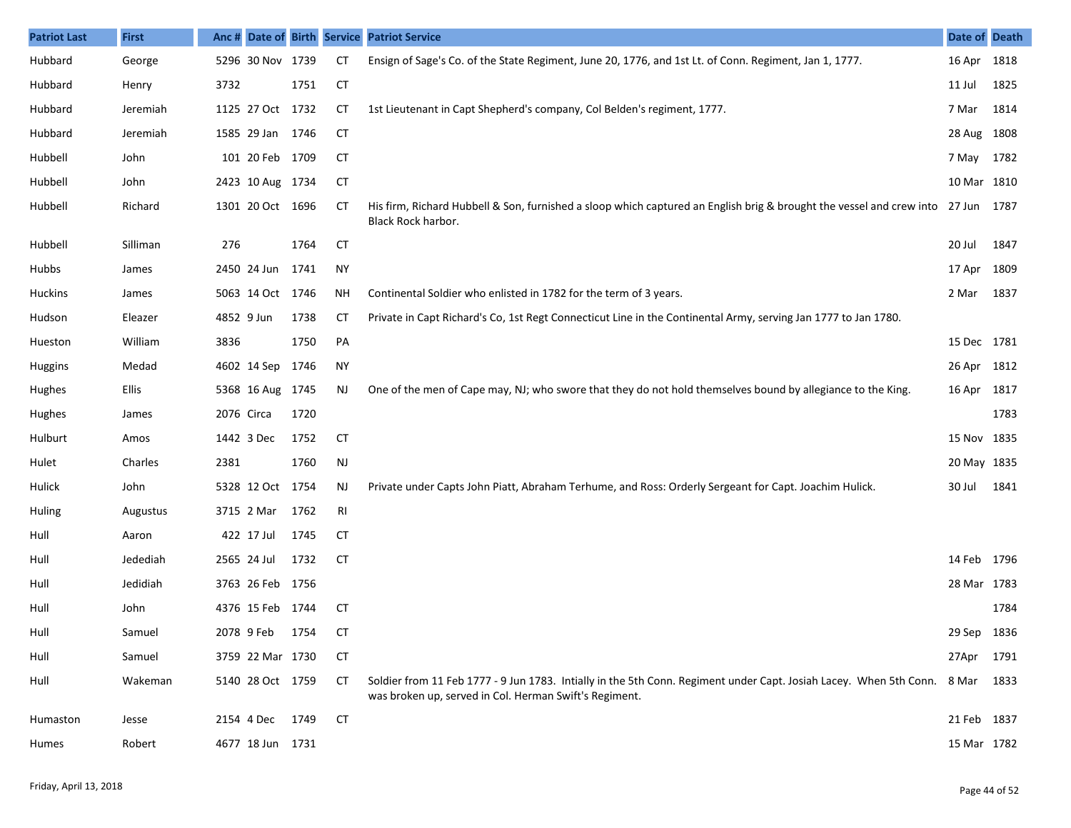| Patriot Last | First | Anc # | Date of | Birth | Service | Patriot Service | Date of | Death |
|---|---|---|---|---|---|---|---|---|
| Hubbard | George | 5296 | 30 Nov | 1739 | CT | Ensign of Sage's Co. of the State Regiment, June 20, 1776, and 1st Lt. of Conn. Regiment, Jan 1, 1777. | 16 Apr | 1818 |
| Hubbard | Henry | 3732 | | 1751 | CT | | 11 Jul | 1825 |
| Hubbard | Jeremiah | 1125 | 27 Oct | 1732 | CT | 1st Lieutenant in Capt Shepherd's company, Col Belden's regiment, 1777. | 7 Mar | 1814 |
| Hubbard | Jeremiah | 1585 | 29 Jan | 1746 | CT | | 28 Aug | 1808 |
| Hubbell | John | 101 | 20 Feb | 1709 | CT | | 7 May | 1782 |
| Hubbell | John | 2423 | 10 Aug | 1734 | CT | | 10 Mar | 1810 |
| Hubbell | Richard | 1301 | 20 Oct | 1696 | CT | His firm, Richard Hubbell & Son, furnished a sloop which captured an English brig & brought the vessel and crew into Black Rock harbor. | 27 Jun | 1787 |
| Hubbell | Silliman | 276 | | 1764 | CT | | 20 Jul | 1847 |
| Hubbs | James | 2450 | 24 Jun | 1741 | NY | | 17 Apr | 1809 |
| Huckins | James | 5063 | 14 Oct | 1746 | NH | Continental Soldier who enlisted in 1782 for the term of 3 years. | 2 Mar | 1837 |
| Hudson | Eleazer | 4852 | 9 Jun | 1738 | CT | Private in Capt Richard's Co, 1st Regt Connecticut Line in the Continental Army, serving Jan 1777 to Jan 1780. | | |
| Hueston | William | 3836 | | 1750 | PA | | 15 Dec | 1781 |
| Huggins | Medad | 4602 | 14 Sep | 1746 | NY | | 26 Apr | 1812 |
| Hughes | Ellis | 5368 | 16 Aug | 1745 | NJ | One of the men of Cape may, NJ; who swore that they do not hold themselves bound by allegiance to the King. | 16 Apr | 1817 |
| Hughes | James | 2076 | Circa | 1720 | | | | 1783 |
| Hulburt | Amos | 1442 | 3 Dec | 1752 | CT | | 15 Nov | 1835 |
| Hulet | Charles | 2381 | | 1760 | NJ | | 20 May | 1835 |
| Hulick | John | 5328 | 12 Oct | 1754 | NJ | Private under Capts John Piatt, Abraham Terhume, and Ross: Orderly Sergeant for Capt. Joachim Hulick. | 30 Jul | 1841 |
| Huling | Augustus | 3715 | 2 Mar | 1762 | RI | | | |
| Hull | Aaron | 422 | 17 Jul | 1745 | CT | | | |
| Hull | Jedediah | 2565 | 24 Jul | 1732 | CT | | 14 Feb | 1796 |
| Hull | Jedidiah | 3763 | 26 Feb | 1756 | | | 28 Mar | 1783 |
| Hull | John | 4376 | 15 Feb | 1744 | CT | | | 1784 |
| Hull | Samuel | 2078 | 9 Feb | 1754 | CT | | 29 Sep | 1836 |
| Hull | Samuel | 3759 | 22 Mar | 1730 | CT | | 27Apr | 1791 |
| Hull | Wakeman | 5140 | 28 Oct | 1759 | CT | Soldier from 11 Feb 1777 - 9 Jun 1783. Intially in the 5th Conn. Regiment under Capt. Josiah Lacey. When 5th Conn. was broken up, served in Col. Herman Swift's Regiment. | 8 Mar | 1833 |
| Humaston | Jesse | 2154 | 4 Dec | 1749 | CT | | 21 Feb | 1837 |
| Humes | Robert | 4677 | 18 Jun | 1731 | | | 15 Mar | 1782 |

Friday, April 13, 2018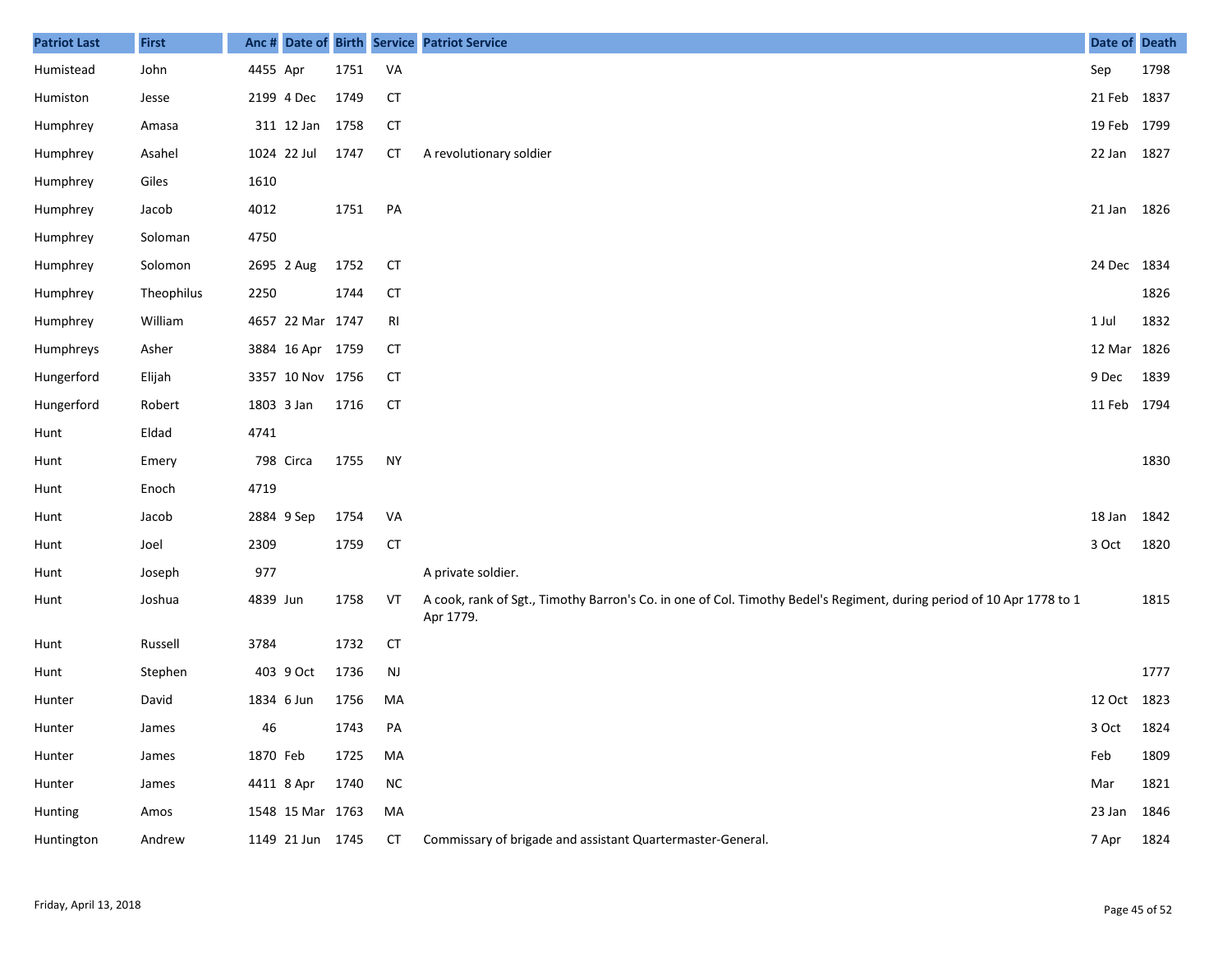| Patriot Last | First | Anc # | Date of | Birth | Service | Patriot Service | Date of | Death |
|---|---|---|---|---|---|---|---|---|
| Humistead | John | 4455 | Apr | 1751 | VA | | Sep | 1798 |
| Humiston | Jesse | 2199 | 4 Dec | 1749 | CT | | 21 Feb | 1837 |
| Humphrey | Amasa | 311 | 12 Jan | 1758 | CT | | 19 Feb | 1799 |
| Humphrey | Asahel | 1024 | 22 Jul | 1747 | CT | A revolutionary soldier | 22 Jan | 1827 |
| Humphrey | Giles | 1610 | | | | | | |
| Humphrey | Jacob | 4012 | | 1751 | PA | | 21 Jan | 1826 |
| Humphrey | Soloman | 4750 | | | | | | |
| Humphrey | Solomon | 2695 | 2 Aug | 1752 | CT | | 24 Dec | 1834 |
| Humphrey | Theophilus | 2250 | | 1744 | CT | | | 1826 |
| Humphrey | William | 4657 | 22 Mar | 1747 | RI | | 1 Jul | 1832 |
| Humphreys | Asher | 3884 | 16 Apr | 1759 | CT | | 12 Mar | 1826 |
| Hungerford | Elijah | 3357 | 10 Nov | 1756 | CT | | 9 Dec | 1839 |
| Hungerford | Robert | 1803 | 3 Jan | 1716 | CT | | 11 Feb | 1794 |
| Hunt | Eldad | 4741 | | | | | | |
| Hunt | Emery | 798 | Circa | 1755 | NY | | | 1830 |
| Hunt | Enoch | 4719 | | | | | | |
| Hunt | Jacob | 2884 | 9 Sep | 1754 | VA | | 18 Jan | 1842 |
| Hunt | Joel | 2309 | | 1759 | CT | | 3 Oct | 1820 |
| Hunt | Joseph | 977 | | | | A private soldier. | | |
| Hunt | Joshua | 4839 | Jun | 1758 | VT | A cook, rank of Sgt., Timothy Barron's Co. in one of Col. Timothy Bedel's Regiment, during period of 10 Apr 1778 to 1 Apr 1779. | | 1815 |
| Hunt | Russell | 3784 | | 1732 | CT | | | |
| Hunt | Stephen | 403 | 9 Oct | 1736 | NJ | | | 1777 |
| Hunter | David | 1834 | 6 Jun | 1756 | MA | | 12 Oct | 1823 |
| Hunter | James | 46 | | 1743 | PA | | 3 Oct | 1824 |
| Hunter | James | 1870 | Feb | 1725 | MA | | Feb | 1809 |
| Hunter | James | 4411 | 8 Apr | 1740 | NC | | Mar | 1821 |
| Hunting | Amos | 1548 | 15 Mar | 1763 | MA | | 23 Jan | 1846 |
| Huntington | Andrew | 1149 | 21 Jun | 1745 | CT | Commissary of brigade and assistant Quartermaster-General. | 7 Apr | 1824 |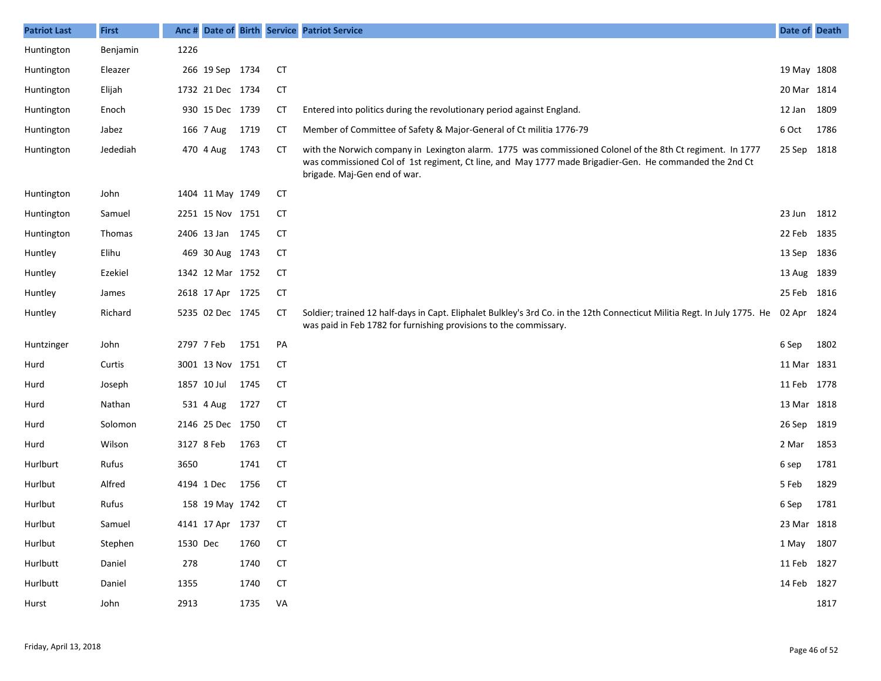| Patriot Last | First | Anc # | Date of | Birth | Service | Patriot Service | Date of | Death |
|---|---|---|---|---|---|---|---|---|
| Huntington | Benjamin | 1226 | | | | | | |
| Huntington | Eleazer | 266 | 19 Sep | 1734 | CT | | 19 May | 1808 |
| Huntington | Elijah | 1732 | 21 Dec | 1734 | CT | | 20 Mar | 1814 |
| Huntington | Enoch | 930 | 15 Dec | 1739 | CT | Entered into politics during the revolutionary period against England. | 12 Jan | 1809 |
| Huntington | Jabez | 166 | 7 Aug | 1719 | CT | Member of Committee of Safety & Major-General of Ct militia 1776-79 | 6 Oct | 1786 |
| Huntington | Jedediah | 470 | 4 Aug | 1743 | CT | with the Norwich company in Lexington alarm. 1775 was commissioned Colonel of the 8th Ct regiment. In 1777 was commissioned Col of 1st regiment, Ct line, and May 1777 made Brigadier-Gen. He commanded the 2nd Ct brigade. Maj-Gen end of war. | 25 Sep | 1818 |
| Huntington | John | 1404 | 11 May | 1749 | CT | | | |
| Huntington | Samuel | 2251 | 15 Nov | 1751 | CT | | 23 Jun | 1812 |
| Huntington | Thomas | 2406 | 13 Jan | 1745 | CT | | 22 Feb | 1835 |
| Huntley | Elihu | 469 | 30 Aug | 1743 | CT | | 13 Sep | 1836 |
| Huntley | Ezekiel | 1342 | 12 Mar | 1752 | CT | | 13 Aug | 1839 |
| Huntley | James | 2618 | 17 Apr | 1725 | CT | | 25 Feb | 1816 |
| Huntley | Richard | 5235 | 02 Dec | 1745 | CT | Soldier; trained 12 half-days in Capt. Eliphalet Bulkley's 3rd Co. in the 12th Connecticut Militia Regt. In July 1775. He was paid in Feb 1782 for furnishing provisions to the commissary. | 02 Apr | 1824 |
| Huntzinger | John | 2797 | 7 Feb | 1751 | PA | | 6 Sep | 1802 |
| Hurd | Curtis | 3001 | 13 Nov | 1751 | CT | | 11 Mar | 1831 |
| Hurd | Joseph | 1857 | 10 Jul | 1745 | CT | | 11 Feb | 1778 |
| Hurd | Nathan | 531 | 4 Aug | 1727 | CT | | 13 Mar | 1818 |
| Hurd | Solomon | 2146 | 25 Dec | 1750 | CT | | 26 Sep | 1819 |
| Hurd | Wilson | 3127 | 8 Feb | 1763 | CT | | 2 Mar | 1853 |
| Hurlburt | Rufus | 3650 | | 1741 | CT | | 6 sep | 1781 |
| Hurlbut | Alfred | 4194 | 1 Dec | 1756 | CT | | 5 Feb | 1829 |
| Hurlbut | Rufus | 158 | 19 May | 1742 | CT | | 6 Sep | 1781 |
| Hurlbut | Samuel | 4141 | 17 Apr | 1737 | CT | | 23 Mar | 1818 |
| Hurlbut | Stephen | 1530 | Dec | 1760 | CT | | 1 May | 1807 |
| Hurlbutt | Daniel | 278 | | 1740 | CT | | 11 Feb | 1827 |
| Hurlbutt | Daniel | 1355 | | 1740 | CT | | 14 Feb | 1827 |
| Hurst | John | 2913 | | 1735 | VA | | | 1817 |

Friday, April 13, 2018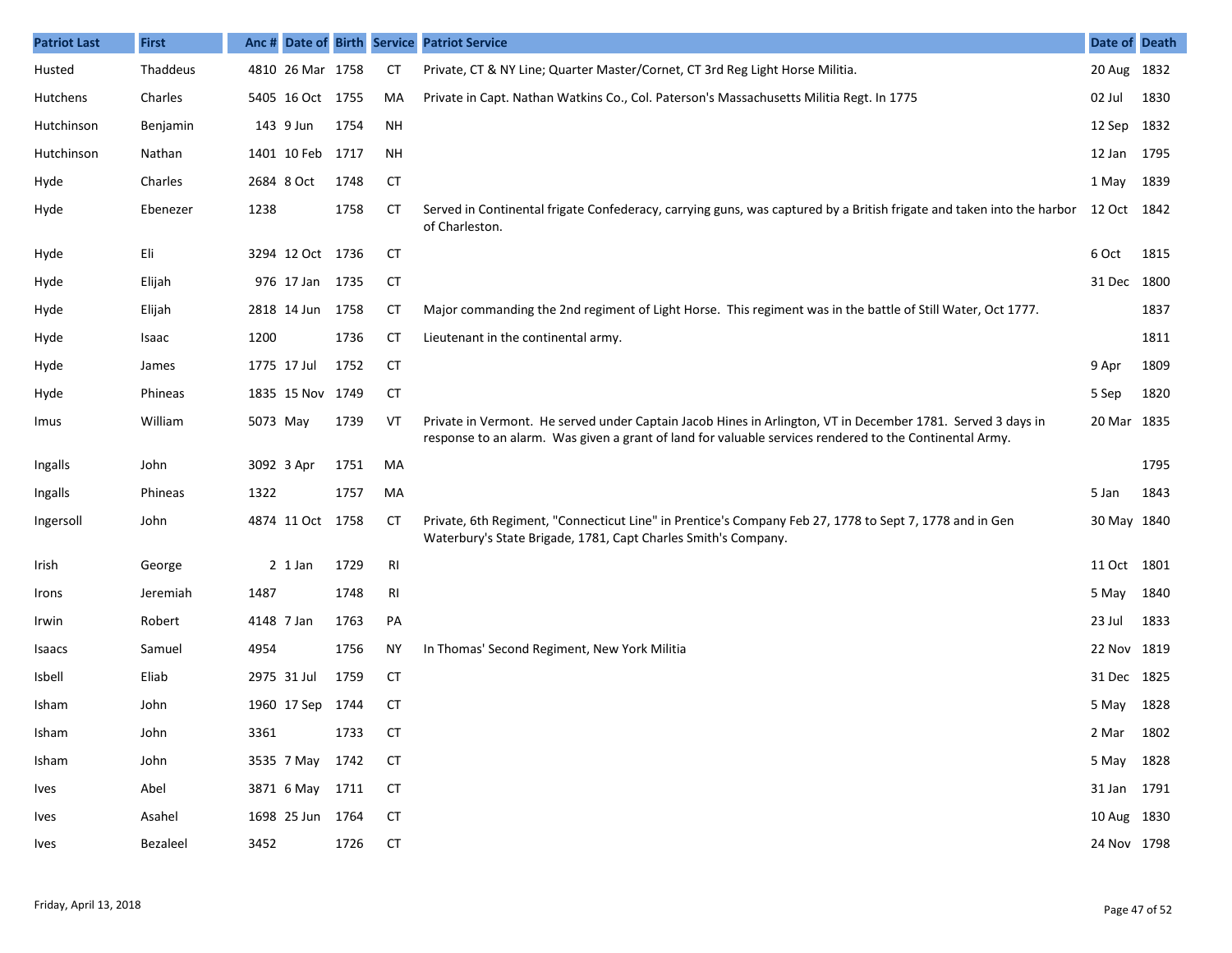| Patriot Last | First | Anc # | Date of | Birth | Service | Patriot Service | Date of | Death |
|---|---|---|---|---|---|---|---|---|
| Husted | Thaddeus | 4810 | 26 Mar | 1758 | CT | Private, CT & NY Line; Quarter Master/Cornet, CT 3rd Reg Light Horse Militia. | 20 Aug | 1832 |
| Hutchens | Charles | 5405 | 16 Oct | 1755 | MA | Private in Capt. Nathan Watkins Co., Col. Paterson's Massachusetts Militia Regt. In 1775 | 02 Jul | 1830 |
| Hutchinson | Benjamin | 143 | 9 Jun | 1754 | NH | | 12 Sep | 1832 |
| Hutchinson | Nathan | 1401 | 10 Feb | 1717 | NH | | 12 Jan | 1795 |
| Hyde | Charles | 2684 | 8 Oct | 1748 | CT | | 1 May | 1839 |
| Hyde | Ebenezer | 1238 | | 1758 | CT | Served in Continental frigate Confederacy, carrying guns, was captured by a British frigate and taken into the harbor of Charleston. | 12 Oct | 1842 |
| Hyde | Eli | 3294 | 12 Oct | 1736 | CT | | 6 Oct | 1815 |
| Hyde | Elijah | 976 | 17 Jan | 1735 | CT | | 31 Dec | 1800 |
| Hyde | Elijah | 2818 | 14 Jun | 1758 | CT | Major commanding the 2nd regiment of Light Horse. This regiment was in the battle of Still Water, Oct 1777. | | 1837 |
| Hyde | Isaac | 1200 | | 1736 | CT | Lieutenant in the continental army. | | 1811 |
| Hyde | James | 1775 | 17 Jul | 1752 | CT | | 9 Apr | 1809 |
| Hyde | Phineas | 1835 | 15 Nov | 1749 | CT | | 5 Sep | 1820 |
| Imus | William | 5073 | May | 1739 | VT | Private in Vermont. He served under Captain Jacob Hines in Arlington, VT in December 1781. Served 3 days in response to an alarm. Was given a grant of land for valuable services rendered to the Continental Army. | 20 Mar | 1835 |
| Ingalls | John | 3092 | 3 Apr | 1751 | MA | | | 1795 |
| Ingalls | Phineas | 1322 | | 1757 | MA | | 5 Jan | 1843 |
| Ingersoll | John | 4874 | 11 Oct | 1758 | CT | Private, 6th Regiment, "Connecticut Line" in Prentice's Company Feb 27, 1778 to Sept 7, 1778 and in Gen Waterbury's State Brigade, 1781, Capt Charles Smith's Company. | 30 May | 1840 |
| Irish | George | 2 | 1 Jan | 1729 | RI | | 11 Oct | 1801 |
| Irons | Jeremiah | 1487 | | 1748 | RI | | 5 May | 1840 |
| Irwin | Robert | 4148 | 7 Jan | 1763 | PA | | 23 Jul | 1833 |
| Isaacs | Samuel | 4954 | | 1756 | NY | In Thomas' Second Regiment, New York Militia | 22 Nov | 1819 |
| Isbell | Eliab | 2975 | 31 Jul | 1759 | CT | | 31 Dec | 1825 |
| Isham | John | 1960 | 17 Sep | 1744 | CT | | 5 May | 1828 |
| Isham | John | 3361 | | 1733 | CT | | 2 Mar | 1802 |
| Isham | John | 3535 | 7 May | 1742 | CT | | 5 May | 1828 |
| Ives | Abel | 3871 | 6 May | 1711 | CT | | 31 Jan | 1791 |
| Ives | Asahel | 1698 | 25 Jun | 1764 | CT | | 10 Aug | 1830 |
| Ives | Bezaleel | 3452 | | 1726 | CT | | 24 Nov | 1798 |

Friday, April 13, 2018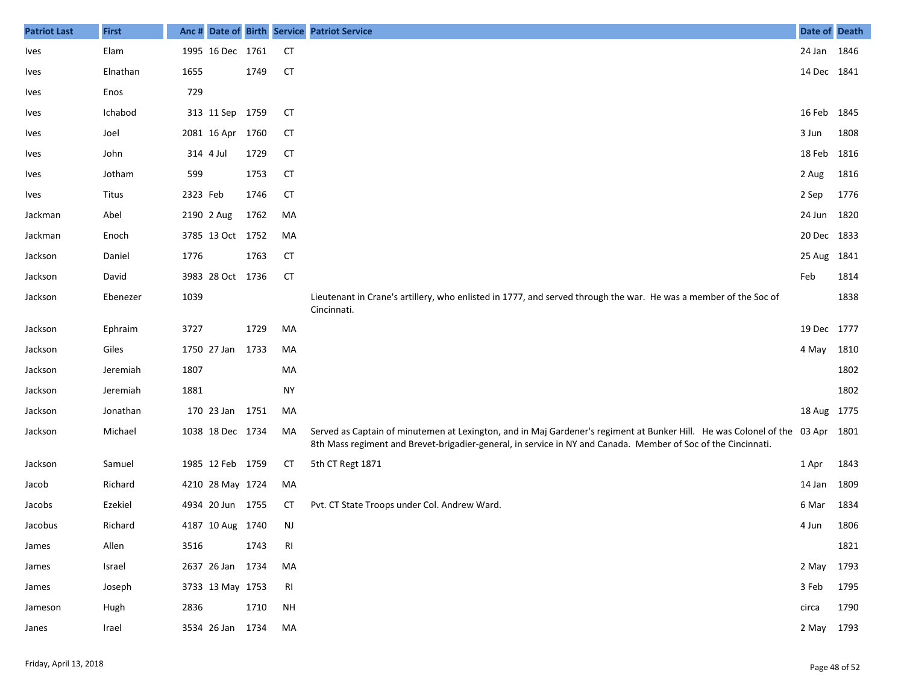| Patriot Last | First | Anc # | Date of | Birth | Service | Patriot Service | Date of | Death |
|---|---|---|---|---|---|---|---|---|
| Ives | Elam | 1995 | 16 Dec | 1761 | CT | | 24 Jan | 1846 |
| Ives | Elnathan | 1655 | | 1749 | CT | | 14 Dec | 1841 |
| Ives | Enos | 729 | | | | | | |
| Ives | Ichabod | 313 | 11 Sep | 1759 | CT | | 16 Feb | 1845 |
| Ives | Joel | 2081 | 16 Apr | 1760 | CT | | 3 Jun | 1808 |
| Ives | John | 314 | 4 Jul | 1729 | CT | | 18 Feb | 1816 |
| Ives | Jotham | 599 | | 1753 | CT | | 2 Aug | 1816 |
| Ives | Titus | 2323 | Feb | 1746 | CT | | 2 Sep | 1776 |
| Jackman | Abel | 2190 | 2 Aug | 1762 | MA | | 24 Jun | 1820 |
| Jackman | Enoch | 3785 | 13 Oct | 1752 | MA | | 20 Dec | 1833 |
| Jackson | Daniel | 1776 | | 1763 | CT | | 25 Aug | 1841 |
| Jackson | David | 3983 | 28 Oct | 1736 | CT | | Feb | 1814 |
| Jackson | Ebenezer | 1039 | | | | Lieutenant in Crane's artillery, who enlisted in 1777, and served through the war. He was a member of the Soc of Cincinnati. | | 1838 |
| Jackson | Ephraim | 3727 | | 1729 | MA | | 19 Dec | 1777 |
| Jackson | Giles | 1750 | 27 Jan | 1733 | MA | | 4 May | 1810 |
| Jackson | Jeremiah | 1807 | | | MA | | | 1802 |
| Jackson | Jeremiah | 1881 | | | NY | | | 1802 |
| Jackson | Jonathan | 170 | 23 Jan | 1751 | MA | | 18 Aug | 1775 |
| Jackson | Michael | 1038 | 18 Dec | 1734 | MA | Served as Captain of minutemen at Lexington, and in Maj Gardener's regiment at Bunker Hill. He was Colonel of the 8th Mass regiment and Brevet-brigadier-general, in service in NY and Canada. Member of Soc of the Cincinnati. | 03 Apr | 1801 |
| Jackson | Samuel | 1985 | 12 Feb | 1759 | CT | 5th CT Regt 1871 | 1 Apr | 1843 |
| Jacob | Richard | 4210 | 28 May | 1724 | MA | | 14 Jan | 1809 |
| Jacobs | Ezekiel | 4934 | 20 Jun | 1755 | CT | Pvt. CT State Troops under Col. Andrew Ward. | 6 Mar | 1834 |
| Jacobus | Richard | 4187 | 10 Aug | 1740 | NJ | | 4 Jun | 1806 |
| James | Allen | 3516 | | 1743 | RI | | | 1821 |
| James | Israel | 2637 | 26 Jan | 1734 | MA | | 2 May | 1793 |
| James | Joseph | 3733 | 13 May | 1753 | RI | | 3 Feb | 1795 |
| Jameson | Hugh | 2836 | | 1710 | NH | | circa | 1790 |
| Janes | Irael | 3534 | 26 Jan | 1734 | MA | | 2 May | 1793 |

Friday, April 13, 2018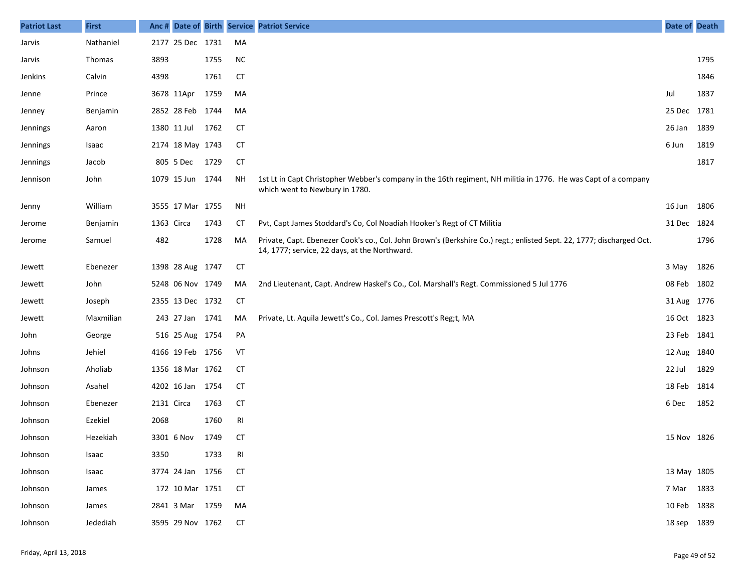| Patriot Last | First | Anc # | Date of | Birth | Service | Patriot Service | Date of | Death |
|---|---|---|---|---|---|---|---|---|
| Jarvis | Nathaniel | 2177 | 25 Dec | 1731 | MA | | | |
| Jarvis | Thomas | 3893 | | 1755 | NC | | | 1795 |
| Jenkins | Calvin | 4398 | | 1761 | CT | | | 1846 |
| Jenne | Prince | 3678 | 11Apr | 1759 | MA | | Jul | 1837 |
| Jenney | Benjamin | 2852 | 28 Feb | 1744 | MA | | 25 Dec | 1781 |
| Jennings | Aaron | 1380 | 11 Jul | 1762 | CT | | 26 Jan | 1839 |
| Jennings | Isaac | 2174 | 18 May | 1743 | CT | | 6 Jun | 1819 |
| Jennings | Jacob | 805 | 5 Dec | 1729 | CT | | | 1817 |
| Jennison | John | 1079 | 15 Jun | 1744 | NH | 1st Lt in Capt Christopher Webber's company in the 16th regiment, NH militia in 1776. He was Capt of a company which went to Newbury in 1780. | | |
| Jenny | William | 3555 | 17 Mar | 1755 | NH | | 16 Jun | 1806 |
| Jerome | Benjamin | 1363 | Circa | 1743 | CT | Pvt, Capt James Stoddard's Co, Col Noadiah Hooker's Regt of CT Militia | 31 Dec | 1824 |
| Jerome | Samuel | 482 | | 1728 | MA | Private, Capt. Ebenezer Cook's co., Col. John Brown's (Berkshire Co.) regt.; enlisted Sept. 22, 1777; discharged Oct. 14, 1777; service, 22 days, at the Northward. | | 1796 |
| Jewett | Ebenezer | 1398 | 28 Aug | 1747 | CT | | 3 May | 1826 |
| Jewett | John | 5248 | 06 Nov | 1749 | MA | 2nd Lieutenant, Capt. Andrew Haskel's Co., Col. Marshall's Regt. Commissioned 5 Jul 1776 | 08 Feb | 1802 |
| Jewett | Joseph | 2355 | 13 Dec | 1732 | CT | | 31 Aug | 1776 |
| Jewett | Maxmilian | 243 | 27 Jan | 1741 | MA | Private, Lt. Aquila Jewett's Co., Col. James Prescott's Reg;t, MA | 16 Oct | 1823 |
| John | George | 516 | 25 Aug | 1754 | PA | | 23 Feb | 1841 |
| Johns | Jehiel | 4166 | 19 Feb | 1756 | VT | | 12 Aug | 1840 |
| Johnson | Aholiab | 1356 | 18 Mar | 1762 | CT | | 22 Jul | 1829 |
| Johnson | Asahel | 4202 | 16 Jan | 1754 | CT | | 18 Feb | 1814 |
| Johnson | Ebenezer | 2131 | Circa | 1763 | CT | | 6 Dec | 1852 |
| Johnson | Ezekiel | 2068 | | 1760 | RI | | | |
| Johnson | Hezekiah | 3301 | 6 Nov | 1749 | CT | | 15 Nov | 1826 |
| Johnson | Isaac | 3350 | | 1733 | RI | | | |
| Johnson | Isaac | 3774 | 24 Jan | 1756 | CT | | 13 May | 1805 |
| Johnson | James | 172 | 10 Mar | 1751 | CT | | 7 Mar | 1833 |
| Johnson | James | 2841 | 3 Mar | 1759 | MA | | 10 Feb | 1838 |
| Johnson | Jedediah | 3595 | 29 Nov | 1762 | CT | | 18 sep | 1839 |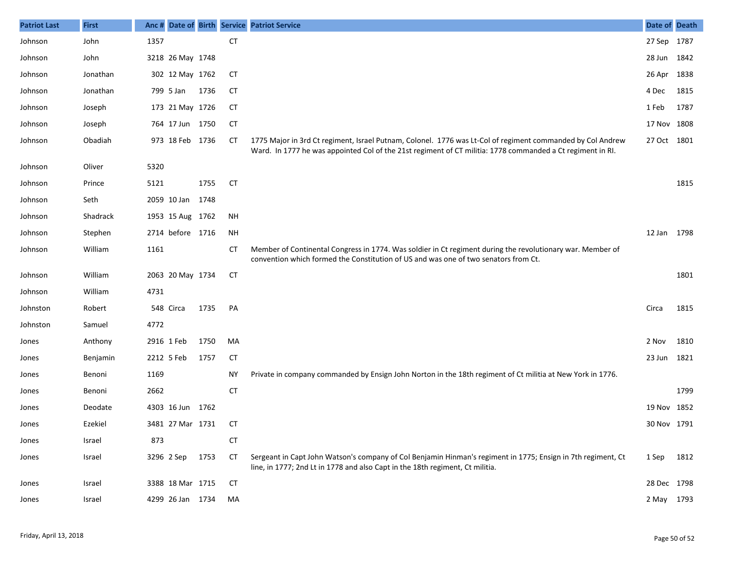| Patriot Last | First | Anc # | Date of | Birth | Service | Patriot Service | Date of | Death |
|---|---|---|---|---|---|---|---|---|
| Johnson | John | 1357 | | | CT | | 27 Sep | 1787 |
| Johnson | John | 3218 | 26 May | 1748 | | | 28 Jun | 1842 |
| Johnson | Jonathan | 302 | 12 May | 1762 | CT | | 26 Apr | 1838 |
| Johnson | Jonathan | 799 | 5 Jan | 1736 | CT | | 4 Dec | 1815 |
| Johnson | Joseph | 173 | 21 May | 1726 | CT | | 1 Feb | 1787 |
| Johnson | Joseph | 764 | 17 Jun | 1750 | CT | | 17 Nov | 1808 |
| Johnson | Obadiah | 973 | 18 Feb | 1736 | CT | 1775 Major in 3rd Ct regiment, Israel Putnam, Colonel. 1776 was Lt-Col of regiment commanded by Col Andrew Ward. In 1777 he was appointed Col of the 21st regiment of CT militia: 1778 commanded a Ct regiment in RI. | 27 Oct | 1801 |
| Johnson | Oliver | 5320 | | | | | | |
| Johnson | Prince | 5121 | | 1755 | CT | | | 1815 |
| Johnson | Seth | 2059 | 10 Jan | 1748 | | | | |
| Johnson | Shadrack | 1953 | 15 Aug | 1762 | NH | | | |
| Johnson | Stephen | 2714 | before | 1716 | NH | | 12 Jan | 1798 |
| Johnson | William | 1161 | | | CT | Member of Continental Congress in 1774. Was soldier in Ct regiment during the revolutionary war. Member of convention which formed the Constitution of US and was one of two senators from Ct. | | |
| Johnson | William | 2063 | 20 May | 1734 | CT | | | 1801 |
| Johnson | William | 4731 | | | | | | |
| Johnston | Robert | 548 | Circa | 1735 | PA | | Circa | 1815 |
| Johnston | Samuel | 4772 | | | | | | |
| Jones | Anthony | 2916 | 1 Feb | 1750 | MA | | 2 Nov | 1810 |
| Jones | Benjamin | 2212 | 5 Feb | 1757 | CT | | 23 Jun | 1821 |
| Jones | Benoni | 1169 | | | NY | Private in company commanded by Ensign John Norton in the 18th regiment of Ct militia at New York in 1776. | | |
| Jones | Benoni | 2662 | | | CT | | | 1799 |
| Jones | Deodate | 4303 | 16 Jun | 1762 | | | 19 Nov | 1852 |
| Jones | Ezekiel | 3481 | 27 Mar | 1731 | CT | | 30 Nov | 1791 |
| Jones | Israel | 873 | | | CT | | | |
| Jones | Israel | 3296 | 2 Sep | 1753 | CT | Sergeant in Capt John Watson's company of Col Benjamin Hinman's regiment in 1775; Ensign in 7th regiment, Ct line, in 1777; 2nd Lt in 1778 and also Capt in the 18th regiment, Ct militia. | 1 Sep | 1812 |
| Jones | Israel | 3388 | 18 Mar | 1715 | CT | | 28 Dec | 1798 |
| Jones | Israel | 4299 | 26 Jan | 1734 | MA | | 2 May | 1793 |

Friday, April 13, 2018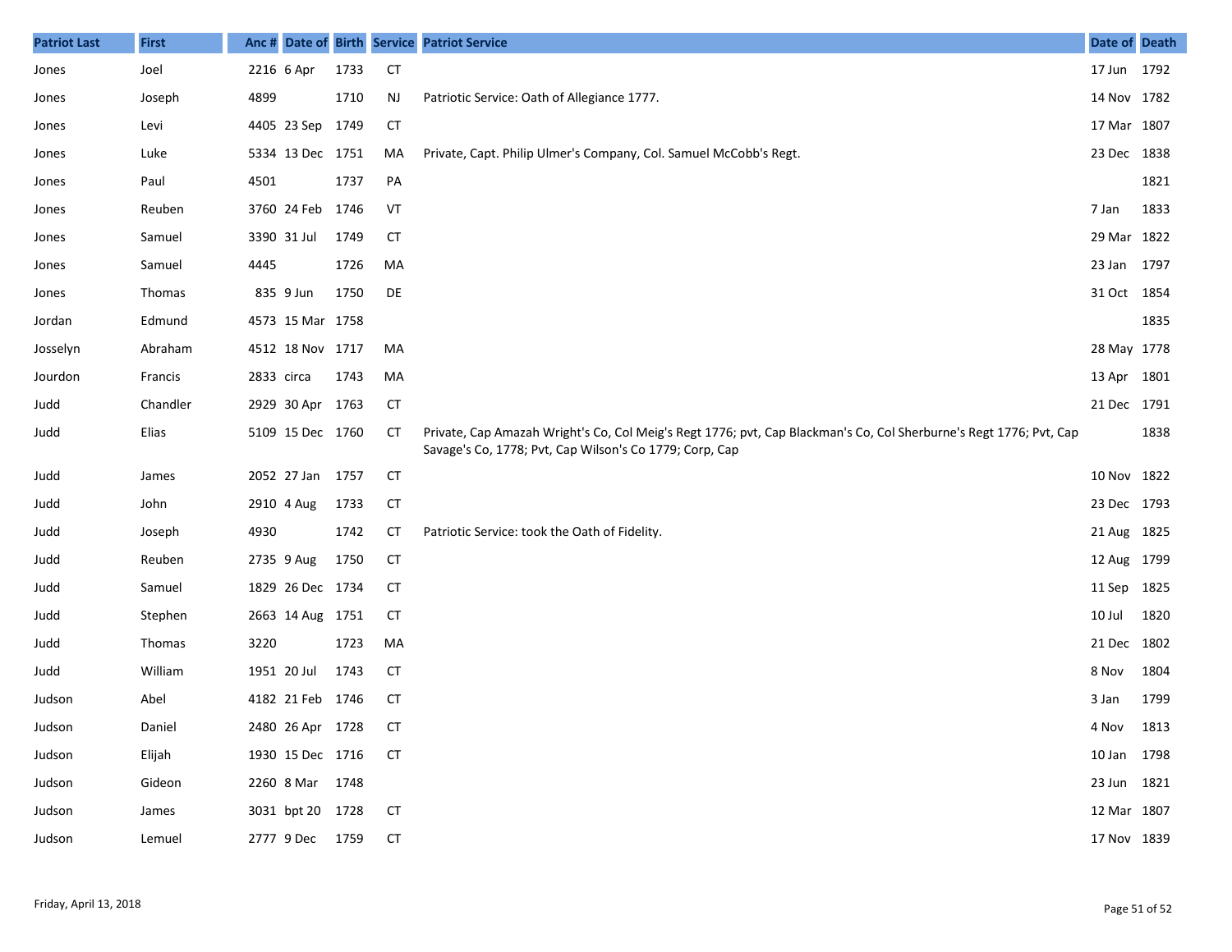| Patriot Last | First | Anc # | Date of | Birth | Service | Patriot Service | Date of | Death |
|---|---|---|---|---|---|---|---|---|
| Jones | Joel | 2216 | 6 Apr | 1733 | CT | | 17 Jun | 1792 |
| Jones | Joseph | 4899 | | 1710 | NJ | Patriotic Service: Oath of Allegiance 1777. | 14 Nov | 1782 |
| Jones | Levi | 4405 | 23 Sep | 1749 | CT | | 17 Mar | 1807 |
| Jones | Luke | 5334 | 13 Dec | 1751 | MA | Private, Capt. Philip Ulmer's Company, Col. Samuel McCobb's Regt. | 23 Dec | 1838 |
| Jones | Paul | 4501 | | 1737 | PA | | | 1821 |
| Jones | Reuben | 3760 | 24 Feb | 1746 | VT | | 7 Jan | 1833 |
| Jones | Samuel | 3390 | 31 Jul | 1749 | CT | | 29 Mar | 1822 |
| Jones | Samuel | 4445 | | 1726 | MA | | 23 Jan | 1797 |
| Jones | Thomas | 835 | 9 Jun | 1750 | DE | | 31 Oct | 1854 |
| Jordan | Edmund | 4573 | 15 Mar | 1758 | | | | 1835 |
| Josselyn | Abraham | 4512 | 18 Nov | 1717 | MA | | 28 May | 1778 |
| Jourdon | Francis | 2833 | circa | 1743 | MA | | 13 Apr | 1801 |
| Judd | Chandler | 2929 | 30 Apr | 1763 | CT | | 21 Dec | 1791 |
| Judd | Elias | 5109 | 15 Dec | 1760 | CT | Private, Cap Amazah Wright's Co, Col Meig's Regt 1776; pvt, Cap Blackman's Co, Col Sherburne's Regt 1776; Pvt, Cap Savage's Co, 1778; Pvt, Cap Wilson's Co 1779; Corp, Cap | | 1838 |
| Judd | James | 2052 | 27 Jan | 1757 | CT | | 10 Nov | 1822 |
| Judd | John | 2910 | 4 Aug | 1733 | CT | | 23 Dec | 1793 |
| Judd | Joseph | 4930 | | 1742 | CT | Patriotic Service: took the Oath of Fidelity. | 21 Aug | 1825 |
| Judd | Reuben | 2735 | 9 Aug | 1750 | CT | | 12 Aug | 1799 |
| Judd | Samuel | 1829 | 26 Dec | 1734 | CT | | 11 Sep | 1825 |
| Judd | Stephen | 2663 | 14 Aug | 1751 | CT | | 10 Jul | 1820 |
| Judd | Thomas | 3220 | | 1723 | MA | | 21 Dec | 1802 |
| Judd | William | 1951 | 20 Jul | 1743 | CT | | 8 Nov | 1804 |
| Judson | Abel | 4182 | 21 Feb | 1746 | CT | | 3 Jan | 1799 |
| Judson | Daniel | 2480 | 26 Apr | 1728 | CT | | 4 Nov | 1813 |
| Judson | Elijah | 1930 | 15 Dec | 1716 | CT | | 10 Jan | 1798 |
| Judson | Gideon | 2260 | 8 Mar | 1748 | | | 23 Jun | 1821 |
| Judson | James | 3031 | bpt 20 | 1728 | CT | | 12 Mar | 1807 |
| Judson | Lemuel | 2777 | 9 Dec | 1759 | CT | | 17 Nov | 1839 |

Friday, April 13, 2018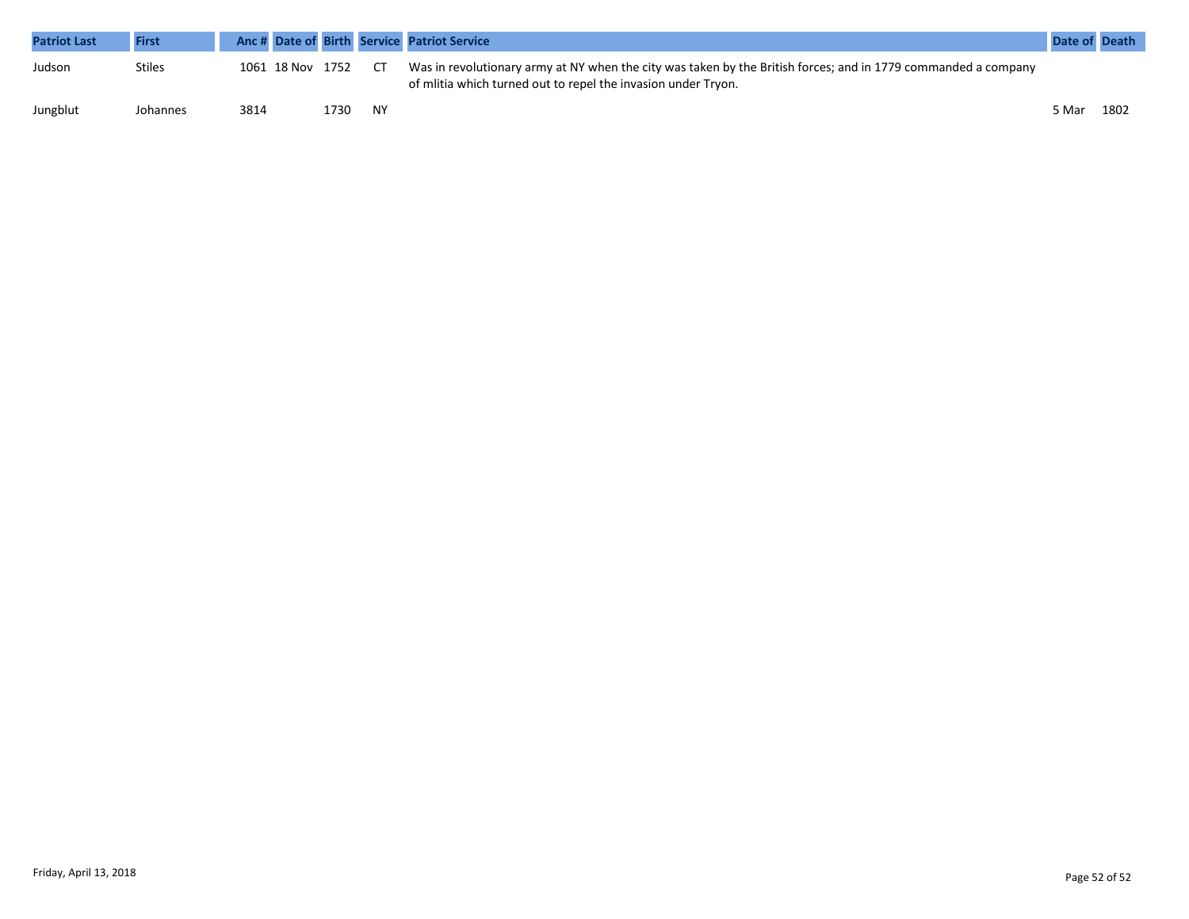| Patriot Last | First | Anc # | Date of | Birth | Service | Patriot Service | Date of | Death |
|---|---|---|---|---|---|---|---|---|
| Judson | Stiles | 1061 | 18 Nov | 1752 | CT | Was in revolutionary army at NY when the city was taken by the British forces; and in 1779 commanded a company of mlitia which turned out to repel the invasion under Tryon. | | |
| Jungblut | Johannes | 3814 | | 1730 | NY | | 5 Mar | 1802 |

Friday, April 13, 2018